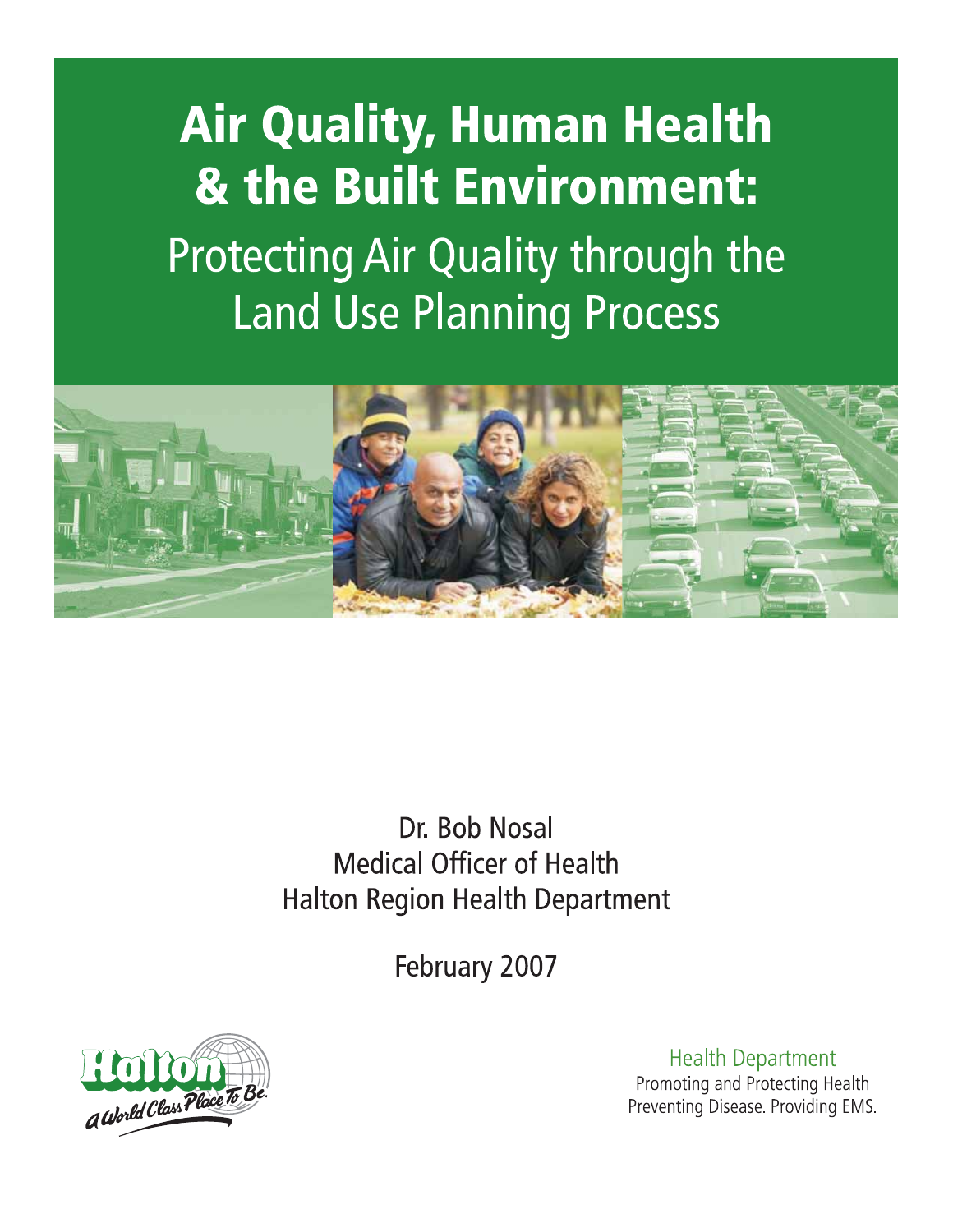# Air Quality, Human Health & the Built Environment:

## Protecting Air Quality through the Land Use Planning Process

Dr. Bob Nosal
Medical Officer of Health
Halton Region Health Department

February 2007

Halton
A World Class Place To Be.

Health Department
Promoting and Protecting Health
Preventing Disease. Providing EMS.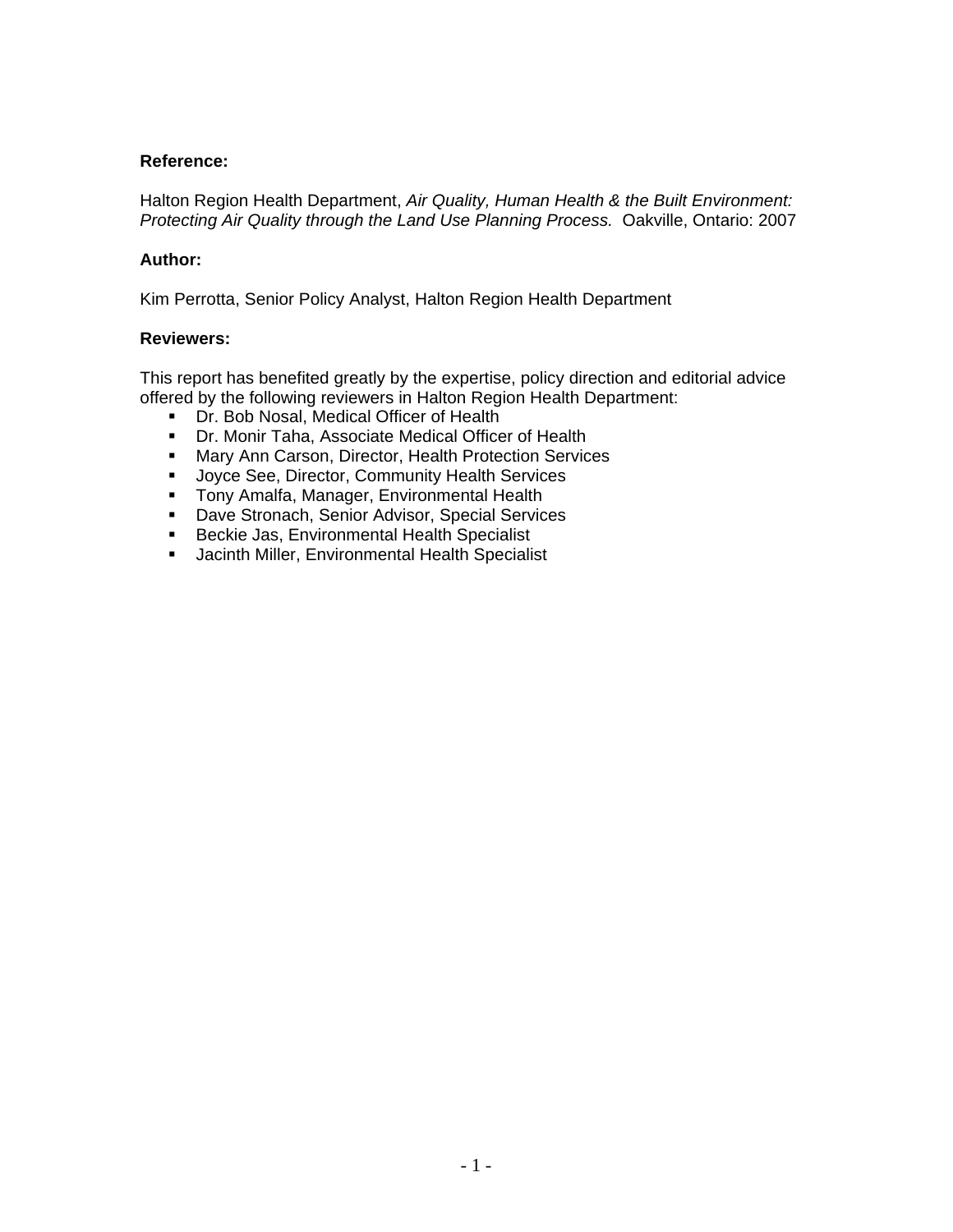**Reference:**

Halton Region Health Department, *Air Quality, Human Health & the Built Environment: Protecting Air Quality through the Land Use Planning Process.* Oakville, Ontario: 2007

**Author:**

Kim Perrotta, Senior Policy Analyst, Halton Region Health Department

**Reviewers:**

This report has benefited greatly by the expertise, policy direction and editorial advice offered by the following reviewers in Halton Region Health Department:

- Dr. Bob Nosal, Medical Officer of Health
- Dr. Monir Taha, Associate Medical Officer of Health
- Mary Ann Carson, Director, Health Protection Services
- Joyce See, Director, Community Health Services
- Tony Amalfa, Manager, Environmental Health
- Dave Stronach, Senior Advisor, Special Services
- Beckie Jas, Environmental Health Specialist
- Jacinth Miller, Environmental Health Specialist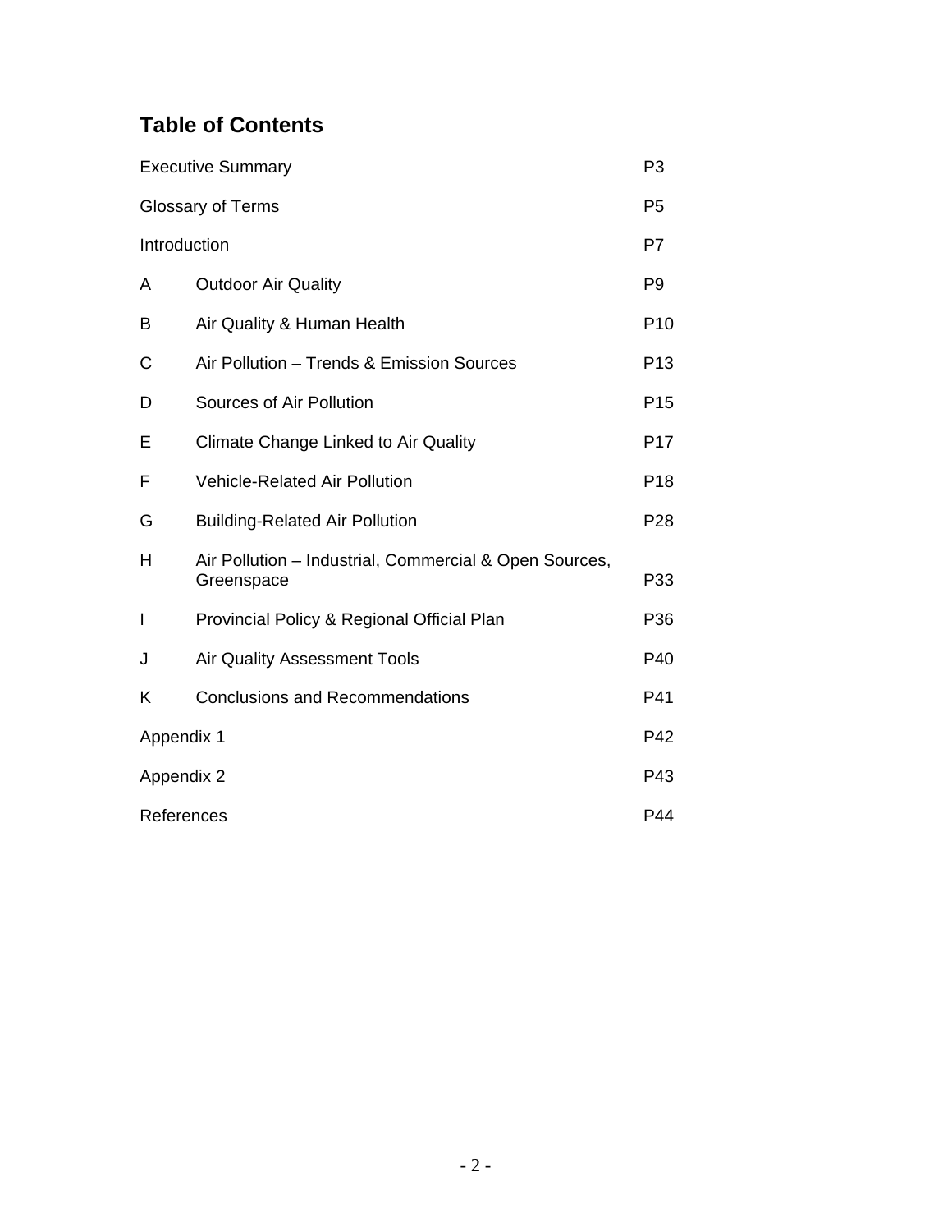## Table of Contents

| | | |
|---|---|---|
| Executive Summary | | P3 |
| Glossary of Terms | | P5 |
| Introduction | | P7 |
| A | Outdoor Air Quality | P9 |
| B | Air Quality & Human Health | P10 |
| C | Air Pollution – Trends & Emission Sources | P13 |
| D | Sources of Air Pollution | P15 |
| E | Climate Change Linked to Air Quality | P17 |
| F | Vehicle-Related Air Pollution | P18 |
| G | Building-Related Air Pollution | P28 |
| H | Air Pollution – Industrial, Commercial & Open Sources, Greenspace | P33 |
| I | Provincial Policy & Regional Official Plan | P36 |
| J | Air Quality Assessment Tools | P40 |
| K | Conclusions and Recommendations | P41 |
| Appendix 1 | | P42 |
| Appendix 2 | | P43 |
| References | | P44 |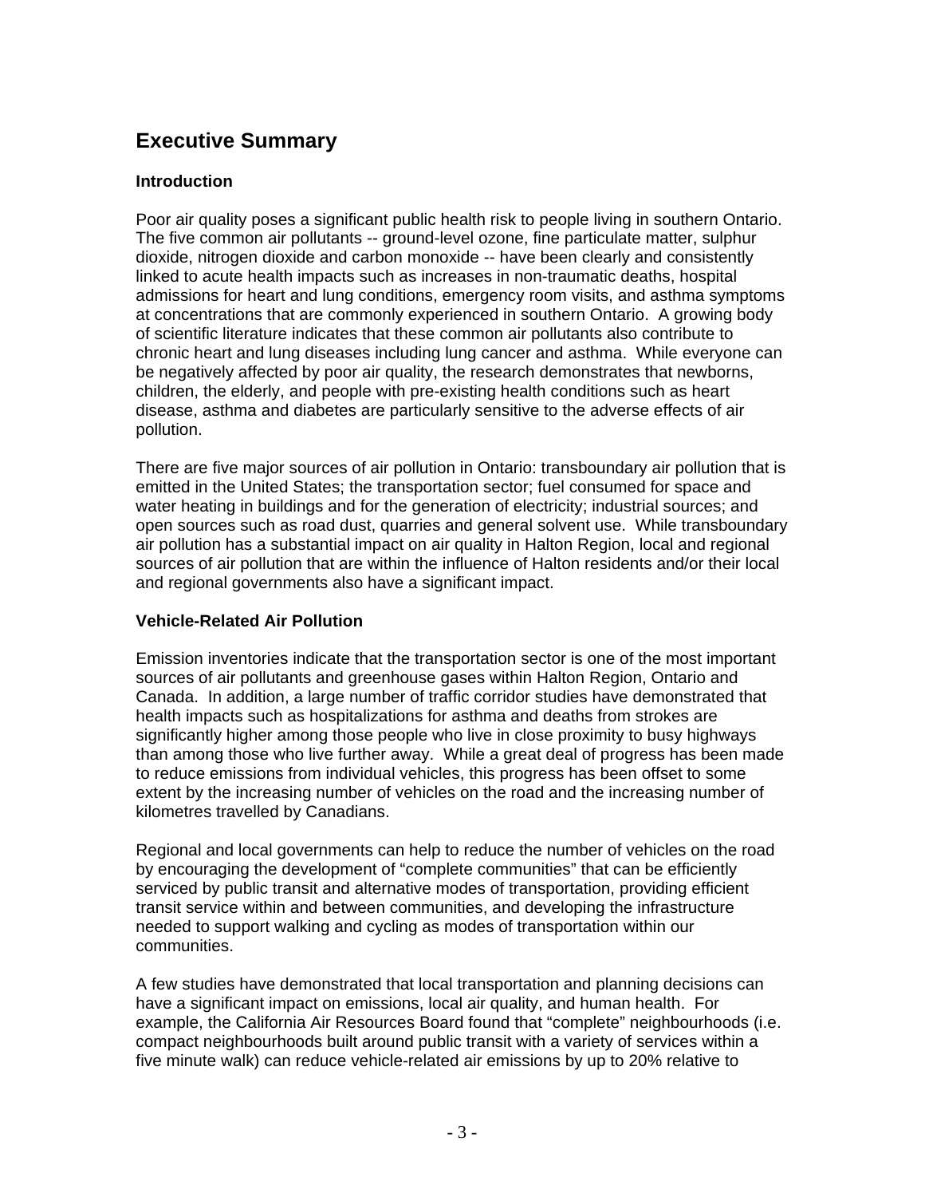# Executive Summary

### Introduction

Poor air quality poses a significant public health risk to people living in southern Ontario. The five common air pollutants -- ground-level ozone, fine particulate matter, sulphur dioxide, nitrogen dioxide and carbon monoxide -- have been clearly and consistently linked to acute health impacts such as increases in non-traumatic deaths, hospital admissions for heart and lung conditions, emergency room visits, and asthma symptoms at concentrations that are commonly experienced in southern Ontario. A growing body of scientific literature indicates that these common air pollutants also contribute to chronic heart and lung diseases including lung cancer and asthma. While everyone can be negatively affected by poor air quality, the research demonstrates that newborns, children, the elderly, and people with pre-existing health conditions such as heart disease, asthma and diabetes are particularly sensitive to the adverse effects of air pollution.

There are five major sources of air pollution in Ontario: transboundary air pollution that is emitted in the United States; the transportation sector; fuel consumed for space and water heating in buildings and for the generation of electricity; industrial sources; and open sources such as road dust, quarries and general solvent use. While transboundary air pollution has a substantial impact on air quality in Halton Region, local and regional sources of air pollution that are within the influence of Halton residents and/or their local and regional governments also have a significant impact.

### Vehicle-Related Air Pollution

Emission inventories indicate that the transportation sector is one of the most important sources of air pollutants and greenhouse gases within Halton Region, Ontario and Canada. In addition, a large number of traffic corridor studies have demonstrated that health impacts such as hospitalizations for asthma and deaths from strokes are significantly higher among those people who live in close proximity to busy highways than among those who live further away. While a great deal of progress has been made to reduce emissions from individual vehicles, this progress has been offset to some extent by the increasing number of vehicles on the road and the increasing number of kilometres travelled by Canadians.

Regional and local governments can help to reduce the number of vehicles on the road by encouraging the development of "complete communities" that can be efficiently serviced by public transit and alternative modes of transportation, providing efficient transit service within and between communities, and developing the infrastructure needed to support walking and cycling as modes of transportation within our communities.

A few studies have demonstrated that local transportation and planning decisions can have a significant impact on emissions, local air quality, and human health. For example, the California Air Resources Board found that "complete" neighbourhoods (i.e. compact neighbourhoods built around public transit with a variety of services within a five minute walk) can reduce vehicle-related air emissions by up to 20% relative to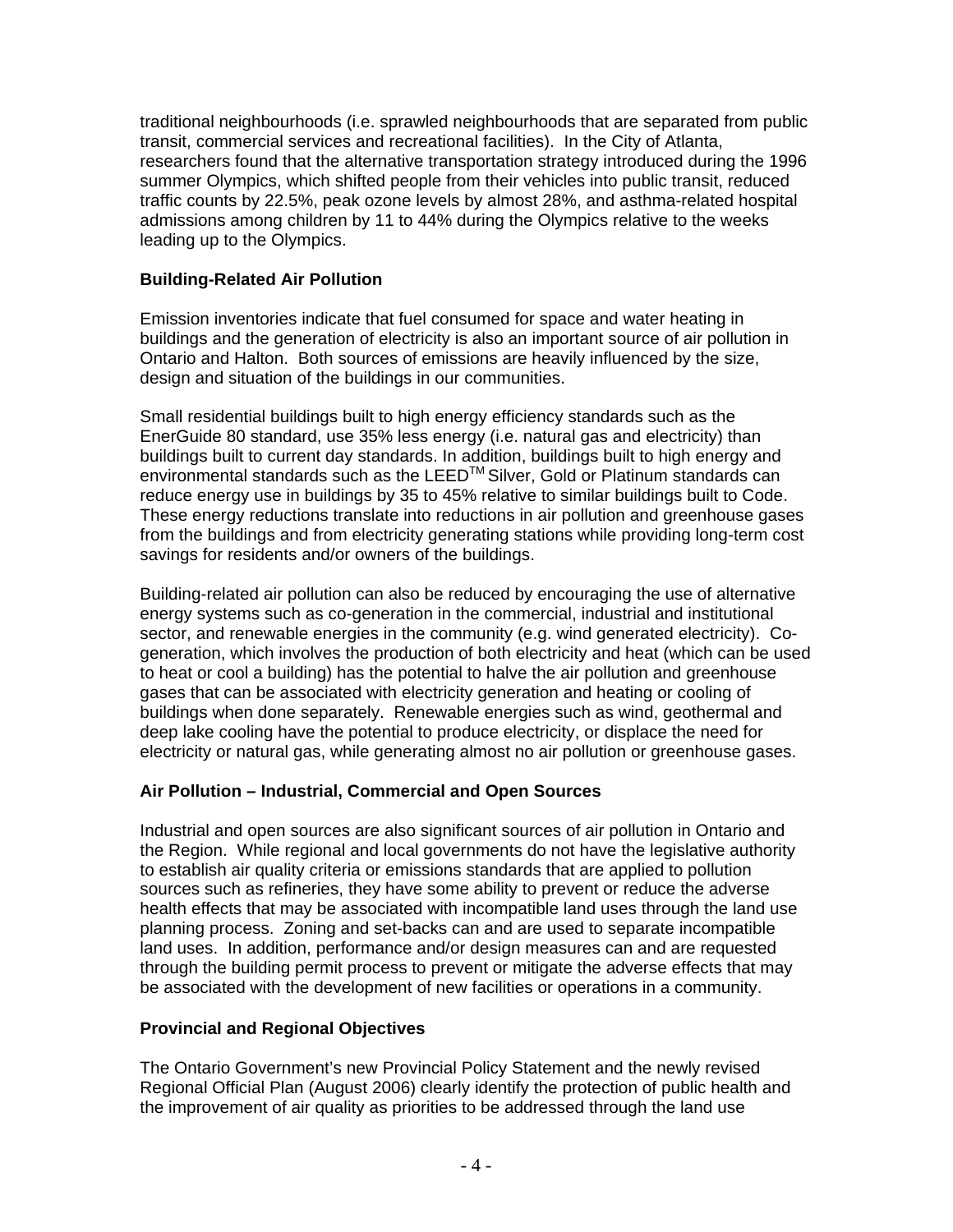traditional neighbourhoods (i.e. sprawled neighbourhoods that are separated from public transit, commercial services and recreational facilities). In the City of Atlanta, researchers found that the alternative transportation strategy introduced during the 1996 summer Olympics, which shifted people from their vehicles into public transit, reduced traffic counts by 22.5%, peak ozone levels by almost 28%, and asthma-related hospital admissions among children by 11 to 44% during the Olympics relative to the weeks leading up to the Olympics.

### Building-Related Air Pollution

Emission inventories indicate that fuel consumed for space and water heating in buildings and the generation of electricity is also an important source of air pollution in Ontario and Halton. Both sources of emissions are heavily influenced by the size, design and situation of the buildings in our communities.

Small residential buildings built to high energy efficiency standards such as the EnerGuide 80 standard, use 35% less energy (i.e. natural gas and electricity) than buildings built to current day standards. In addition, buildings built to high energy and environmental standards such as the LEED™ Silver, Gold or Platinum standards can reduce energy use in buildings by 35 to 45% relative to similar buildings built to Code. These energy reductions translate into reductions in air pollution and greenhouse gases from the buildings and from electricity generating stations while providing long-term cost savings for residents and/or owners of the buildings.

Building-related air pollution can also be reduced by encouraging the use of alternative energy systems such as co-generation in the commercial, industrial and institutional sector, and renewable energies in the community (e.g. wind generated electricity). Co-generation, which involves the production of both electricity and heat (which can be used to heat or cool a building) has the potential to halve the air pollution and greenhouse gases that can be associated with electricity generation and heating or cooling of buildings when done separately. Renewable energies such as wind, geothermal and deep lake cooling have the potential to produce electricity, or displace the need for electricity or natural gas, while generating almost no air pollution or greenhouse gases.

### Air Pollution – Industrial, Commercial and Open Sources

Industrial and open sources are also significant sources of air pollution in Ontario and the Region. While regional and local governments do not have the legislative authority to establish air quality criteria or emissions standards that are applied to pollution sources such as refineries, they have some ability to prevent or reduce the adverse health effects that may be associated with incompatible land uses through the land use planning process. Zoning and set-backs can and are used to separate incompatible land uses. In addition, performance and/or design measures can and are requested through the building permit process to prevent or mitigate the adverse effects that may be associated with the development of new facilities or operations in a community.

### Provincial and Regional Objectives

The Ontario Government's new Provincial Policy Statement and the newly revised Regional Official Plan (August 2006) clearly identify the protection of public health and the improvement of air quality as priorities to be addressed through the land use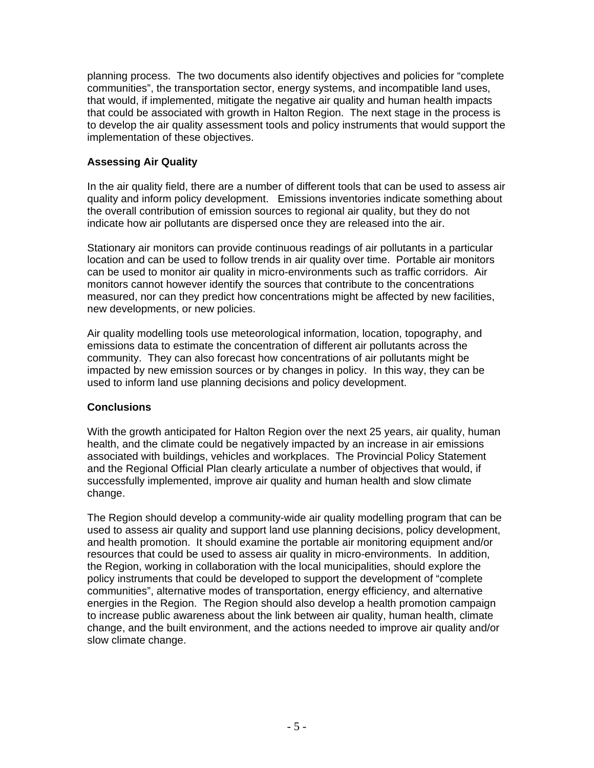planning process. The two documents also identify objectives and policies for "complete communities", the transportation sector, energy systems, and incompatible land uses, that would, if implemented, mitigate the negative air quality and human health impacts that could be associated with growth in Halton Region. The next stage in the process is to develop the air quality assessment tools and policy instruments that would support the implementation of these objectives.

### Assessing Air Quality

In the air quality field, there are a number of different tools that can be used to assess air quality and inform policy development. Emissions inventories indicate something about the overall contribution of emission sources to regional air quality, but they do not indicate how air pollutants are dispersed once they are released into the air.

Stationary air monitors can provide continuous readings of air pollutants in a particular location and can be used to follow trends in air quality over time. Portable air monitors can be used to monitor air quality in micro-environments such as traffic corridors. Air monitors cannot however identify the sources that contribute to the concentrations measured, nor can they predict how concentrations might be affected by new facilities, new developments, or new policies.

Air quality modelling tools use meteorological information, location, topography, and emissions data to estimate the concentration of different air pollutants across the community. They can also forecast how concentrations of air pollutants might be impacted by new emission sources or by changes in policy. In this way, they can be used to inform land use planning decisions and policy development.

### Conclusions

With the growth anticipated for Halton Region over the next 25 years, air quality, human health, and the climate could be negatively impacted by an increase in air emissions associated with buildings, vehicles and workplaces. The Provincial Policy Statement and the Regional Official Plan clearly articulate a number of objectives that would, if successfully implemented, improve air quality and human health and slow climate change.

The Region should develop a community-wide air quality modelling program that can be used to assess air quality and support land use planning decisions, policy development, and health promotion. It should examine the portable air monitoring equipment and/or resources that could be used to assess air quality in micro-environments. In addition, the Region, working in collaboration with the local municipalities, should explore the policy instruments that could be developed to support the development of "complete communities", alternative modes of transportation, energy efficiency, and alternative energies in the Region. The Region should also develop a health promotion campaign to increase public awareness about the link between air quality, human health, climate change, and the built environment, and the actions needed to improve air quality and/or slow climate change.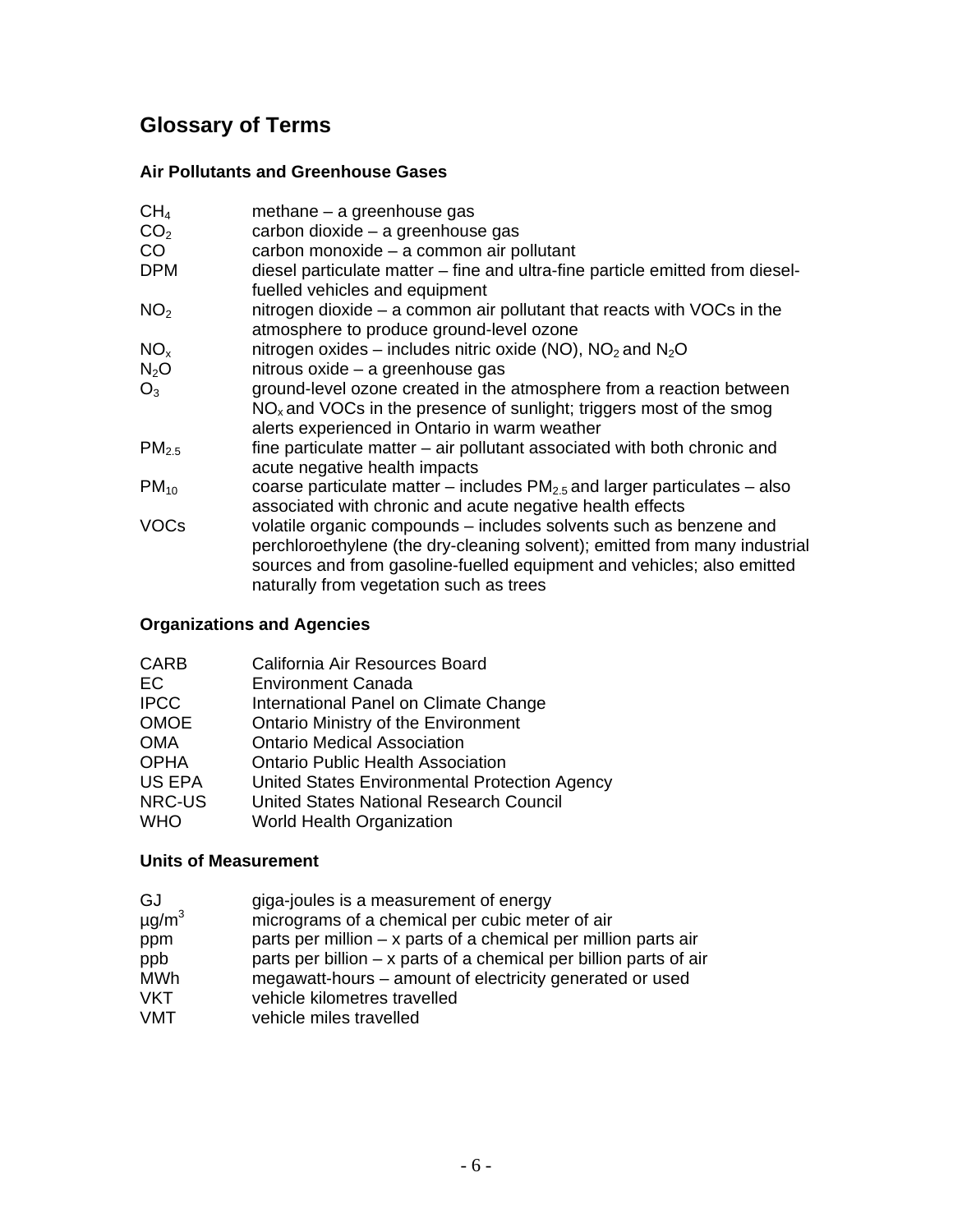## Glossary of Terms

### Air Pollutants and Greenhouse Gases

| | |
|---|---|
| $CH_4$ | methane – a greenhouse gas |
| $CO_2$ | carbon dioxide – a greenhouse gas |
| CO | carbon monoxide – a common air pollutant |
| DPM | diesel particulate matter – fine and ultra-fine particle emitted from diesel-fuelled vehicles and equipment |
| $NO_2$ | nitrogen dioxide – a common air pollutant that reacts with VOCs in the atmosphere to produce ground-level ozone |
| $NO_x$ | nitrogen oxides – includes nitric oxide (NO), $NO_2$ and $N_2O$ |
| $N_2O$ | nitrous oxide – a greenhouse gas |
| $O_3$ | ground-level ozone created in the atmosphere from a reaction between $NO_x$ and VOCs in the presence of sunlight; triggers most of the smog alerts experienced in Ontario in warm weather |
| $PM_{2.5}$ | fine particulate matter – air pollutant associated with both chronic and acute negative health impacts |
| $PM_{10}$ | coarse particulate matter – includes $PM_{2.5}$ and larger particulates – also associated with chronic and acute negative health effects |
| VOCs | volatile organic compounds – includes solvents such as benzene and perchloroethylene (the dry-cleaning solvent); emitted from many industrial sources and from gasoline-fuelled equipment and vehicles; also emitted naturally from vegetation such as trees |

### Organizations and Agencies

| | |
|---|---|
| CARB | California Air Resources Board |
| EC | Environment Canada |
| IPCC | International Panel on Climate Change |
| OMOE | Ontario Ministry of the Environment |
| OMA | Ontario Medical Association |
| OPHA | Ontario Public Health Association |
| US EPA | United States Environmental Protection Agency |
| NRC-US | United States National Research Council |
| WHO | World Health Organization |

### Units of Measurement

| | |
|---|---|
| GJ | giga-joules is a measurement of energy |
| $\mu g/m^3$ | micrograms of a chemical per cubic meter of air |
| ppm | parts per million – x parts of a chemical per million parts air |
| ppb | parts per billion – x parts of a chemical per billion parts of air |
| MWh | megawatt-hours – amount of electricity generated or used |
| VKT | vehicle kilometres travelled |
| VMT | vehicle miles travelled |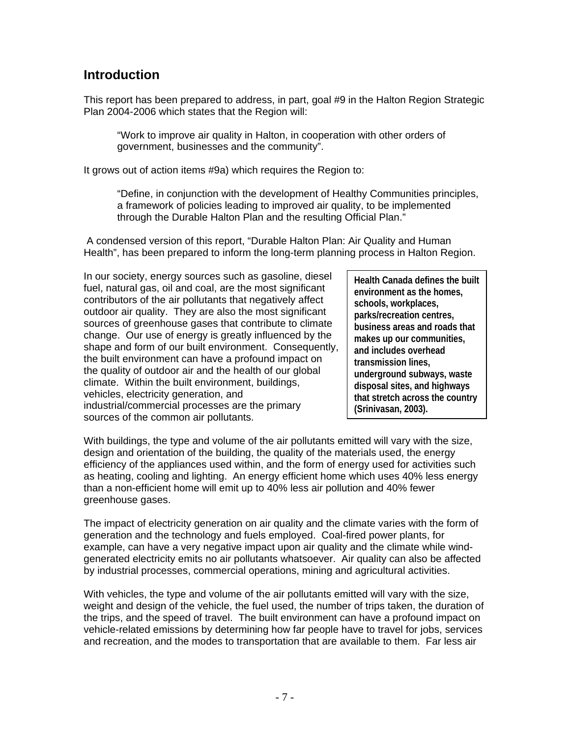## Introduction

This report has been prepared to address, in part, goal #9 in the Halton Region Strategic Plan 2004-2006 which states that the Region will:

> "Work to improve air quality in Halton, in cooperation with other orders of government, businesses and the community".

It grows out of action items #9a) which requires the Region to:

> "Define, in conjunction with the development of Healthy Communities principles, a framework of policies leading to improved air quality, to be implemented through the Durable Halton Plan and the resulting Official Plan."

A condensed version of this report, "Durable Halton Plan: Air Quality and Human Health", has been prepared to inform the long-term planning process in Halton Region.

In our society, energy sources such as gasoline, diesel fuel, natural gas, oil and coal, are the most significant contributors of the air pollutants that negatively affect outdoor air quality. They are also the most significant sources of greenhouse gases that contribute to climate change. Our use of energy is greatly influenced by the shape and form of our built environment. Consequently, the built environment can have a profound impact on the quality of outdoor air and the health of our global climate. Within the built environment, buildings, vehicles, electricity generation, and industrial/commercial processes are the primary sources of the common air pollutants.

> **Health Canada defines the built environment as the homes, schools, workplaces, parks/recreation centres, business areas and roads that makes up our communities, and includes overhead transmission lines, underground subways, waste disposal sites, and highways that stretch across the country (Srinivasan, 2003).**

With buildings, the type and volume of the air pollutants emitted will vary with the size, design and orientation of the building, the quality of the materials used, the energy efficiency of the appliances used within, and the form of energy used for activities such as heating, cooling and lighting. An energy efficient home which uses 40% less energy than a non-efficient home will emit up to 40% less air pollution and 40% fewer greenhouse gases.

The impact of electricity generation on air quality and the climate varies with the form of generation and the technology and fuels employed. Coal-fired power plants, for example, can have a very negative impact upon air quality and the climate while wind-generated electricity emits no air pollutants whatsoever. Air quality can also be affected by industrial processes, commercial operations, mining and agricultural activities.

With vehicles, the type and volume of the air pollutants emitted will vary with the size, weight and design of the vehicle, the fuel used, the number of trips taken, the duration of the trips, and the speed of travel. The built environment can have a profound impact on vehicle-related emissions by determining how far people have to travel for jobs, services and recreation, and the modes to transportation that are available to them. Far less air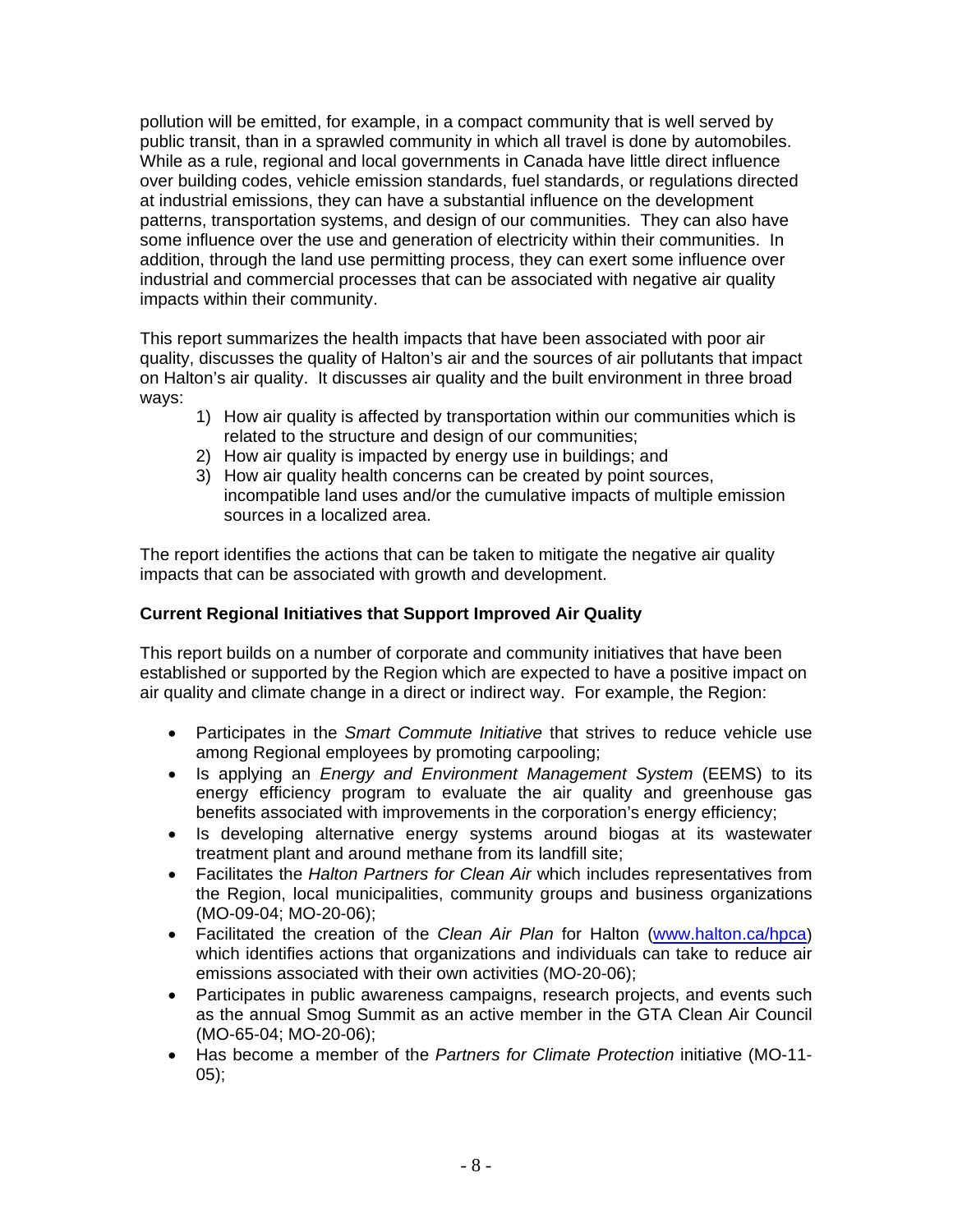pollution will be emitted, for example, in a compact community that is well served by public transit, than in a sprawled community in which all travel is done by automobiles. While as a rule, regional and local governments in Canada have little direct influence over building codes, vehicle emission standards, fuel standards, or regulations directed at industrial emissions, they can have a substantial influence on the development patterns, transportation systems, and design of our communities. They can also have some influence over the use and generation of electricity within their communities. In addition, through the land use permitting process, they can exert some influence over industrial and commercial processes that can be associated with negative air quality impacts within their community.

This report summarizes the health impacts that have been associated with poor air quality, discusses the quality of Halton's air and the sources of air pollutants that impact on Halton's air quality. It discusses air quality and the built environment in three broad ways:

1) How air quality is affected by transportation within our communities which is related to the structure and design of our communities;
2) How air quality is impacted by energy use in buildings; and
3) How air quality health concerns can be created by point sources, incompatible land uses and/or the cumulative impacts of multiple emission sources in a localized area.

The report identifies the actions that can be taken to mitigate the negative air quality impacts that can be associated with growth and development.

**Current Regional Initiatives that Support Improved Air Quality**

This report builds on a number of corporate and community initiatives that have been established or supported by the Region which are expected to have a positive impact on air quality and climate change in a direct or indirect way. For example, the Region:

- Participates in the *Smart Commute Initiative* that strives to reduce vehicle use among Regional employees by promoting carpooling;
- Is applying an *Energy and Environment Management System* (EEMS) to its energy efficiency program to evaluate the air quality and greenhouse gas benefits associated with improvements in the corporation's energy efficiency;
- Is developing alternative energy systems around biogas at its wastewater treatment plant and around methane from its landfill site;
- Facilitates the *Halton Partners for Clean Air* which includes representatives from the Region, local municipalities, community groups and business organizations (MO-09-04; MO-20-06);
- Facilitated the creation of the *Clean Air Plan* for Halton (www.halton.ca/hpca) which identifies actions that organizations and individuals can take to reduce air emissions associated with their own activities (MO-20-06);
- Participates in public awareness campaigns, research projects, and events such as the annual Smog Summit as an active member in the GTA Clean Air Council (MO-65-04; MO-20-06);
- Has become a member of the *Partners for Climate Protection* initiative (MO-11-05);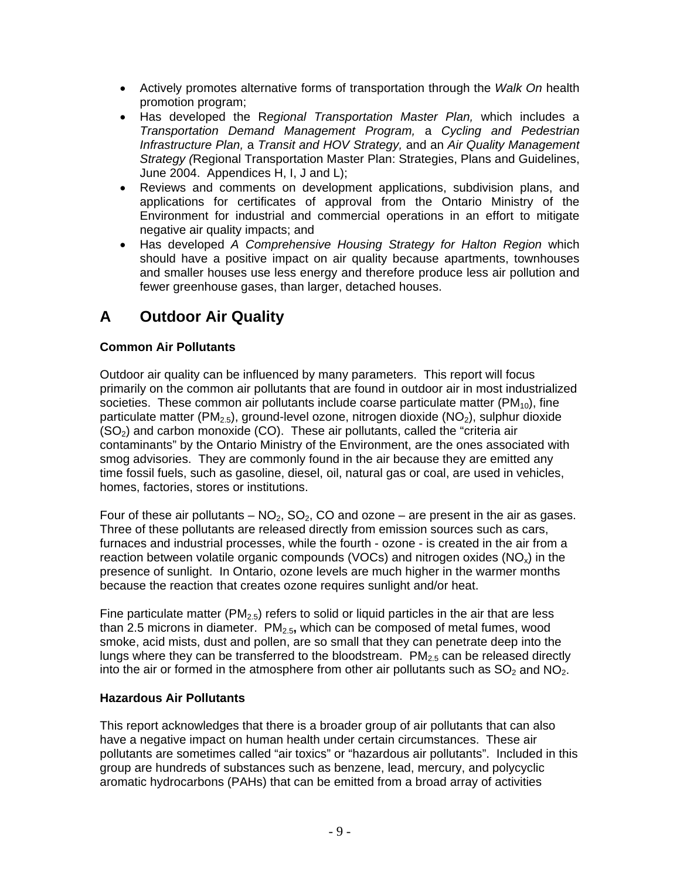- Actively promotes alternative forms of transportation through the *Walk On* health promotion program;
- Has developed the R*egional Transportation Master Plan,* which includes a *Transportation Demand Management Program,* a *Cycling and Pedestrian Infrastructure Plan,* a *Transit and HOV Strategy,* and an *Air Quality Management Strategy (*Regional Transportation Master Plan: Strategies, Plans and Guidelines, June 2004. Appendices H, I, J and L);
- Reviews and comments on development applications, subdivision plans, and applications for certificates of approval from the Ontario Ministry of the Environment for industrial and commercial operations in an effort to mitigate negative air quality impacts; and
- Has developed *A Comprehensive Housing Strategy for Halton Region* which should have a positive impact on air quality because apartments, townhouses and smaller houses use less energy and therefore produce less air pollution and fewer greenhouse gases, than larger, detached houses.

# A Outdoor Air Quality

**Common Air Pollutants**

Outdoor air quality can be influenced by many parameters. This report will focus primarily on the common air pollutants that are found in outdoor air in most industrialized societies. These common air pollutants include coarse particulate matter ($PM_{10}$), fine particulate matter ($PM_{2.5}$), ground-level ozone, nitrogen dioxide ($NO_2$), sulphur dioxide ($SO_2$) and carbon monoxide (CO). These air pollutants, called the "criteria air contaminants" by the Ontario Ministry of the Environment, are the ones associated with smog advisories. They are commonly found in the air because they are emitted any time fossil fuels, such as gasoline, diesel, oil, natural gas or coal, are used in vehicles, homes, factories, stores or institutions.

Four of these air pollutants – $NO_2$, $SO_2$, CO and ozone – are present in the air as gases. Three of these pollutants are released directly from emission sources such as cars, furnaces and industrial processes, while the fourth - ozone - is created in the air from a reaction between volatile organic compounds (VOCs) and nitrogen oxides ($NO_x$) in the presence of sunlight. In Ontario, ozone levels are much higher in the warmer months because the reaction that creates ozone requires sunlight and/or heat.

Fine particulate matter ($PM_{2.5}$) refers to solid or liquid particles in the air that are less than 2.5 microns in diameter. $PM_{2.5}$**,** which can be composed of metal fumes, wood smoke, acid mists, dust and pollen, are so small that they can penetrate deep into the lungs where they can be transferred to the bloodstream. $PM_{2.5}$ can be released directly into the air or formed in the atmosphere from other air pollutants such as $SO_2$ and $NO_2$.

**Hazardous Air Pollutants**

This report acknowledges that there is a broader group of air pollutants that can also have a negative impact on human health under certain circumstances. These air pollutants are sometimes called "air toxics" or "hazardous air pollutants". Included in this group are hundreds of substances such as benzene, lead, mercury, and polycyclic aromatic hydrocarbons (PAHs) that can be emitted from a broad array of activities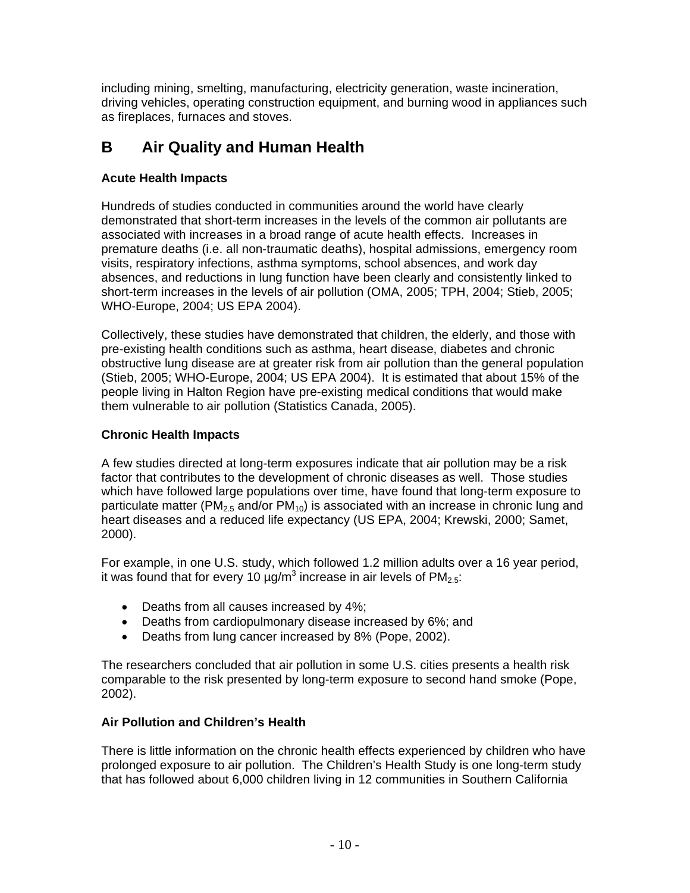including mining, smelting, manufacturing, electricity generation, waste incineration, driving vehicles, operating construction equipment, and burning wood in appliances such as fireplaces, furnaces and stoves.

## B Air Quality and Human Health

### Acute Health Impacts

Hundreds of studies conducted in communities around the world have clearly demonstrated that short-term increases in the levels of the common air pollutants are associated with increases in a broad range of acute health effects. Increases in premature deaths (i.e. all non-traumatic deaths), hospital admissions, emergency room visits, respiratory infections, asthma symptoms, school absences, and work day absences, and reductions in lung function have been clearly and consistently linked to short-term increases in the levels of air pollution (OMA, 2005; TPH, 2004; Stieb, 2005; WHO-Europe, 2004; US EPA 2004).

Collectively, these studies have demonstrated that children, the elderly, and those with pre-existing health conditions such as asthma, heart disease, diabetes and chronic obstructive lung disease are at greater risk from air pollution than the general population (Stieb, 2005; WHO-Europe, 2004; US EPA 2004). It is estimated that about 15% of the people living in Halton Region have pre-existing medical conditions that would make them vulnerable to air pollution (Statistics Canada, 2005).

### Chronic Health Impacts

A few studies directed at long-term exposures indicate that air pollution may be a risk factor that contributes to the development of chronic diseases as well. Those studies which have followed large populations over time, have found that long-term exposure to particulate matter ($PM_{2.5}$ and/or $PM_{10}$) is associated with an increase in chronic lung and heart diseases and a reduced life expectancy (US EPA, 2004; Krewski, 2000; Samet, 2000).

For example, in one U.S. study, which followed 1.2 million adults over a 16 year period, it was found that for every 10 $\mu g/m^3$ increase in air levels of $PM_{2.5}$:

- Deaths from all causes increased by 4%;
- Deaths from cardiopulmonary disease increased by 6%; and
- Deaths from lung cancer increased by 8% (Pope, 2002).

The researchers concluded that air pollution in some U.S. cities presents a health risk comparable to the risk presented by long-term exposure to second hand smoke (Pope, 2002).

### Air Pollution and Children's Health

There is little information on the chronic health effects experienced by children who have prolonged exposure to air pollution. The Children's Health Study is one long-term study that has followed about 6,000 children living in 12 communities in Southern California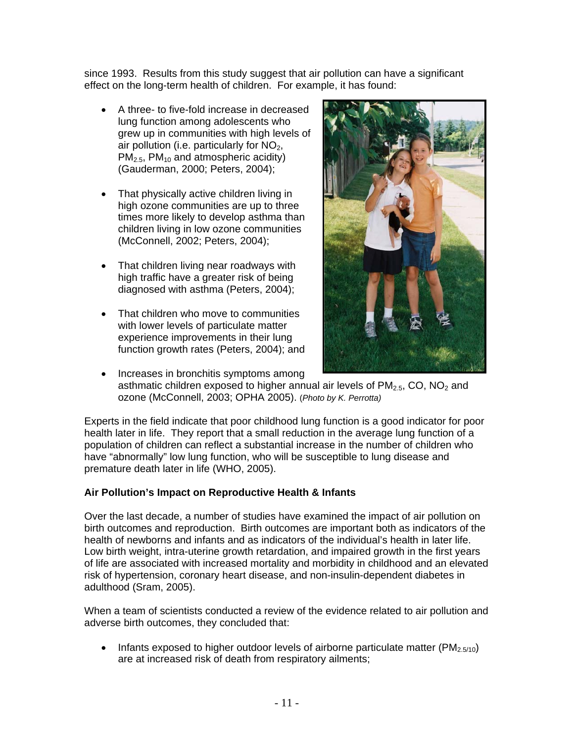since 1993. Results from this study suggest that air pollution can have a significant effect on the long-term health of children. For example, it has found:

- A three- to five-fold increase in decreased lung function among adolescents who grew up in communities with high levels of air pollution (i.e. particularly for $NO_2$, $PM_{2.5}$, $PM_{10}$ and atmospheric acidity) (Gauderman, 2000; Peters, 2004);
- That physically active children living in high ozone communities are up to three times more likely to develop asthma than children living in low ozone communities (McConnell, 2002; Peters, 2004);
- That children living near roadways with high traffic have a greater risk of being diagnosed with asthma (Peters, 2004);
- That children who move to communities with lower levels of particulate matter experience improvements in their lung function growth rates (Peters, 2004); and
- Increases in bronchitis symptoms among asthmatic children exposed to higher annual air levels of $PM_{2.5}$, CO, $NO_2$ and ozone (McConnell, 2003; OPHA 2005). (*Photo by K. Perrotta)*

Experts in the field indicate that poor childhood lung function is a good indicator for poor health later in life. They report that a small reduction in the average lung function of a population of children can reflect a substantial increase in the number of children who have "abnormally" low lung function, who will be susceptible to lung disease and premature death later in life (WHO, 2005).

**Air Pollution's Impact on Reproductive Health & Infants**

Over the last decade, a number of studies have examined the impact of air pollution on birth outcomes and reproduction. Birth outcomes are important both as indicators of the health of newborns and infants and as indicators of the individual's health in later life. Low birth weight, intra-uterine growth retardation, and impaired growth in the first years of life are associated with increased mortality and morbidity in childhood and an elevated risk of hypertension, coronary heart disease, and non-insulin-dependent diabetes in adulthood (Sram, 2005).

When a team of scientists conducted a review of the evidence related to air pollution and adverse birth outcomes, they concluded that:

- Infants exposed to higher outdoor levels of airborne particulate matter ($PM_{2.5/10}$) are at increased risk of death from respiratory ailments;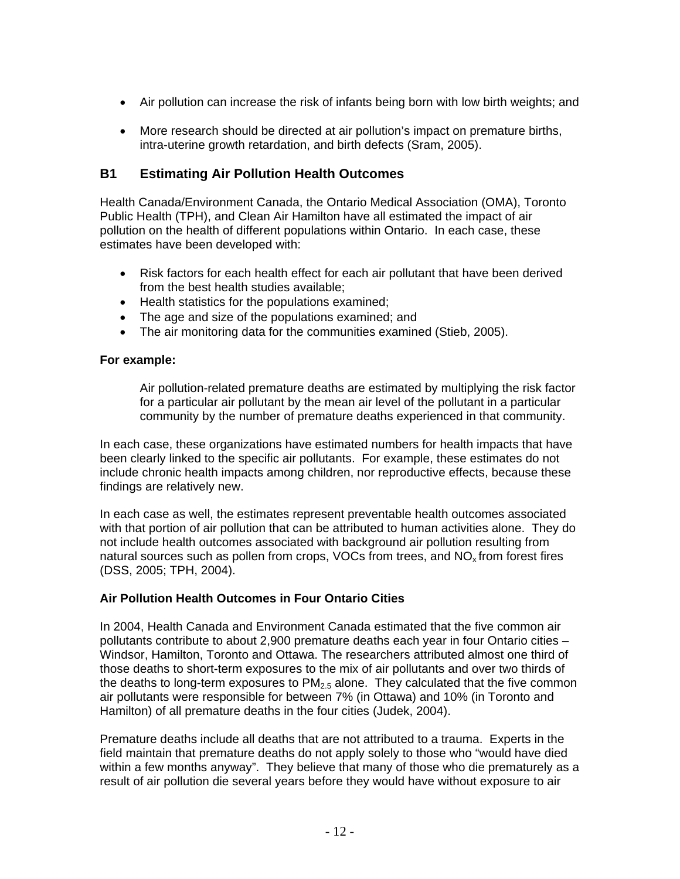- Air pollution can increase the risk of infants being born with low birth weights; and

- More research should be directed at air pollution's impact on premature births, intra-uterine growth retardation, and birth defects (Sram, 2005).

## B1 Estimating Air Pollution Health Outcomes

Health Canada/Environment Canada, the Ontario Medical Association (OMA), Toronto Public Health (TPH), and Clean Air Hamilton have all estimated the impact of air pollution on the health of different populations within Ontario. In each case, these estimates have been developed with:

- Risk factors for each health effect for each air pollutant that have been derived from the best health studies available;
- Health statistics for the populations examined;
- The age and size of the populations examined; and
- The air monitoring data for the communities examined (Stieb, 2005).

**For example:**

> Air pollution-related premature deaths are estimated by multiplying the risk factor for a particular air pollutant by the mean air level of the pollutant in a particular community by the number of premature deaths experienced in that community.

In each case, these organizations have estimated numbers for health impacts that have been clearly linked to the specific air pollutants. For example, these estimates do not include chronic health impacts among children, nor reproductive effects, because these findings are relatively new.

In each case as well, the estimates represent preventable health outcomes associated with that portion of air pollution that can be attributed to human activities alone. They do not include health outcomes associated with background air pollution resulting from natural sources such as pollen from crops, VOCs from trees, and $NO_x$ from forest fires (DSS, 2005; TPH, 2004).

**Air Pollution Health Outcomes in Four Ontario Cities**

In 2004, Health Canada and Environment Canada estimated that the five common air pollutants contribute to about 2,900 premature deaths each year in four Ontario cities – Windsor, Hamilton, Toronto and Ottawa. The researchers attributed almost one third of those deaths to short-term exposures to the mix of air pollutants and over two thirds of the deaths to long-term exposures to $PM_{2.5}$ alone. They calculated that the five common air pollutants were responsible for between 7% (in Ottawa) and 10% (in Toronto and Hamilton) of all premature deaths in the four cities (Judek, 2004).

Premature deaths include all deaths that are not attributed to a trauma. Experts in the field maintain that premature deaths do not apply solely to those who "would have died within a few months anyway". They believe that many of those who die prematurely as a result of air pollution die several years before they would have without exposure to air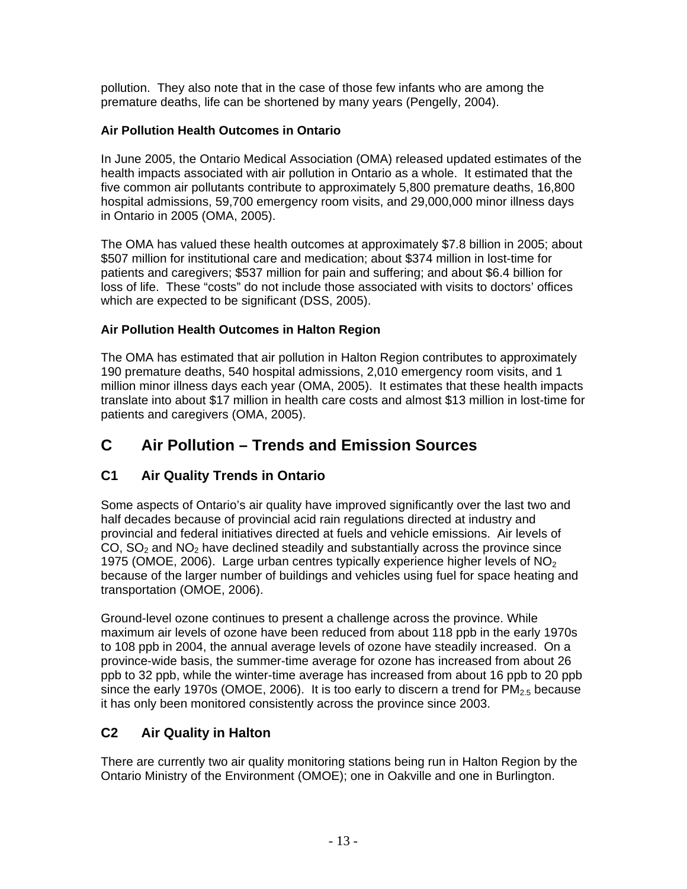pollution. They also note that in the case of those few infants who are among the premature deaths, life can be shortened by many years (Pengelly, 2004).

**Air Pollution Health Outcomes in Ontario**

In June 2005, the Ontario Medical Association (OMA) released updated estimates of the health impacts associated with air pollution in Ontario as a whole. It estimated that the five common air pollutants contribute to approximately 5,800 premature deaths, 16,800 hospital admissions, 59,700 emergency room visits, and 29,000,000 minor illness days in Ontario in 2005 (OMA, 2005).

The OMA has valued these health outcomes at approximately $7.8 billion in 2005; about $507 million for institutional care and medication; about $374 million in lost-time for patients and caregivers; $537 million for pain and suffering; and about $6.4 billion for loss of life. These "costs" do not include those associated with visits to doctors' offices which are expected to be significant (DSS, 2005).

**Air Pollution Health Outcomes in Halton Region**

The OMA has estimated that air pollution in Halton Region contributes to approximately 190 premature deaths, 540 hospital admissions, 2,010 emergency room visits, and 1 million minor illness days each year (OMA, 2005). It estimates that these health impacts translate into about $17 million in health care costs and almost $13 million in lost-time for patients and caregivers (OMA, 2005).

# C Air Pollution – Trends and Emission Sources

## C1 Air Quality Trends in Ontario

Some aspects of Ontario's air quality have improved significantly over the last two and half decades because of provincial acid rain regulations directed at industry and provincial and federal initiatives directed at fuels and vehicle emissions. Air levels of CO, $SO_2$ and $NO_2$ have declined steadily and substantially across the province since 1975 (OMOE, 2006). Large urban centres typically experience higher levels of $NO_2$ because of the larger number of buildings and vehicles using fuel for space heating and transportation (OMOE, 2006).

Ground-level ozone continues to present a challenge across the province. While maximum air levels of ozone have been reduced from about 118 ppb in the early 1970s to 108 ppb in 2004, the annual average levels of ozone have steadily increased. On a province-wide basis, the summer-time average for ozone has increased from about 26 ppb to 32 ppb, while the winter-time average has increased from about 16 ppb to 20 ppb since the early 1970s (OMOE, 2006). It is too early to discern a trend for $PM_{2.5}$ because it has only been monitored consistently across the province since 2003.

## C2 Air Quality in Halton

There are currently two air quality monitoring stations being run in Halton Region by the Ontario Ministry of the Environment (OMOE); one in Oakville and one in Burlington.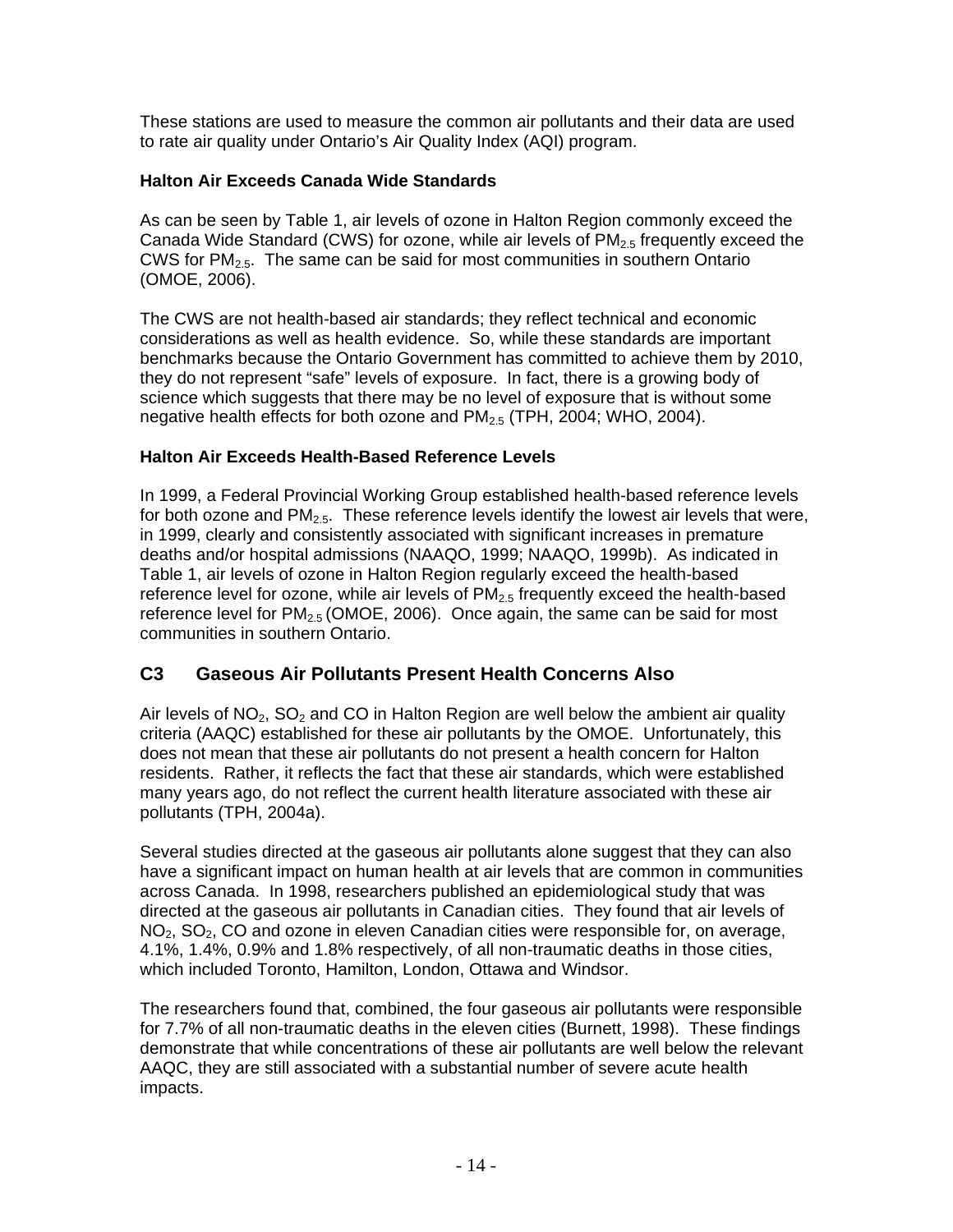These stations are used to measure the common air pollutants and their data are used to rate air quality under Ontario's Air Quality Index (AQI) program.

**Halton Air Exceeds Canada Wide Standards**

As can be seen by Table 1, air levels of ozone in Halton Region commonly exceed the Canada Wide Standard (CWS) for ozone, while air levels of $PM_{2.5}$ frequently exceed the CWS for $PM_{2.5}$. The same can be said for most communities in southern Ontario (OMOE, 2006).

The CWS are not health-based air standards; they reflect technical and economic considerations as well as health evidence. So, while these standards are important benchmarks because the Ontario Government has committed to achieve them by 2010, they do not represent "safe" levels of exposure. In fact, there is a growing body of science which suggests that there may be no level of exposure that is without some negative health effects for both ozone and $PM_{2.5}$ (TPH, 2004; WHO, 2004).

**Halton Air Exceeds Health-Based Reference Levels**

In 1999, a Federal Provincial Working Group established health-based reference levels for both ozone and $PM_{2.5}$. These reference levels identify the lowest air levels that were, in 1999, clearly and consistently associated with significant increases in premature deaths and/or hospital admissions (NAAQO, 1999; NAAQO, 1999b). As indicated in Table 1, air levels of ozone in Halton Region regularly exceed the health-based reference level for ozone, while air levels of $PM_{2.5}$ frequently exceed the health-based reference level for $PM_{2.5}$ (OMOE, 2006). Once again, the same can be said for most communities in southern Ontario.

## C3 Gaseous Air Pollutants Present Health Concerns Also

Air levels of $NO_2$, $SO_2$ and CO in Halton Region are well below the ambient air quality criteria (AAQC) established for these air pollutants by the OMOE. Unfortunately, this does not mean that these air pollutants do not present a health concern for Halton residents. Rather, it reflects the fact that these air standards, which were established many years ago, do not reflect the current health literature associated with these air pollutants (TPH, 2004a).

Several studies directed at the gaseous air pollutants alone suggest that they can also have a significant impact on human health at air levels that are common in communities across Canada. In 1998, researchers published an epidemiological study that was directed at the gaseous air pollutants in Canadian cities. They found that air levels of $NO_2$, $SO_2$, CO and ozone in eleven Canadian cities were responsible for, on average, 4.1%, 1.4%, 0.9% and 1.8% respectively, of all non-traumatic deaths in those cities, which included Toronto, Hamilton, London, Ottawa and Windsor.

The researchers found that, combined, the four gaseous air pollutants were responsible for 7.7% of all non-traumatic deaths in the eleven cities (Burnett, 1998). These findings demonstrate that while concentrations of these air pollutants are well below the relevant AAQC, they are still associated with a substantial number of severe acute health impacts.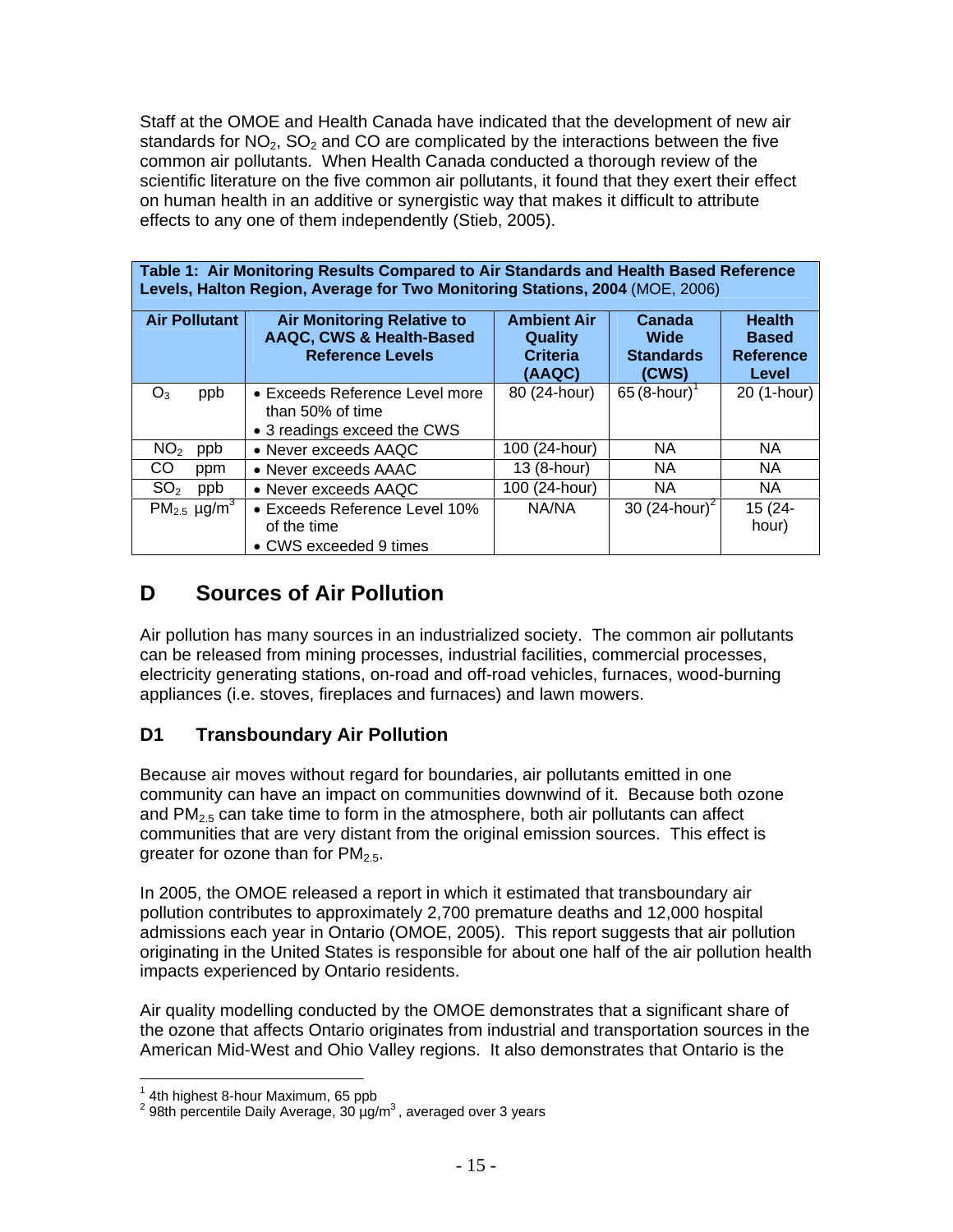Staff at the OMOE and Health Canada have indicated that the development of new air standards for $NO_2$, $SO_2$ and CO are complicated by the interactions between the five common air pollutants. When Health Canada conducted a thorough review of the scientific literature on the five common air pollutants, it found that they exert their effect on human health in an additive or synergistic way that makes it difficult to attribute effects to any one of them independently (Stieb, 2005).

**Table 1: Air Monitoring Results Compared to Air Standards and Health Based Reference Levels, Halton Region, Average for Two Monitoring Stations, 2004** (MOE, 2006)

| Air Pollutant | Air Monitoring Relative to AAQC, CWS & Health-Based Reference Levels | Ambient Air Quality Criteria (AAQC) | Canada Wide Standards (CWS) | Health Based Reference Level |
|---|---|---|---|---|
| $O_3$ ppb | • Exceeds Reference Level more than 50% of time<br>• 3 readings exceed the CWS | 80 (24-hour) | 65 (8-hour)[1] | 20 (1-hour) |
| $NO_2$ ppb | • Never exceeds AAQC | 100 (24-hour) | NA | NA |
| CO ppm | • Never exceeds AAAC | 13 (8-hour) | NA | NA |
| $SO_2$ ppb | • Never exceeds AAQC | 100 (24-hour) | NA | NA |
| $PM_{2.5}$ $\mu g/m^3$ | • Exceeds Reference Level 10% of the time<br>• CWS exceeded 9 times | NA/NA | 30 (24-hour)[2] | 15 (24-hour) |

# D Sources of Air Pollution

Air pollution has many sources in an industrialized society. The common air pollutants can be released from mining processes, industrial facilities, commercial processes, electricity generating stations, on-road and off-road vehicles, furnaces, wood-burning appliances (i.e. stoves, fireplaces and furnaces) and lawn mowers.

## D1 Transboundary Air Pollution

Because air moves without regard for boundaries, air pollutants emitted in one community can have an impact on communities downwind of it. Because both ozone and $PM_{2.5}$ can take time to form in the atmosphere, both air pollutants can affect communities that are very distant from the original emission sources. This effect is greater for ozone than for $PM_{2.5}$.

In 2005, the OMOE released a report in which it estimated that transboundary air pollution contributes to approximately 2,700 premature deaths and 12,000 hospital admissions each year in Ontario (OMOE, 2005). This report suggests that air pollution originating in the United States is responsible for about one half of the air pollution health impacts experienced by Ontario residents.

Air quality modelling conducted by the OMOE demonstrates that a significant share of the ozone that affects Ontario originates from industrial and transportation sources in the American Mid-West and Ohio Valley regions. It also demonstrates that Ontario is the

[1] 4th highest 8-hour Maximum, 65 ppb
[2] 98th percentile Daily Average, 30 $\mu g/m^3$, averaged over 3 years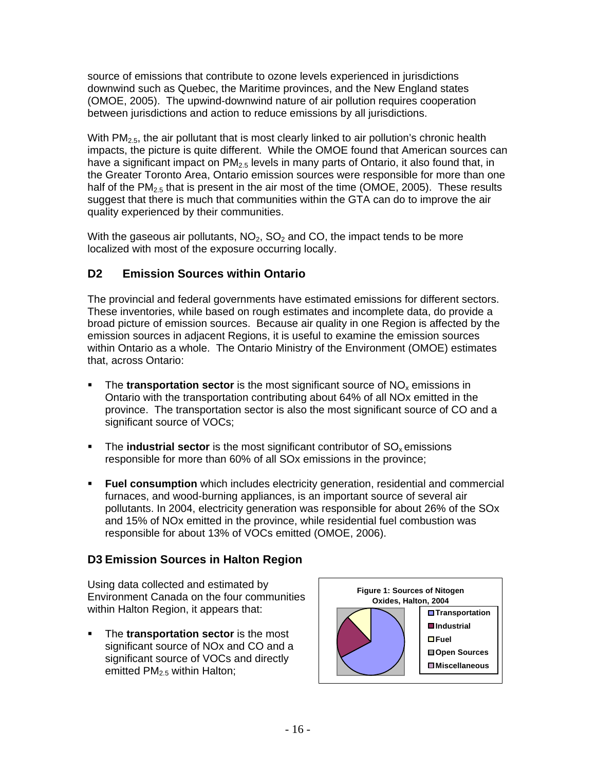source of emissions that contribute to ozone levels experienced in jurisdictions downwind such as Quebec, the Maritime provinces, and the New England states (OMOE, 2005). The upwind-downwind nature of air pollution requires cooperation between jurisdictions and action to reduce emissions by all jurisdictions.

With $PM_{2.5}$, the air pollutant that is most clearly linked to air pollution's chronic health impacts, the picture is quite different. While the OMOE found that American sources can have a significant impact on $PM_{2.5}$ levels in many parts of Ontario, it also found that, in the Greater Toronto Area, Ontario emission sources were responsible for more than one half of the $PM_{2.5}$ that is present in the air most of the time (OMOE, 2005). These results suggest that there is much that communities within the GTA can do to improve the air quality experienced by their communities.

With the gaseous air pollutants, $NO_2$, $SO_2$ and CO, the impact tends to be more localized with most of the exposure occurring locally.

## D2 Emission Sources within Ontario

The provincial and federal governments have estimated emissions for different sectors. These inventories, while based on rough estimates and incomplete data, do provide a broad picture of emission sources. Because air quality in one Region is affected by the emission sources in adjacent Regions, it is useful to examine the emission sources within Ontario as a whole. The Ontario Ministry of the Environment (OMOE) estimates that, across Ontario:

- The **transportation sector** is the most significant source of $NO_x$ emissions in Ontario with the transportation contributing about 64% of all NOx emitted in the province. The transportation sector is also the most significant source of CO and a significant source of VOCs;
- The **industrial sector** is the most significant contributor of $SO_x$ emissions responsible for more than 60% of all SOx emissions in the province;
- **Fuel consumption** which includes electricity generation, residential and commercial furnaces, and wood-burning appliances, is an important source of several air pollutants. In 2004, electricity generation was responsible for about 26% of the SOx and 15% of NOx emitted in the province, while residential fuel combustion was responsible for about 13% of VOCs emitted (OMOE, 2006).

## D3 Emission Sources in Halton Region

Using data collected and estimated by Environment Canada on the four communities within Halton Region, it appears that:

- The **transportation sector** is the most significant source of NOx and CO and a significant source of VOCs and directly emitted $PM_{2.5}$ within Halton;

Figure 1: Sources of Nitogen Oxides, Halton, 2004

Transportation, Industrial, Fuel, Open Sources, Miscellaneous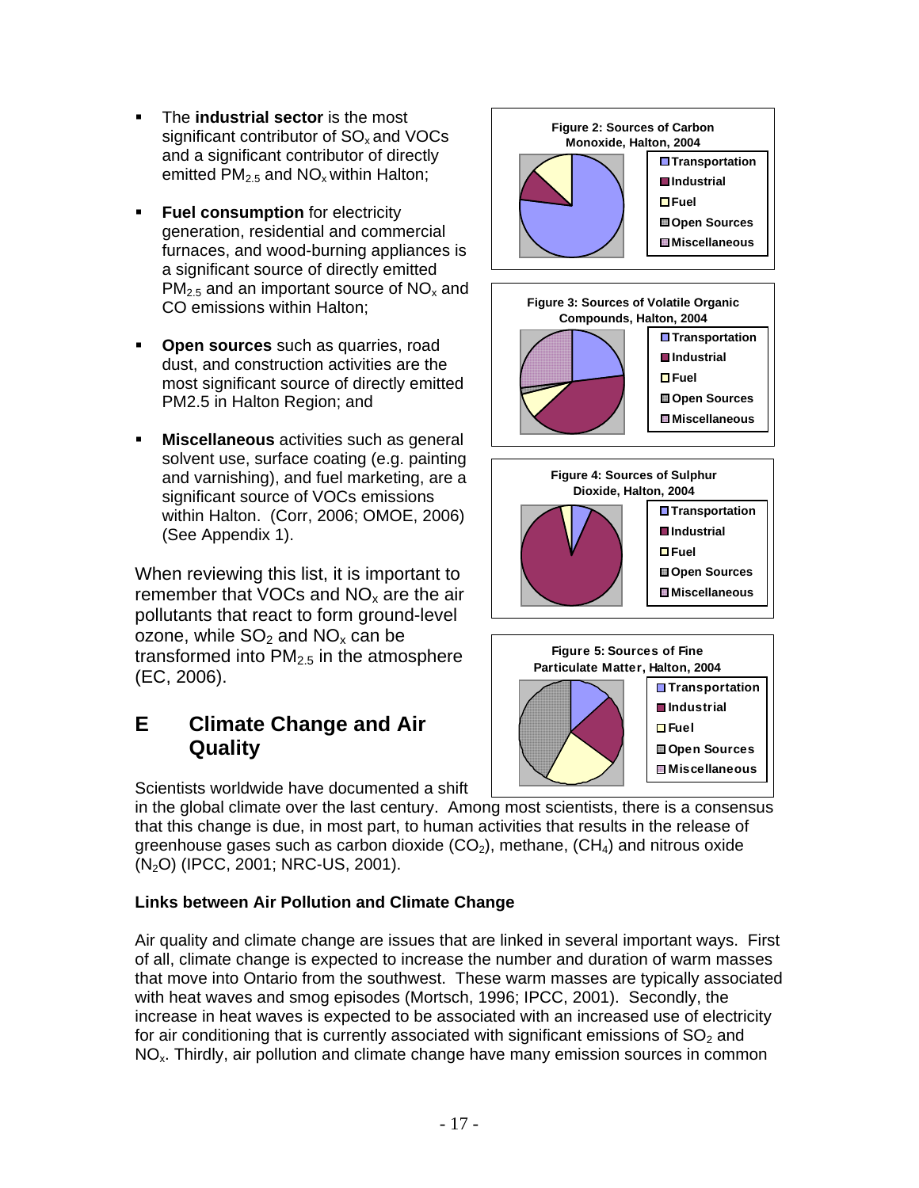- The **industrial sector** is the most significant contributor of $SO_x$ and VOCs and a significant contributor of directly emitted $PM_{2.5}$ and $NO_x$ within Halton;

- **Fuel consumption** for electricity generation, residential and commercial furnaces, and wood-burning appliances is a significant source of directly emitted $PM_{2.5}$ and an important source of $NO_x$ and CO emissions within Halton;

- **Open sources** such as quarries, road dust, and construction activities are the most significant source of directly emitted PM2.5 in Halton Region; and

- **Miscellaneous** activities such as general solvent use, surface coating (e.g. painting and varnishing), and fuel marketing, are a significant source of VOCs emissions within Halton. (Corr, 2006; OMOE, 2006) (See Appendix 1).

When reviewing this list, it is important to remember that VOCs and $NO_x$ are the air pollutants that react to form ground-level ozone, while $SO_2$ and $NO_x$ can be transformed into $PM_{2.5}$ in the atmosphere (EC, 2006).

**Figure 2: Sources of Carbon Monoxide, Halton, 2004**

Transportation, Industrial, Fuel, Open Sources, Miscellaneous

**Figure 3: Sources of Volatile Organic Compounds, Halton, 2004**

Transportation, Industrial, Fuel, Open Sources, Miscellaneous

**Figure 4: Sources of Sulphur Dioxide, Halton, 2004**

Transportation, Industrial, Fuel, Open Sources, Miscellaneous

**Figure 5: Sources of Fine Particulate Matter, Halton, 2004**

Transportation, Industrial, Fuel, Open Sources, Miscellaneous

## E Climate Change and Air Quality

Scientists worldwide have documented a shift in the global climate over the last century. Among most scientists, there is a consensus that this change is due, in most part, to human activities that results in the release of greenhouse gases such as carbon dioxide ($CO_2$), methane, ($CH_4$) and nitrous oxide ($N_2O$) (IPCC, 2001; NRC-US, 2001).

### Links between Air Pollution and Climate Change

Air quality and climate change are issues that are linked in several important ways. First of all, climate change is expected to increase the number and duration of warm masses that move into Ontario from the southwest. These warm masses are typically associated with heat waves and smog episodes (Mortsch, 1996; IPCC, 2001). Secondly, the increase in heat waves is expected to be associated with an increased use of electricity for air conditioning that is currently associated with significant emissions of $SO_2$ and $NO_x$. Thirdly, air pollution and climate change have many emission sources in common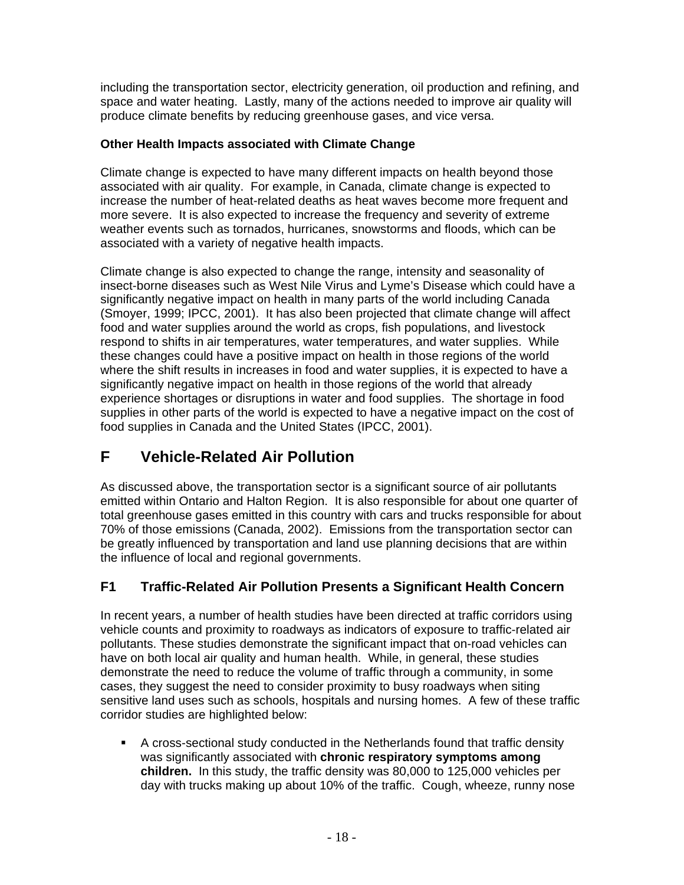including the transportation sector, electricity generation, oil production and refining, and space and water heating. Lastly, many of the actions needed to improve air quality will produce climate benefits by reducing greenhouse gases, and vice versa.

**Other Health Impacts associated with Climate Change**

Climate change is expected to have many different impacts on health beyond those associated with air quality. For example, in Canada, climate change is expected to increase the number of heat-related deaths as heat waves become more frequent and more severe. It is also expected to increase the frequency and severity of extreme weather events such as tornados, hurricanes, snowstorms and floods, which can be associated with a variety of negative health impacts.

Climate change is also expected to change the range, intensity and seasonality of insect-borne diseases such as West Nile Virus and Lyme's Disease which could have a significantly negative impact on health in many parts of the world including Canada (Smoyer, 1999; IPCC, 2001). It has also been projected that climate change will affect food and water supplies around the world as crops, fish populations, and livestock respond to shifts in air temperatures, water temperatures, and water supplies. While these changes could have a positive impact on health in those regions of the world where the shift results in increases in food and water supplies, it is expected to have a significantly negative impact on health in those regions of the world that already experience shortages or disruptions in water and food supplies. The shortage in food supplies in other parts of the world is expected to have a negative impact on the cost of food supplies in Canada and the United States (IPCC, 2001).

# F Vehicle-Related Air Pollution

As discussed above, the transportation sector is a significant source of air pollutants emitted within Ontario and Halton Region. It is also responsible for about one quarter of total greenhouse gases emitted in this country with cars and trucks responsible for about 70% of those emissions (Canada, 2002). Emissions from the transportation sector can be greatly influenced by transportation and land use planning decisions that are within the influence of local and regional governments.

## F1 Traffic-Related Air Pollution Presents a Significant Health Concern

In recent years, a number of health studies have been directed at traffic corridors using vehicle counts and proximity to roadways as indicators of exposure to traffic-related air pollutants. These studies demonstrate the significant impact that on-road vehicles can have on both local air quality and human health. While, in general, these studies demonstrate the need to reduce the volume of traffic through a community, in some cases, they suggest the need to consider proximity to busy roadways when siting sensitive land uses such as schools, hospitals and nursing homes. A few of these traffic corridor studies are highlighted below:

- A cross-sectional study conducted in the Netherlands found that traffic density was significantly associated with **chronic respiratory symptoms among children.** In this study, the traffic density was 80,000 to 125,000 vehicles per day with trucks making up about 10% of the traffic. Cough, wheeze, runny nose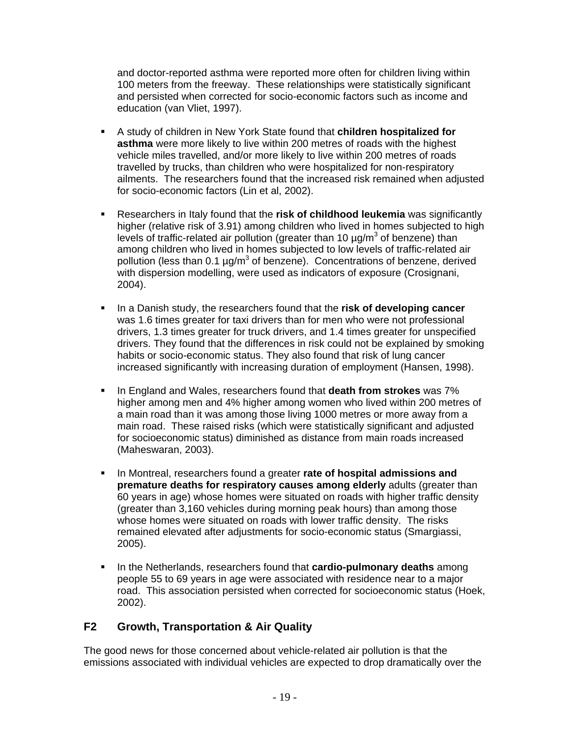and doctor-reported asthma were reported more often for children living within 100 meters from the freeway. These relationships were statistically significant and persisted when corrected for socio-economic factors such as income and education (van Vliet, 1997).

- A study of children in New York State found that **children hospitalized for asthma** were more likely to live within 200 metres of roads with the highest vehicle miles travelled, and/or more likely to live within 200 metres of roads travelled by trucks, than children who were hospitalized for non-respiratory ailments. The researchers found that the increased risk remained when adjusted for socio-economic factors (Lin et al, 2002).

- Researchers in Italy found that the **risk of childhood leukemia** was significantly higher (relative risk of 3.91) among children who lived in homes subjected to high levels of traffic-related air pollution (greater than 10 µg/m$^3$ of benzene) than among children who lived in homes subjected to low levels of traffic-related air pollution (less than 0.1 µg/m$^3$ of benzene). Concentrations of benzene, derived with dispersion modelling, were used as indicators of exposure (Crosignani, 2004).

- In a Danish study, the researchers found that the **risk of developing cancer** was 1.6 times greater for taxi drivers than for men who were not professional drivers, 1.3 times greater for truck drivers, and 1.4 times greater for unspecified drivers. They found that the differences in risk could not be explained by smoking habits or socio-economic status. They also found that risk of lung cancer increased significantly with increasing duration of employment (Hansen, 1998).

- In England and Wales, researchers found that **death from strokes** was 7% higher among men and 4% higher among women who lived within 200 metres of a main road than it was among those living 1000 metres or more away from a main road. These raised risks (which were statistically significant and adjusted for socioeconomic status) diminished as distance from main roads increased (Maheswaran, 2003).

- In Montreal, researchers found a greater **rate of hospital admissions and premature deaths for respiratory causes among elderly** adults (greater than 60 years in age) whose homes were situated on roads with higher traffic density (greater than 3,160 vehicles during morning peak hours) than among those whose homes were situated on roads with lower traffic density. The risks remained elevated after adjustments for socio-economic status (Smargiassi, 2005).

- In the Netherlands, researchers found that **cardio-pulmonary deaths** among people 55 to 69 years in age were associated with residence near to a major road. This association persisted when corrected for socioeconomic status (Hoek, 2002).

## F2 Growth, Transportation & Air Quality

The good news for those concerned about vehicle-related air pollution is that the emissions associated with individual vehicles are expected to drop dramatically over the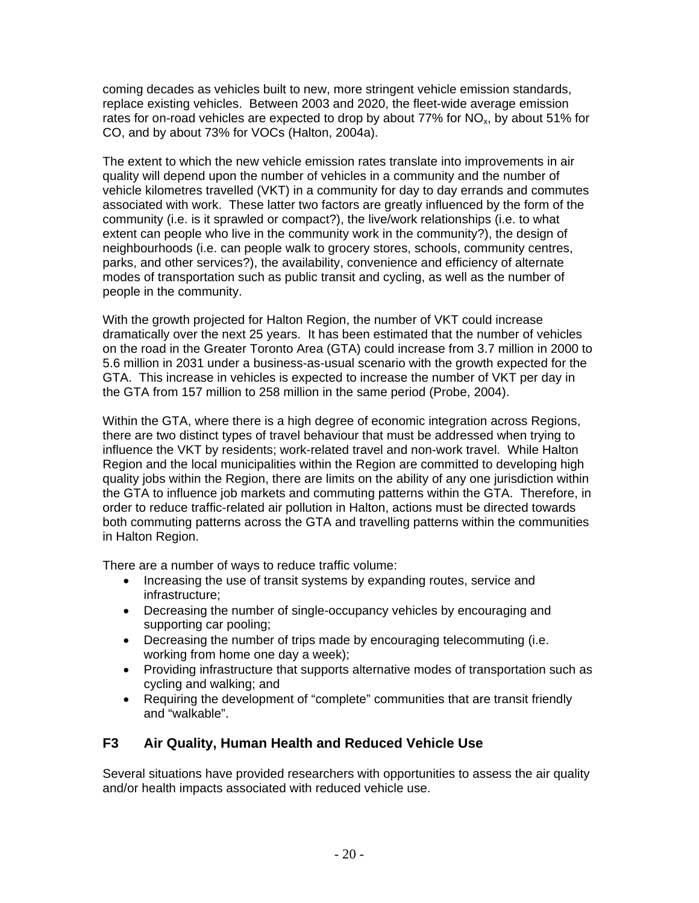coming decades as vehicles built to new, more stringent vehicle emission standards, replace existing vehicles. Between 2003 and 2020, the fleet-wide average emission rates for on-road vehicles are expected to drop by about 77% for $NO_x$, by about 51% for CO, and by about 73% for VOCs (Halton, 2004a).

The extent to which the new vehicle emission rates translate into improvements in air quality will depend upon the number of vehicles in a community and the number of vehicle kilometres travelled (VKT) in a community for day to day errands and commutes associated with work. These latter two factors are greatly influenced by the form of the community (i.e. is it sprawled or compact?), the live/work relationships (i.e. to what extent can people who live in the community work in the community?), the design of neighbourhoods (i.e. can people walk to grocery stores, schools, community centres, parks, and other services?), the availability, convenience and efficiency of alternate modes of transportation such as public transit and cycling, as well as the number of people in the community.

With the growth projected for Halton Region, the number of VKT could increase dramatically over the next 25 years. It has been estimated that the number of vehicles on the road in the Greater Toronto Area (GTA) could increase from 3.7 million in 2000 to 5.6 million in 2031 under a business-as-usual scenario with the growth expected for the GTA. This increase in vehicles is expected to increase the number of VKT per day in the GTA from 157 million to 258 million in the same period (Probe, 2004).

Within the GTA, where there is a high degree of economic integration across Regions, there are two distinct types of travel behaviour that must be addressed when trying to influence the VKT by residents; work-related travel and non-work travel. While Halton Region and the local municipalities within the Region are committed to developing high quality jobs within the Region, there are limits on the ability of any one jurisdiction within the GTA to influence job markets and commuting patterns within the GTA. Therefore, in order to reduce traffic-related air pollution in Halton, actions must be directed towards both commuting patterns across the GTA and travelling patterns within the communities in Halton Region.

There are a number of ways to reduce traffic volume:

- Increasing the use of transit systems by expanding routes, service and infrastructure;
- Decreasing the number of single-occupancy vehicles by encouraging and supporting car pooling;
- Decreasing the number of trips made by encouraging telecommuting (i.e. working from home one day a week);
- Providing infrastructure that supports alternative modes of transportation such as cycling and walking; and
- Requiring the development of “complete” communities that are transit friendly and “walkable”.

## F3 Air Quality, Human Health and Reduced Vehicle Use

Several situations have provided researchers with opportunities to assess the air quality and/or health impacts associated with reduced vehicle use.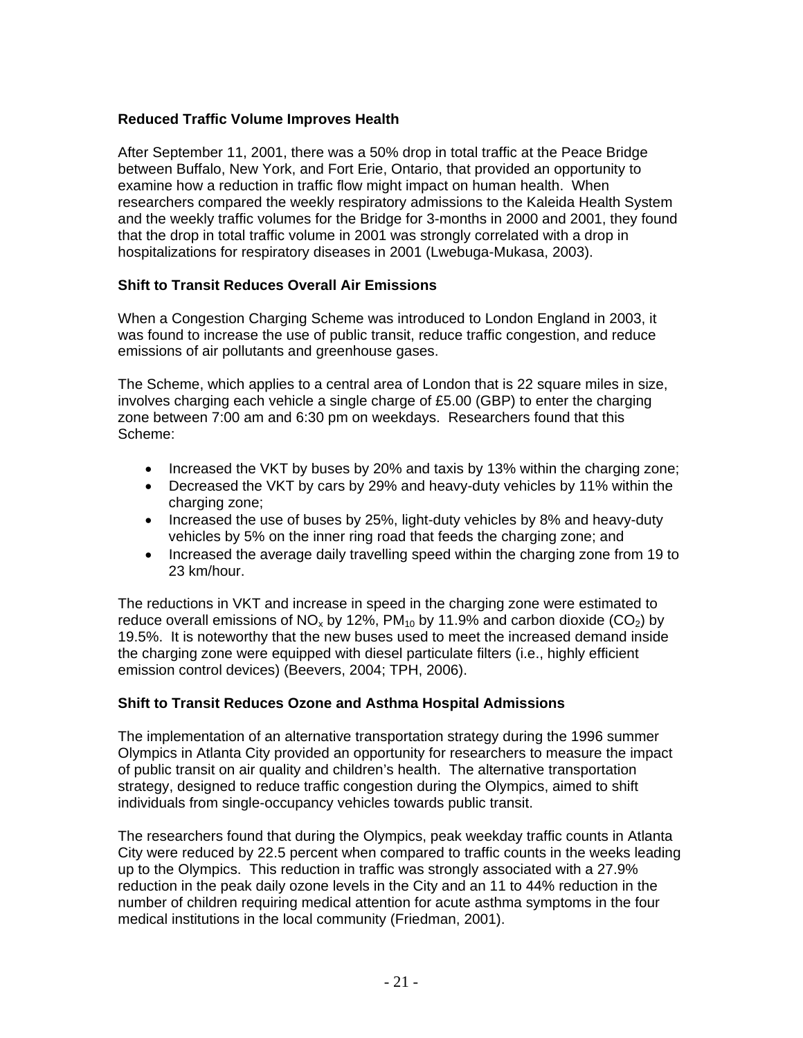### Reduced Traffic Volume Improves Health

After September 11, 2001, there was a 50% drop in total traffic at the Peace Bridge between Buffalo, New York, and Fort Erie, Ontario, that provided an opportunity to examine how a reduction in traffic flow might impact on human health. When researchers compared the weekly respiratory admissions to the Kaleida Health System and the weekly traffic volumes for the Bridge for 3-months in 2000 and 2001, they found that the drop in total traffic volume in 2001 was strongly correlated with a drop in hospitalizations for respiratory diseases in 2001 (Lwebuga-Mukasa, 2003).

### Shift to Transit Reduces Overall Air Emissions

When a Congestion Charging Scheme was introduced to London England in 2003, it was found to increase the use of public transit, reduce traffic congestion, and reduce emissions of air pollutants and greenhouse gases.

The Scheme, which applies to a central area of London that is 22 square miles in size, involves charging each vehicle a single charge of £5.00 (GBP) to enter the charging zone between 7:00 am and 6:30 pm on weekdays. Researchers found that this Scheme:

- Increased the VKT by buses by 20% and taxis by 13% within the charging zone;
- Decreased the VKT by cars by 29% and heavy-duty vehicles by 11% within the charging zone;
- Increased the use of buses by 25%, light-duty vehicles by 8% and heavy-duty vehicles by 5% on the inner ring road that feeds the charging zone; and
- Increased the average daily travelling speed within the charging zone from 19 to 23 km/hour.

The reductions in VKT and increase in speed in the charging zone were estimated to reduce overall emissions of $NO_x$ by 12%, $PM_{10}$ by 11.9% and carbon dioxide ($CO_2$) by 19.5%. It is noteworthy that the new buses used to meet the increased demand inside the charging zone were equipped with diesel particulate filters (i.e., highly efficient emission control devices) (Beevers, 2004; TPH, 2006).

### Shift to Transit Reduces Ozone and Asthma Hospital Admissions

The implementation of an alternative transportation strategy during the 1996 summer Olympics in Atlanta City provided an opportunity for researchers to measure the impact of public transit on air quality and children's health. The alternative transportation strategy, designed to reduce traffic congestion during the Olympics, aimed to shift individuals from single-occupancy vehicles towards public transit.

The researchers found that during the Olympics, peak weekday traffic counts in Atlanta City were reduced by 22.5 percent when compared to traffic counts in the weeks leading up to the Olympics. This reduction in traffic was strongly associated with a 27.9% reduction in the peak daily ozone levels in the City and an 11 to 44% reduction in the number of children requiring medical attention for acute asthma symptoms in the four medical institutions in the local community (Friedman, 2001).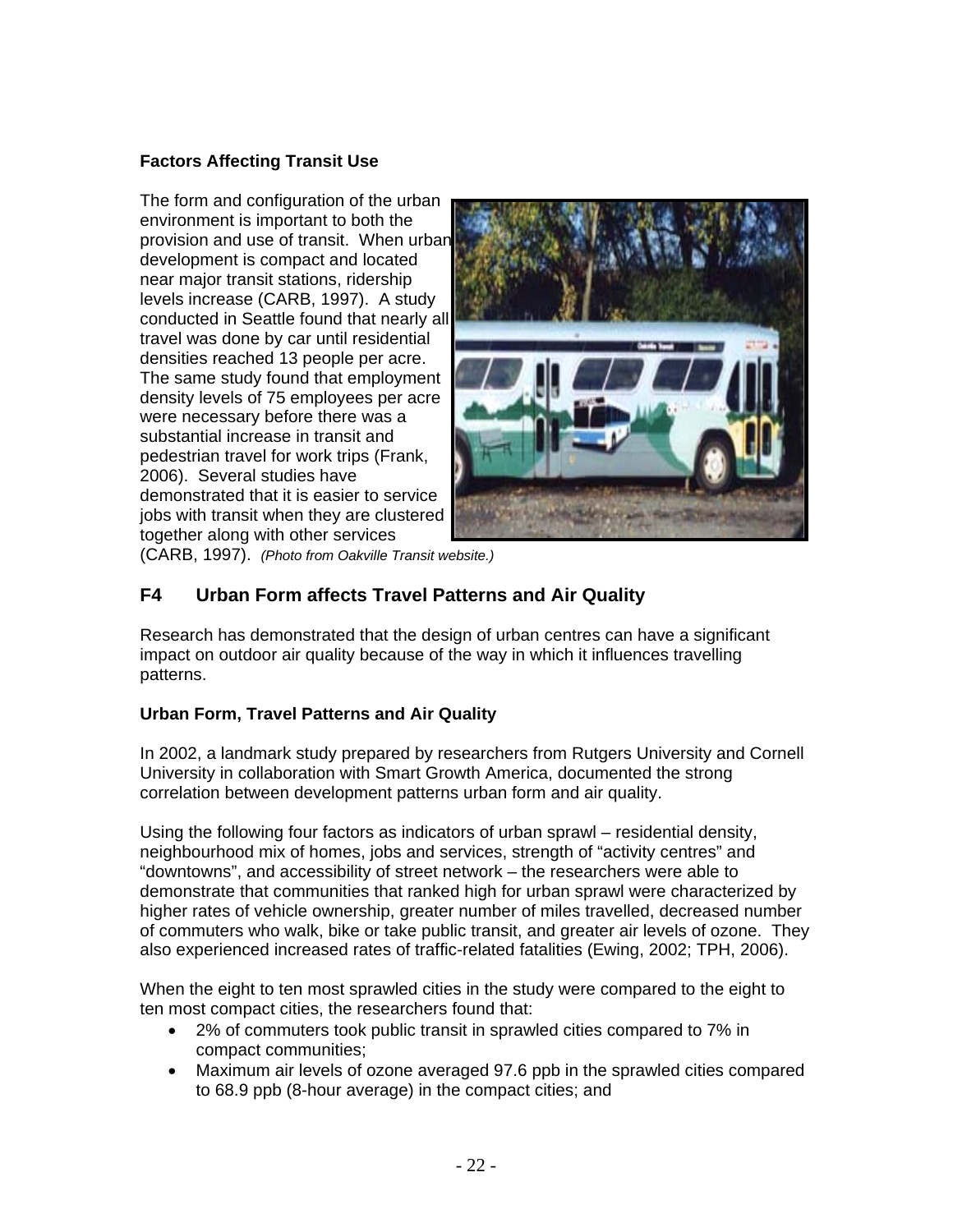### Factors Affecting Transit Use

The form and configuration of the urban environment is important to both the provision and use of transit. When urban development is compact and located near major transit stations, ridership levels increase (CARB, 1997). A study conducted in Seattle found that nearly all travel was done by car until residential densities reached 13 people per acre. The same study found that employment density levels of 75 employees per acre were necessary before there was a substantial increase in transit and pedestrian travel for work trips (Frank, 2006). Several studies have demonstrated that it is easier to service jobs with transit when they are clustered together along with other services (CARB, 1997). *(Photo from Oakville Transit website.)*

## F4 Urban Form affects Travel Patterns and Air Quality

Research has demonstrated that the design of urban centres can have a significant impact on outdoor air quality because of the way in which it influences travelling patterns.

### Urban Form, Travel Patterns and Air Quality

In 2002, a landmark study prepared by researchers from Rutgers University and Cornell University in collaboration with Smart Growth America, documented the strong correlation between development patterns urban form and air quality.

Using the following four factors as indicators of urban sprawl – residential density, neighbourhood mix of homes, jobs and services, strength of "activity centres" and "downtowns", and accessibility of street network – the researchers were able to demonstrate that communities that ranked high for urban sprawl were characterized by higher rates of vehicle ownership, greater number of miles travelled, decreased number of commuters who walk, bike or take public transit, and greater air levels of ozone. They also experienced increased rates of traffic-related fatalities (Ewing, 2002; TPH, 2006).

When the eight to ten most sprawled cities in the study were compared to the eight to ten most compact cities, the researchers found that:

- 2% of commuters took public transit in sprawled cities compared to 7% in compact communities;
- Maximum air levels of ozone averaged 97.6 ppb in the sprawled cities compared to 68.9 ppb (8-hour average) in the compact cities; and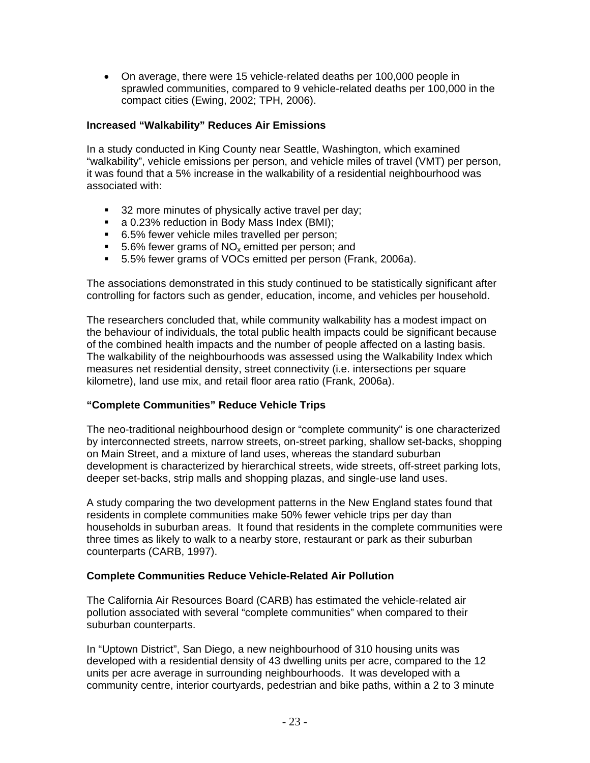- On average, there were 15 vehicle-related deaths per 100,000 people in sprawled communities, compared to 9 vehicle-related deaths per 100,000 in the compact cities (Ewing, 2002; TPH, 2006).

**Increased "Walkability" Reduces Air Emissions**

In a study conducted in King County near Seattle, Washington, which examined "walkability", vehicle emissions per person, and vehicle miles of travel (VMT) per person, it was found that a 5% increase in the walkability of a residential neighbourhood was associated with:

- 32 more minutes of physically active travel per day;
- a 0.23% reduction in Body Mass Index (BMI);
- 6.5% fewer vehicle miles travelled per person;
- 5.6% fewer grams of $NO_x$ emitted per person; and
- 5.5% fewer grams of VOCs emitted per person (Frank, 2006a).

The associations demonstrated in this study continued to be statistically significant after controlling for factors such as gender, education, income, and vehicles per household.

The researchers concluded that, while community walkability has a modest impact on the behaviour of individuals, the total public health impacts could be significant because of the combined health impacts and the number of people affected on a lasting basis. The walkability of the neighbourhoods was assessed using the Walkability Index which measures net residential density, street connectivity (i.e. intersections per square kilometre), land use mix, and retail floor area ratio (Frank, 2006a).

**"Complete Communities" Reduce Vehicle Trips**

The neo-traditional neighbourhood design or "complete community" is one characterized by interconnected streets, narrow streets, on-street parking, shallow set-backs, shopping on Main Street, and a mixture of land uses, whereas the standard suburban development is characterized by hierarchical streets, wide streets, off-street parking lots, deeper set-backs, strip malls and shopping plazas, and single-use land uses.

A study comparing the two development patterns in the New England states found that residents in complete communities make 50% fewer vehicle trips per day than households in suburban areas. It found that residents in the complete communities were three times as likely to walk to a nearby store, restaurant or park as their suburban counterparts (CARB, 1997).

**Complete Communities Reduce Vehicle-Related Air Pollution**

The California Air Resources Board (CARB) has estimated the vehicle-related air pollution associated with several "complete communities" when compared to their suburban counterparts.

In "Uptown District", San Diego, a new neighbourhood of 310 housing units was developed with a residential density of 43 dwelling units per acre, compared to the 12 units per acre average in surrounding neighbourhoods. It was developed with a community centre, interior courtyards, pedestrian and bike paths, within a 2 to 3 minute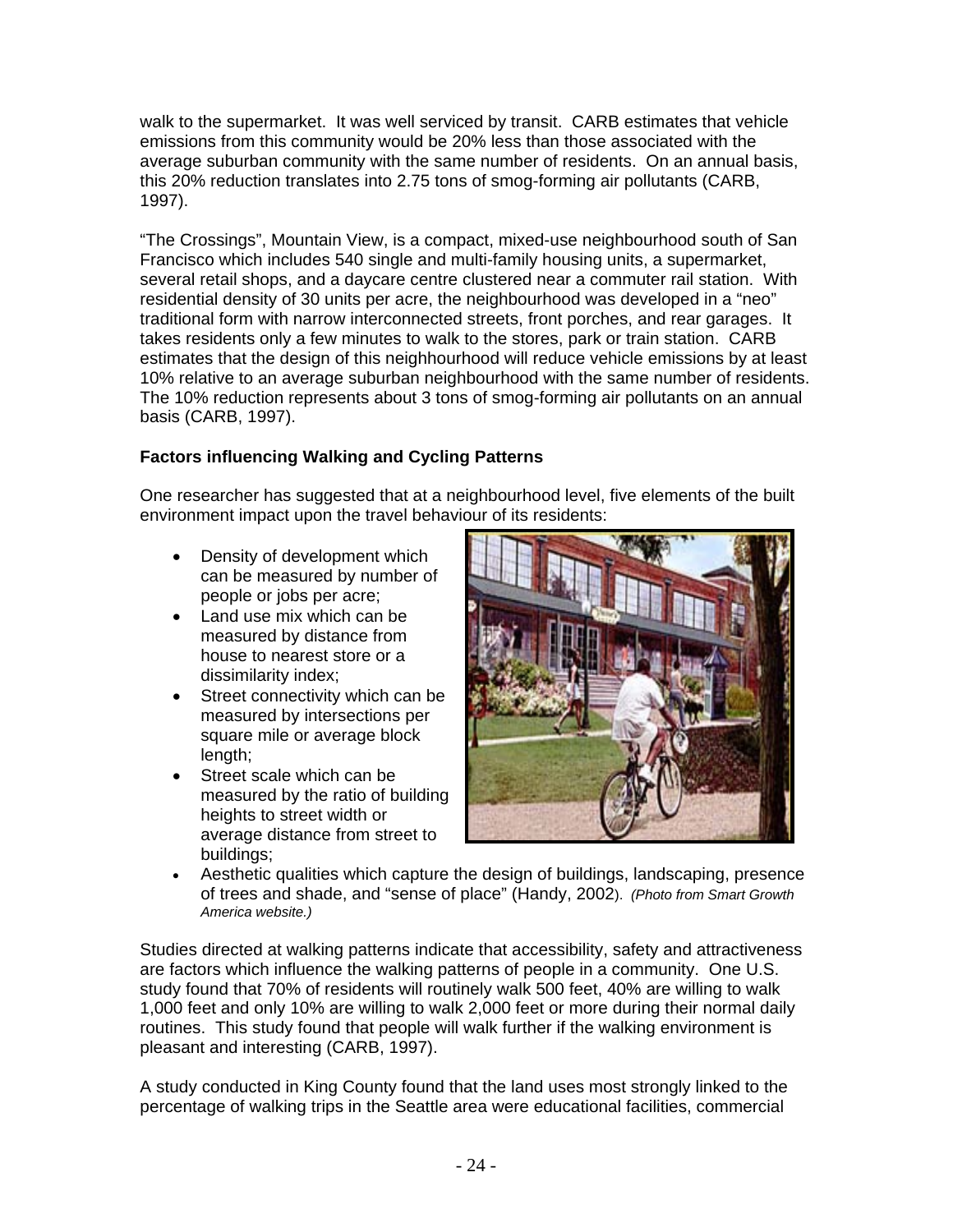walk to the supermarket. It was well serviced by transit. CARB estimates that vehicle emissions from this community would be 20% less than those associated with the average suburban community with the same number of residents. On an annual basis, this 20% reduction translates into 2.75 tons of smog-forming air pollutants (CARB, 1997).

"The Crossings", Mountain View, is a compact, mixed-use neighbourhood south of San Francisco which includes 540 single and multi-family housing units, a supermarket, several retail shops, and a daycare centre clustered near a commuter rail station. With residential density of 30 units per acre, the neighbourhood was developed in a "neo" traditional form with narrow interconnected streets, front porches, and rear garages. It takes residents only a few minutes to walk to the stores, park or train station. CARB estimates that the design of this neighhourhood will reduce vehicle emissions by at least 10% relative to an average suburban neighbourhood with the same number of residents. The 10% reduction represents about 3 tons of smog-forming air pollutants on an annual basis (CARB, 1997).

**Factors influencing Walking and Cycling Patterns**

One researcher has suggested that at a neighbourhood level, five elements of the built environment impact upon the travel behaviour of its residents:

- Density of development which can be measured by number of people or jobs per acre;
- Land use mix which can be measured by distance from house to nearest store or a dissimilarity index;
- Street connectivity which can be measured by intersections per square mile or average block length;
- Street scale which can be measured by the ratio of building heights to street width or average distance from street to buildings;
- Aesthetic qualities which capture the design of buildings, landscaping, presence of trees and shade, and "sense of place" (Handy, 2002). *(Photo from Smart Growth America website.)*

Studies directed at walking patterns indicate that accessibility, safety and attractiveness are factors which influence the walking patterns of people in a community. One U.S. study found that 70% of residents will routinely walk 500 feet, 40% are willing to walk 1,000 feet and only 10% are willing to walk 2,000 feet or more during their normal daily routines. This study found that people will walk further if the walking environment is pleasant and interesting (CARB, 1997).

A study conducted in King County found that the land uses most strongly linked to the percentage of walking trips in the Seattle area were educational facilities, commercial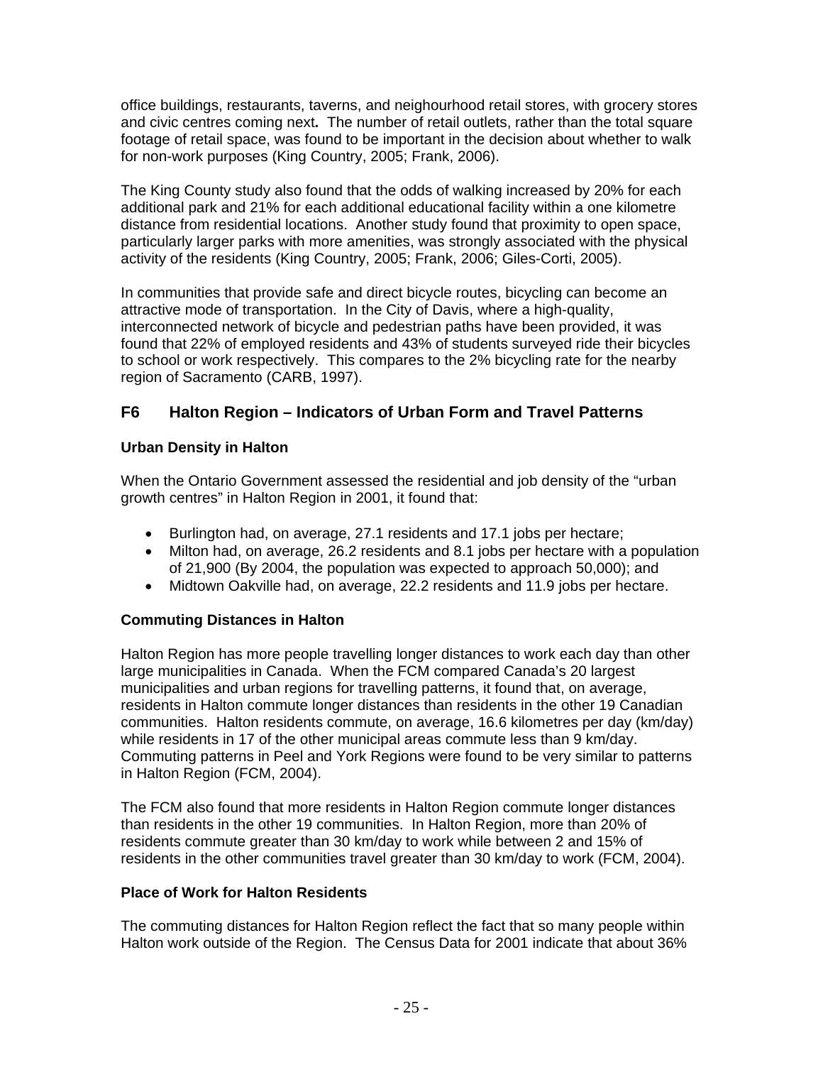office buildings, restaurants, taverns, and neighourhood retail stores, with grocery stores and civic centres coming next**.** The number of retail outlets, rather than the total square footage of retail space, was found to be important in the decision about whether to walk for non-work purposes (King Country, 2005; Frank, 2006).

The King County study also found that the odds of walking increased by 20% for each additional park and 21% for each additional educational facility within a one kilometre distance from residential locations. Another study found that proximity to open space, particularly larger parks with more amenities, was strongly associated with the physical activity of the residents (King Country, 2005; Frank, 2006; Giles-Corti, 2005).

In communities that provide safe and direct bicycle routes, bicycling can become an attractive mode of transportation. In the City of Davis, where a high-quality, interconnected network of bicycle and pedestrian paths have been provided, it was found that 22% of employed residents and 43% of students surveyed ride their bicycles to school or work respectively. This compares to the 2% bicycling rate for the nearby region of Sacramento (CARB, 1997).

## F6 Halton Region – Indicators of Urban Form and Travel Patterns

### Urban Density in Halton

When the Ontario Government assessed the residential and job density of the "urban growth centres" in Halton Region in 2001, it found that:

- Burlington had, on average, 27.1 residents and 17.1 jobs per hectare;
- Milton had, on average, 26.2 residents and 8.1 jobs per hectare with a population of 21,900 (By 2004, the population was expected to approach 50,000); and
- Midtown Oakville had, on average, 22.2 residents and 11.9 jobs per hectare.

### Commuting Distances in Halton

Halton Region has more people travelling longer distances to work each day than other large municipalities in Canada. When the FCM compared Canada's 20 largest municipalities and urban regions for travelling patterns, it found that, on average, residents in Halton commute longer distances than residents in the other 19 Canadian communities. Halton residents commute, on average, 16.6 kilometres per day (km/day) while residents in 17 of the other municipal areas commute less than 9 km/day. Commuting patterns in Peel and York Regions were found to be very similar to patterns in Halton Region (FCM, 2004).

The FCM also found that more residents in Halton Region commute longer distances than residents in the other 19 communities. In Halton Region, more than 20% of residents commute greater than 30 km/day to work while between 2 and 15% of residents in the other communities travel greater than 30 km/day to work (FCM, 2004).

### Place of Work for Halton Residents

The commuting distances for Halton Region reflect the fact that so many people within Halton work outside of the Region. The Census Data for 2001 indicate that about 36%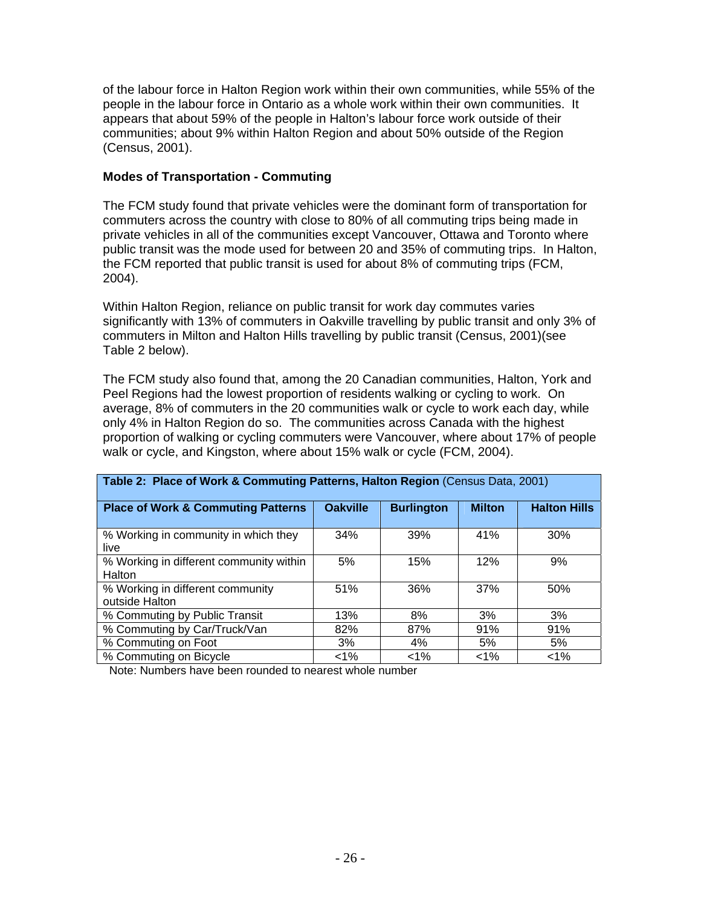of the labour force in Halton Region work within their own communities, while 55% of the people in the labour force in Ontario as a whole work within their own communities. It appears that about 59% of the people in Halton's labour force work outside of their communities; about 9% within Halton Region and about 50% outside of the Region (Census, 2001).

**Modes of Transportation - Commuting**

The FCM study found that private vehicles were the dominant form of transportation for commuters across the country with close to 80% of all commuting trips being made in private vehicles in all of the communities except Vancouver, Ottawa and Toronto where public transit was the mode used for between 20 and 35% of commuting trips. In Halton, the FCM reported that public transit is used for about 8% of commuting trips (FCM, 2004).

Within Halton Region, reliance on public transit for work day commutes varies significantly with 13% of commuters in Oakville travelling by public transit and only 3% of commuters in Milton and Halton Hills travelling by public transit (Census, 2001)(see Table 2 below).

The FCM study also found that, among the 20 Canadian communities, Halton, York and Peel Regions had the lowest proportion of residents walking or cycling to work. On average, 8% of commuters in the 20 communities walk or cycle to work each day, while only 4% in Halton Region do so. The communities across Canada with the highest proportion of walking or cycling commuters were Vancouver, where about 17% of people walk or cycle, and Kingston, where about 15% walk or cycle (FCM, 2004).

**Table 2: Place of Work & Commuting Patterns, Halton Region** (Census Data, 2001)

| Place of Work & Commuting Patterns | Oakville | Burlington | Milton | Halton Hills |
|---|---|---|---|---|
| % Working in community in which they live | 34% | 39% | 41% | 30% |
| % Working in different community within Halton | 5% | 15% | 12% | 9% |
| % Working in different community outside Halton | 51% | 36% | 37% | 50% |
| % Commuting by Public Transit | 13% | 8% | 3% | 3% |
| % Commuting by Car/Truck/Van | 82% | 87% | 91% | 91% |
| % Commuting on Foot | 3% | 4% | 5% | 5% |
| % Commuting on Bicycle | <1% | <1% | <1% | <1% |

Note: Numbers have been rounded to nearest whole number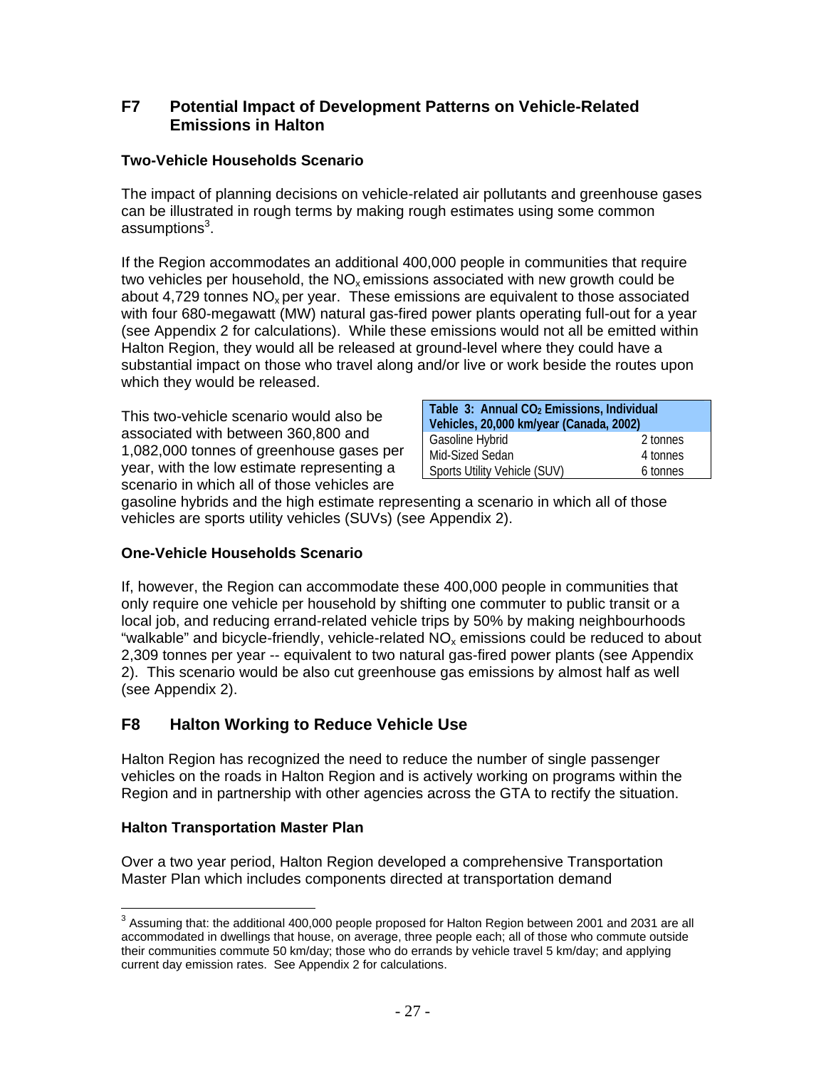## F7 Potential Impact of Development Patterns on Vehicle-Related Emissions in Halton

### Two-Vehicle Households Scenario

The impact of planning decisions on vehicle-related air pollutants and greenhouse gases can be illustrated in rough terms by making rough estimates using some common assumptions[3].

If the Region accommodates an additional 400,000 people in communities that require two vehicles per household, the $NO_x$ emissions associated with new growth could be about 4,729 tonnes $NO_x$ per year. These emissions are equivalent to those associated with four 680-megawatt (MW) natural gas-fired power plants operating full-out for a year (see Appendix 2 for calculations). While these emissions would not all be emitted within Halton Region, they would all be released at ground-level where they could have a substantial impact on those who travel along and/or live or work beside the routes upon which they would be released.

This two-vehicle scenario would also be associated with between 360,800 and 1,082,000 tonnes of greenhouse gases per year, with the low estimate representing a scenario in which all of those vehicles are gasoline hybrids and the high estimate representing a scenario in which all of those vehicles are sports utility vehicles (SUVs) (see Appendix 2).

| Table 3: Annual $CO_2$ Emissions, Individual Vehicles, 20,000 km/year (Canada, 2002) | |
|---|---|
| Gasoline Hybrid | 2 tonnes |
| Mid-Sized Sedan | 4 tonnes |
| Sports Utility Vehicle (SUV) | 6 tonnes |

### One-Vehicle Households Scenario

If, however, the Region can accommodate these 400,000 people in communities that only require one vehicle per household by shifting one commuter to public transit or a local job, and reducing errand-related vehicle trips by 50% by making neighbourhoods "walkable" and bicycle-friendly, vehicle-related $NO_x$ emissions could be reduced to about 2,309 tonnes per year -- equivalent to two natural gas-fired power plants (see Appendix 2). This scenario would be also cut greenhouse gas emissions by almost half as well (see Appendix 2).

## F8 Halton Working to Reduce Vehicle Use

Halton Region has recognized the need to reduce the number of single passenger vehicles on the roads in Halton Region and is actively working on programs within the Region and in partnership with other agencies across the GTA to rectify the situation.

### Halton Transportation Master Plan

Over a two year period, Halton Region developed a comprehensive Transportation Master Plan which includes components directed at transportation demand

[3] Assuming that: the additional 400,000 people proposed for Halton Region between 2001 and 2031 are all accommodated in dwellings that house, on average, three people each; all of those who commute outside their communities commute 50 km/day; those who do errands by vehicle travel 5 km/day; and applying current day emission rates. See Appendix 2 for calculations.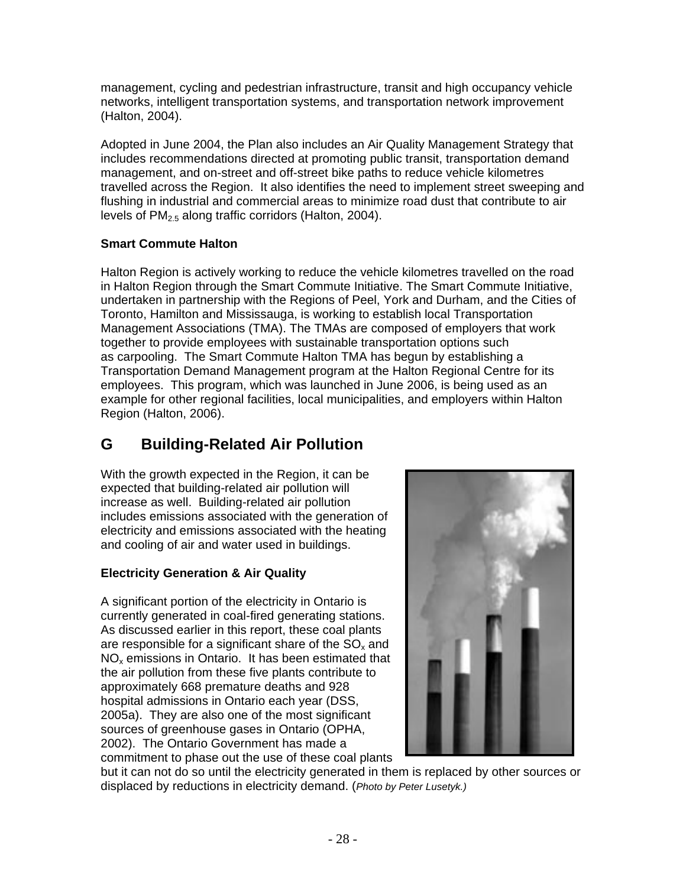management, cycling and pedestrian infrastructure, transit and high occupancy vehicle networks, intelligent transportation systems, and transportation network improvement (Halton, 2004).

Adopted in June 2004, the Plan also includes an Air Quality Management Strategy that includes recommendations directed at promoting public transit, transportation demand management, and on-street and off-street bike paths to reduce vehicle kilometres travelled across the Region. It also identifies the need to implement street sweeping and flushing in industrial and commercial areas to minimize road dust that contribute to air levels of $PM_{2.5}$ along traffic corridors (Halton, 2004).

**Smart Commute Halton**

Halton Region is actively working to reduce the vehicle kilometres travelled on the road in Halton Region through the Smart Commute Initiative. The Smart Commute Initiative, undertaken in partnership with the Regions of Peel, York and Durham, and the Cities of Toronto, Hamilton and Mississauga, is working to establish local Transportation Management Associations (TMA). The TMAs are composed of employers that work together to provide employees with sustainable transportation options such as carpooling. The Smart Commute Halton TMA has begun by establishing a Transportation Demand Management program at the Halton Regional Centre for its employees. This program, which was launched in June 2006, is being used as an example for other regional facilities, local municipalities, and employers within Halton Region (Halton, 2006).

## G Building-Related Air Pollution

With the growth expected in the Region, it can be expected that building-related air pollution will increase as well. Building-related air pollution includes emissions associated with the generation of electricity and emissions associated with the heating and cooling of air and water used in buildings.

**Electricity Generation & Air Quality**

A significant portion of the electricity in Ontario is currently generated in coal-fired generating stations. As discussed earlier in this report, these coal plants are responsible for a significant share of the $SO_x$ and $NO_x$ emissions in Ontario. It has been estimated that the air pollution from these five plants contribute to approximately 668 premature deaths and 928 hospital admissions in Ontario each year (DSS, 2005a). They are also one of the most significant sources of greenhouse gases in Ontario (OPHA, 2002). The Ontario Government has made a commitment to phase out the use of these coal plants but it can not do so until the electricity generated in them is replaced by other sources or displaced by reductions in electricity demand. (*Photo by Peter Lusetyk.)*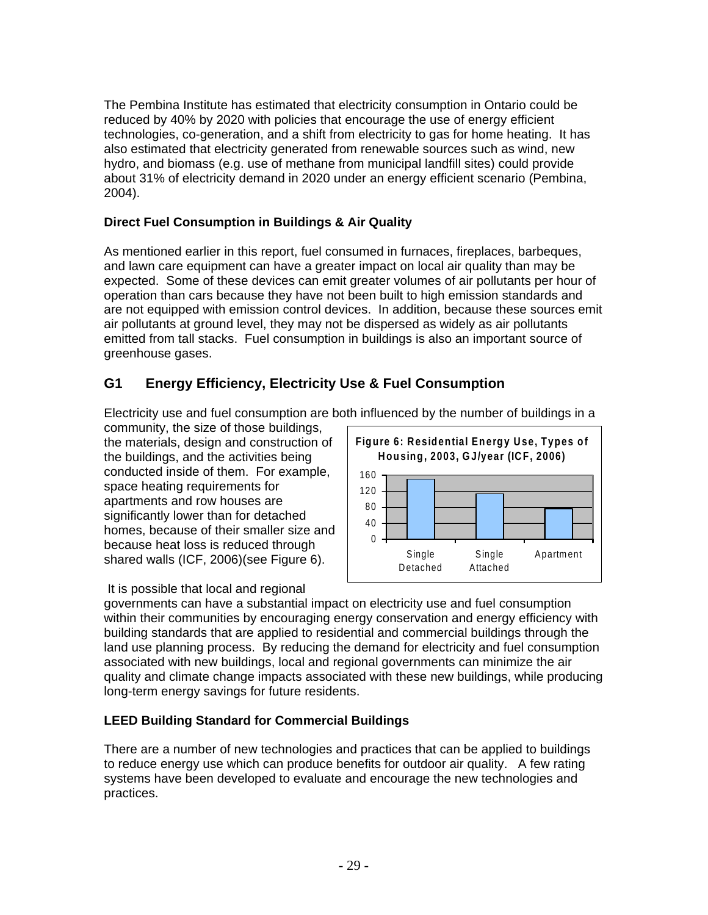The Pembina Institute has estimated that electricity consumption in Ontario could be reduced by 40% by 2020 with policies that encourage the use of energy efficient technologies, co-generation, and a shift from electricity to gas for home heating. It has also estimated that electricity generated from renewable sources such as wind, new hydro, and biomass (e.g. use of methane from municipal landfill sites) could provide about 31% of electricity demand in 2020 under an energy efficient scenario (Pembina, 2004).

**Direct Fuel Consumption in Buildings & Air Quality**

As mentioned earlier in this report, fuel consumed in furnaces, fireplaces, barbeques, and lawn care equipment can have a greater impact on local air quality than may be expected. Some of these devices can emit greater volumes of air pollutants per hour of operation than cars because they have not been built to high emission standards and are not equipped with emission control devices. In addition, because these sources emit air pollutants at ground level, they may not be dispersed as widely as air pollutants emitted from tall stacks. Fuel consumption in buildings is also an important source of greenhouse gases.

## G1 Energy Efficiency, Electricity Use & Fuel Consumption

Electricity use and fuel consumption are both influenced by the number of buildings in a community, the size of those buildings, the materials, design and construction of the buildings, and the activities being conducted inside of them. For example, space heating requirements for apartments and row houses are significantly lower than for detached homes, because of their smaller size and because heat loss is reduced through shared walls (ICF, 2006)(see Figure 6).

**Figure 6: Residential Energy Use, Types of Housing, 2003, GJ/year (ICF, 2006)**

It is possible that local and regional governments can have a substantial impact on electricity use and fuel consumption within their communities by encouraging energy conservation and energy efficiency with building standards that are applied to residential and commercial buildings through the land use planning process. By reducing the demand for electricity and fuel consumption associated with new buildings, local and regional governments can minimize the air quality and climate change impacts associated with these new buildings, while producing long-term energy savings for future residents.

**LEED Building Standard for Commercial Buildings**

There are a number of new technologies and practices that can be applied to buildings to reduce energy use which can produce benefits for outdoor air quality. A few rating systems have been developed to evaluate and encourage the new technologies and practices.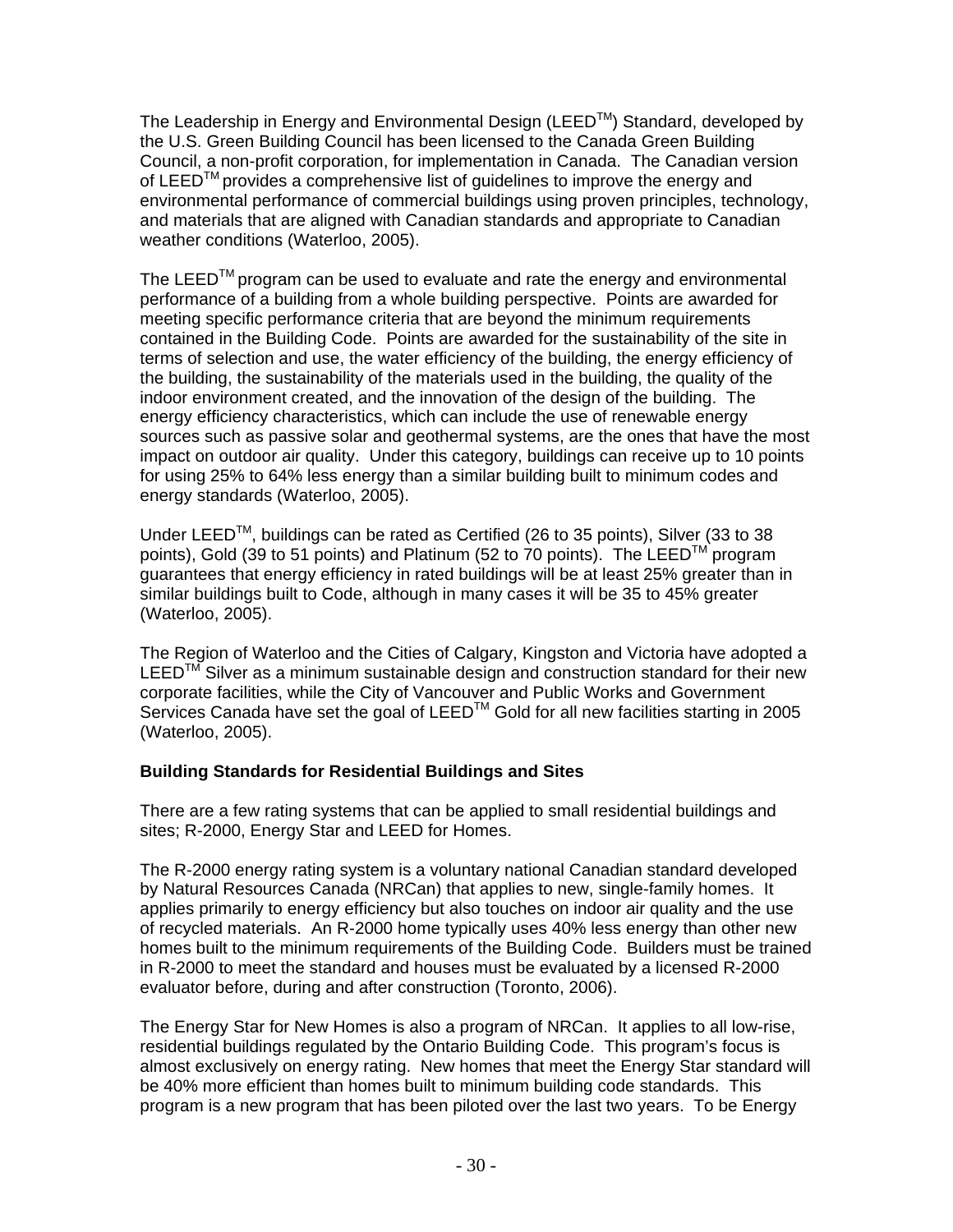The Leadership in Energy and Environmental Design (LEED™) Standard, developed by the U.S. Green Building Council has been licensed to the Canada Green Building Council, a non-profit corporation, for implementation in Canada. The Canadian version of LEED™ provides a comprehensive list of guidelines to improve the energy and environmental performance of commercial buildings using proven principles, technology, and materials that are aligned with Canadian standards and appropriate to Canadian weather conditions (Waterloo, 2005).

The LEED™ program can be used to evaluate and rate the energy and environmental performance of a building from a whole building perspective. Points are awarded for meeting specific performance criteria that are beyond the minimum requirements contained in the Building Code. Points are awarded for the sustainability of the site in terms of selection and use, the water efficiency of the building, the energy efficiency of the building, the sustainability of the materials used in the building, the quality of the indoor environment created, and the innovation of the design of the building. The energy efficiency characteristics, which can include the use of renewable energy sources such as passive solar and geothermal systems, are the ones that have the most impact on outdoor air quality. Under this category, buildings can receive up to 10 points for using 25% to 64% less energy than a similar building built to minimum codes and energy standards (Waterloo, 2005).

Under LEED™, buildings can be rated as Certified (26 to 35 points), Silver (33 to 38 points), Gold (39 to 51 points) and Platinum (52 to 70 points). The LEED™ program guarantees that energy efficiency in rated buildings will be at least 25% greater than in similar buildings built to Code, although in many cases it will be 35 to 45% greater (Waterloo, 2005).

The Region of Waterloo and the Cities of Calgary, Kingston and Victoria have adopted a LEED™ Silver as a minimum sustainable design and construction standard for their new corporate facilities, while the City of Vancouver and Public Works and Government Services Canada have set the goal of LEED™ Gold for all new facilities starting in 2005 (Waterloo, 2005).

**Building Standards for Residential Buildings and Sites**

There are a few rating systems that can be applied to small residential buildings and sites; R-2000, Energy Star and LEED for Homes.

The R-2000 energy rating system is a voluntary national Canadian standard developed by Natural Resources Canada (NRCan) that applies to new, single-family homes. It applies primarily to energy efficiency but also touches on indoor air quality and the use of recycled materials. An R-2000 home typically uses 40% less energy than other new homes built to the minimum requirements of the Building Code. Builders must be trained in R-2000 to meet the standard and houses must be evaluated by a licensed R-2000 evaluator before, during and after construction (Toronto, 2006).

The Energy Star for New Homes is also a program of NRCan. It applies to all low-rise, residential buildings regulated by the Ontario Building Code. This program's focus is almost exclusively on energy rating. New homes that meet the Energy Star standard will be 40% more efficient than homes built to minimum building code standards. This program is a new program that has been piloted over the last two years. To be Energy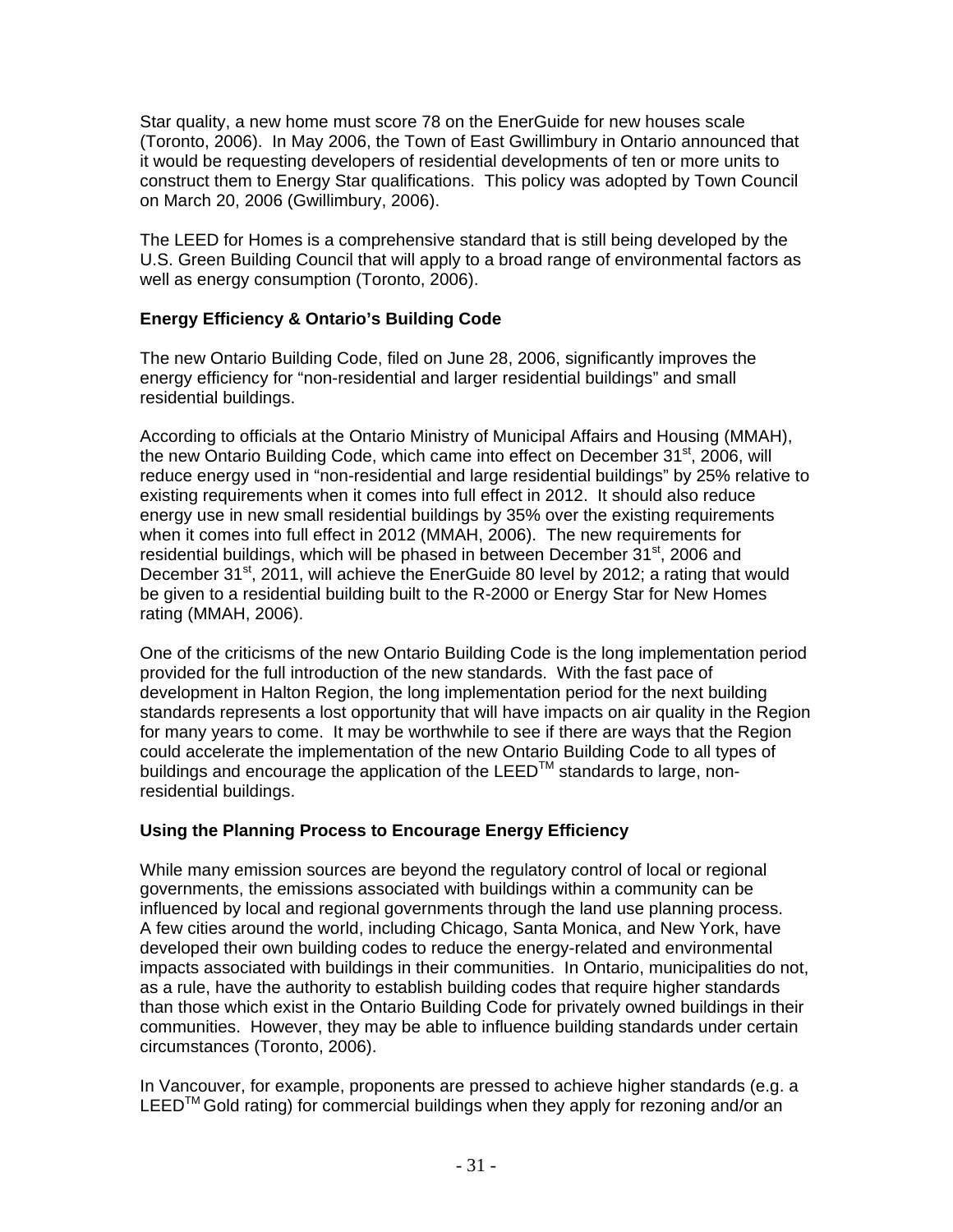Star quality, a new home must score 78 on the EnerGuide for new houses scale (Toronto, 2006). In May 2006, the Town of East Gwillimbury in Ontario announced that it would be requesting developers of residential developments of ten or more units to construct them to Energy Star qualifications. This policy was adopted by Town Council on March 20, 2006 (Gwillimbury, 2006).

The LEED for Homes is a comprehensive standard that is still being developed by the U.S. Green Building Council that will apply to a broad range of environmental factors as well as energy consumption (Toronto, 2006).

### Energy Efficiency & Ontario's Building Code

The new Ontario Building Code, filed on June 28, 2006, significantly improves the energy efficiency for "non-residential and larger residential buildings" and small residential buildings.

According to officials at the Ontario Ministry of Municipal Affairs and Housing (MMAH), the new Ontario Building Code, which came into effect on December 31st, 2006, will reduce energy used in "non-residential and large residential buildings" by 25% relative to existing requirements when it comes into full effect in 2012. It should also reduce energy use in new small residential buildings by 35% over the existing requirements when it comes into full effect in 2012 (MMAH, 2006). The new requirements for residential buildings, which will be phased in between December 31st, 2006 and December 31st, 2011, will achieve the EnerGuide 80 level by 2012; a rating that would be given to a residential building built to the R-2000 or Energy Star for New Homes rating (MMAH, 2006).

One of the criticisms of the new Ontario Building Code is the long implementation period provided for the full introduction of the new standards. With the fast pace of development in Halton Region, the long implementation period for the next building standards represents a lost opportunity that will have impacts on air quality in the Region for many years to come. It may be worthwhile to see if there are ways that the Region could accelerate the implementation of the new Ontario Building Code to all types of buildings and encourage the application of the LEED™ standards to large, non-residential buildings.

### Using the Planning Process to Encourage Energy Efficiency

While many emission sources are beyond the regulatory control of local or regional governments, the emissions associated with buildings within a community can be influenced by local and regional governments through the land use planning process. A few cities around the world, including Chicago, Santa Monica, and New York, have developed their own building codes to reduce the energy-related and environmental impacts associated with buildings in their communities. In Ontario, municipalities do not, as a rule, have the authority to establish building codes that require higher standards than those which exist in the Ontario Building Code for privately owned buildings in their communities. However, they may be able to influence building standards under certain circumstances (Toronto, 2006).

In Vancouver, for example, proponents are pressed to achieve higher standards (e.g. a LEED™ Gold rating) for commercial buildings when they apply for rezoning and/or an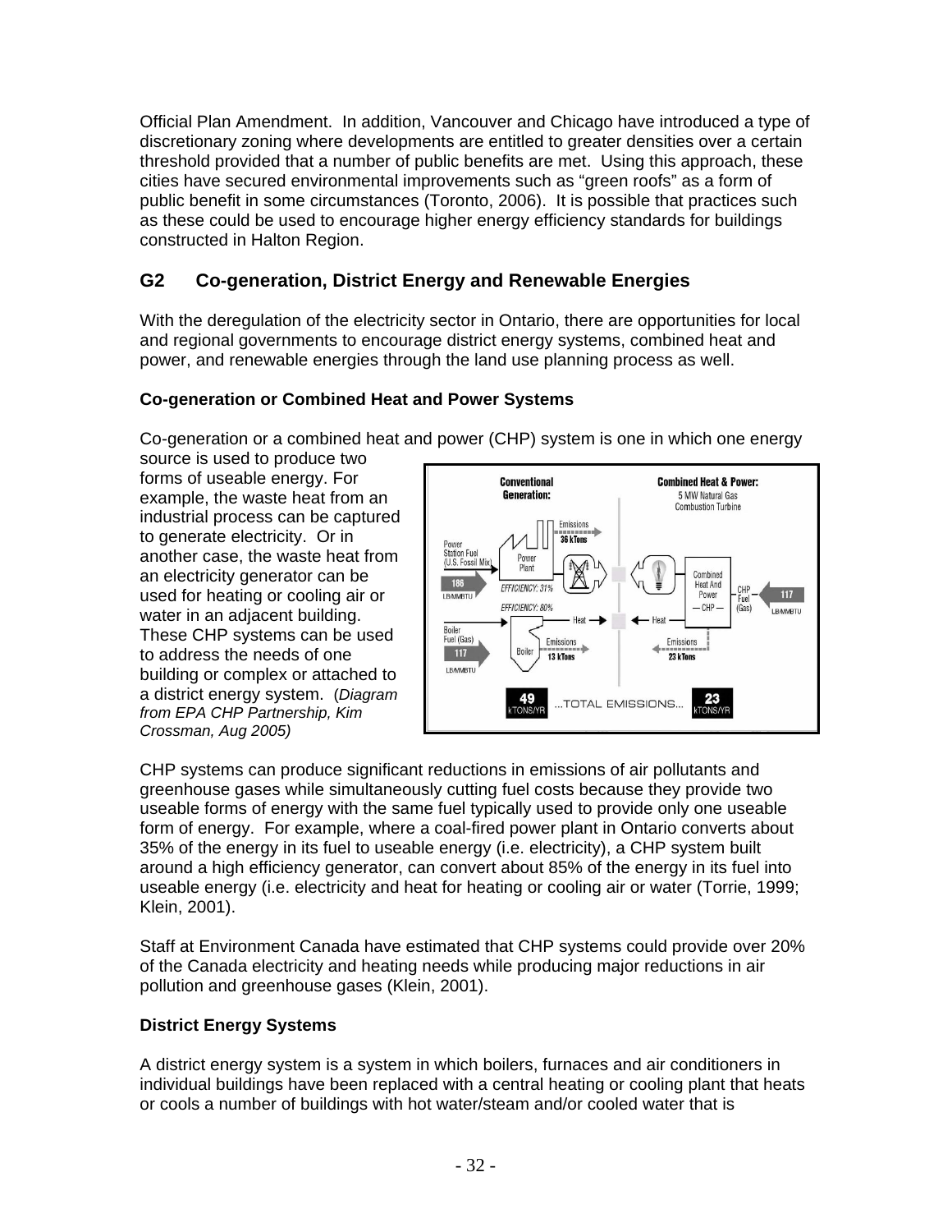Official Plan Amendment. In addition, Vancouver and Chicago have introduced a type of discretionary zoning where developments are entitled to greater densities over a certain threshold provided that a number of public benefits are met. Using this approach, these cities have secured environmental improvements such as "green roofs" as a form of public benefit in some circumstances (Toronto, 2006). It is possible that practices such as these could be used to encourage higher energy efficiency standards for buildings constructed in Halton Region.

## G2 Co-generation, District Energy and Renewable Energies

With the deregulation of the electricity sector in Ontario, there are opportunities for local and regional governments to encourage district energy systems, combined heat and power, and renewable energies through the land use planning process as well.

### Co-generation or Combined Heat and Power Systems

Co-generation or a combined heat and power (CHP) system is one in which one energy source is used to produce two forms of useable energy. For example, the waste heat from an industrial process can be captured to generate electricity. Or in another case, the waste heat from an electricity generator can be used for heating or cooling air or water in an adjacent building. These CHP systems can be used to address the needs of one building or complex or attached to a district energy system. (*Diagram from EPA CHP Partnership, Kim Crossman, Aug 2005)*

CHP systems can produce significant reductions in emissions of air pollutants and greenhouse gases while simultaneously cutting fuel costs because they provide two useable forms of energy with the same fuel typically used to provide only one useable form of energy. For example, where a coal-fired power plant in Ontario converts about 35% of the energy in its fuel to useable energy (i.e. electricity), a CHP system built around a high efficiency generator, can convert about 85% of the energy in its fuel into useable energy (i.e. electricity and heat for heating or cooling air or water (Torrie, 1999; Klein, 2001).

Staff at Environment Canada have estimated that CHP systems could provide over 20% of the Canada electricity and heating needs while producing major reductions in air pollution and greenhouse gases (Klein, 2001).

### District Energy Systems

A district energy system is a system in which boilers, furnaces and air conditioners in individual buildings have been replaced with a central heating or cooling plant that heats or cools a number of buildings with hot water/steam and/or cooled water that is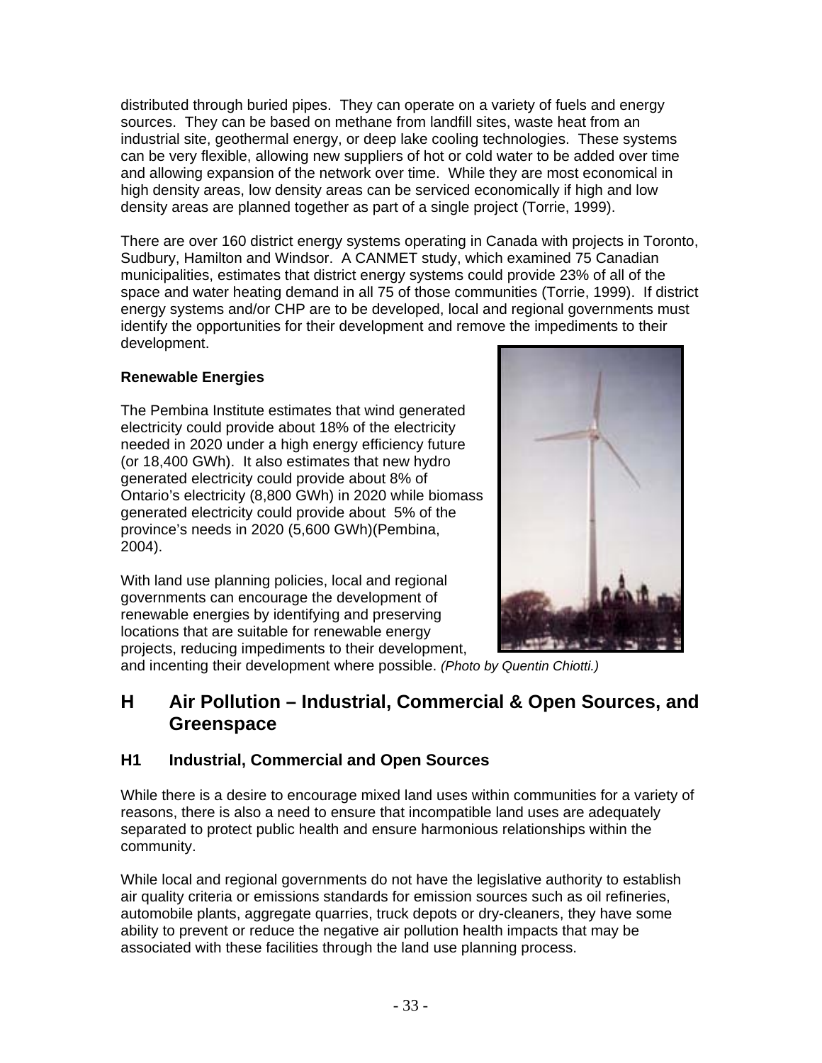distributed through buried pipes. They can operate on a variety of fuels and energy sources. They can be based on methane from landfill sites, waste heat from an industrial site, geothermal energy, or deep lake cooling technologies. These systems can be very flexible, allowing new suppliers of hot or cold water to be added over time and allowing expansion of the network over time. While they are most economical in high density areas, low density areas can be serviced economically if high and low density areas are planned together as part of a single project (Torrie, 1999).

There are over 160 district energy systems operating in Canada with projects in Toronto, Sudbury, Hamilton and Windsor. A CANMET study, which examined 75 Canadian municipalities, estimates that district energy systems could provide 23% of all of the space and water heating demand in all 75 of those communities (Torrie, 1999). If district energy systems and/or CHP are to be developed, local and regional governments must identify the opportunities for their development and remove the impediments to their development.

**Renewable Energies**

The Pembina Institute estimates that wind generated electricity could provide about 18% of the electricity needed in 2020 under a high energy efficiency future (or 18,400 GWh). It also estimates that new hydro generated electricity could provide about 8% of Ontario's electricity (8,800 GWh) in 2020 while biomass generated electricity could provide about 5% of the province's needs in 2020 (5,600 GWh)(Pembina, 2004).

With land use planning policies, local and regional governments can encourage the development of renewable energies by identifying and preserving locations that are suitable for renewable energy projects, reducing impediments to their development, and incenting their development where possible. *(Photo by Quentin Chiotti.)*

## H Air Pollution – Industrial, Commercial & Open Sources, and Greenspace

### H1 Industrial, Commercial and Open Sources

While there is a desire to encourage mixed land uses within communities for a variety of reasons, there is also a need to ensure that incompatible land uses are adequately separated to protect public health and ensure harmonious relationships within the community.

While local and regional governments do not have the legislative authority to establish air quality criteria or emissions standards for emission sources such as oil refineries, automobile plants, aggregate quarries, truck depots or dry-cleaners, they have some ability to prevent or reduce the negative air pollution health impacts that may be associated with these facilities through the land use planning process.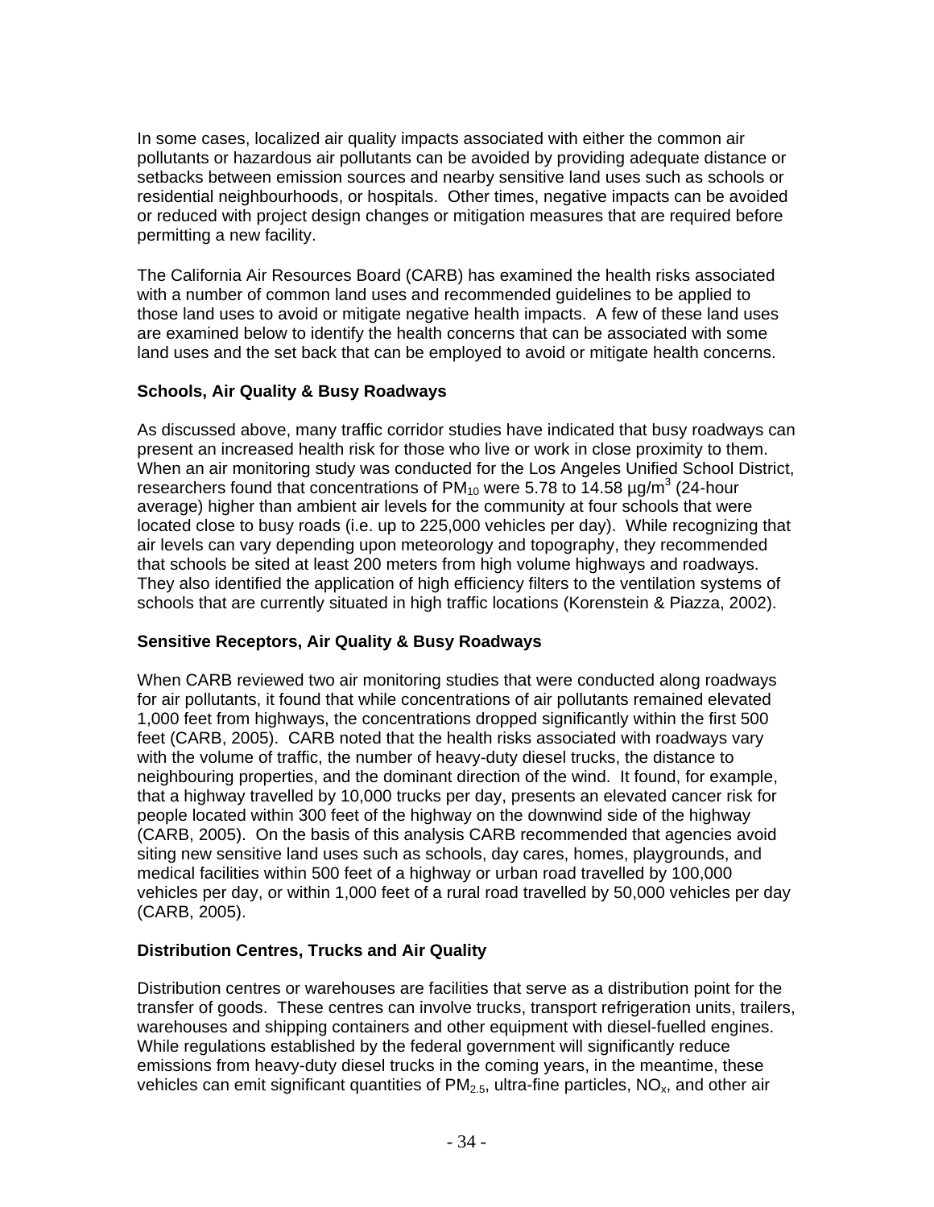In some cases, localized air quality impacts associated with either the common air pollutants or hazardous air pollutants can be avoided by providing adequate distance or setbacks between emission sources and nearby sensitive land uses such as schools or residential neighbourhoods, or hospitals. Other times, negative impacts can be avoided or reduced with project design changes or mitigation measures that are required before permitting a new facility.

The California Air Resources Board (CARB) has examined the health risks associated with a number of common land uses and recommended guidelines to be applied to those land uses to avoid or mitigate negative health impacts. A few of these land uses are examined below to identify the health concerns that can be associated with some land uses and the set back that can be employed to avoid or mitigate health concerns.

### Schools, Air Quality & Busy Roadways

As discussed above, many traffic corridor studies have indicated that busy roadways can present an increased health risk for those who live or work in close proximity to them. When an air monitoring study was conducted for the Los Angeles Unified School District, researchers found that concentrations of $PM_{10}$ were 5.78 to 14.58 µg/m$^3$ (24-hour average) higher than ambient air levels for the community at four schools that were located close to busy roads (i.e. up to 225,000 vehicles per day). While recognizing that air levels can vary depending upon meteorology and topography, they recommended that schools be sited at least 200 meters from high volume highways and roadways. They also identified the application of high efficiency filters to the ventilation systems of schools that are currently situated in high traffic locations (Korenstein & Piazza, 2002).

### Sensitive Receptors, Air Quality & Busy Roadways

When CARB reviewed two air monitoring studies that were conducted along roadways for air pollutants, it found that while concentrations of air pollutants remained elevated 1,000 feet from highways, the concentrations dropped significantly within the first 500 feet (CARB, 2005). CARB noted that the health risks associated with roadways vary with the volume of traffic, the number of heavy-duty diesel trucks, the distance to neighbouring properties, and the dominant direction of the wind. It found, for example, that a highway travelled by 10,000 trucks per day, presents an elevated cancer risk for people located within 300 feet of the highway on the downwind side of the highway (CARB, 2005). On the basis of this analysis CARB recommended that agencies avoid siting new sensitive land uses such as schools, day cares, homes, playgrounds, and medical facilities within 500 feet of a highway or urban road travelled by 100,000 vehicles per day, or within 1,000 feet of a rural road travelled by 50,000 vehicles per day (CARB, 2005).

### Distribution Centres, Trucks and Air Quality

Distribution centres or warehouses are facilities that serve as a distribution point for the transfer of goods. These centres can involve trucks, transport refrigeration units, trailers, warehouses and shipping containers and other equipment with diesel-fuelled engines. While regulations established by the federal government will significantly reduce emissions from heavy-duty diesel trucks in the coming years, in the meantime, these vehicles can emit significant quantities of $PM_{2.5}$, ultra-fine particles, $NO_x$, and other air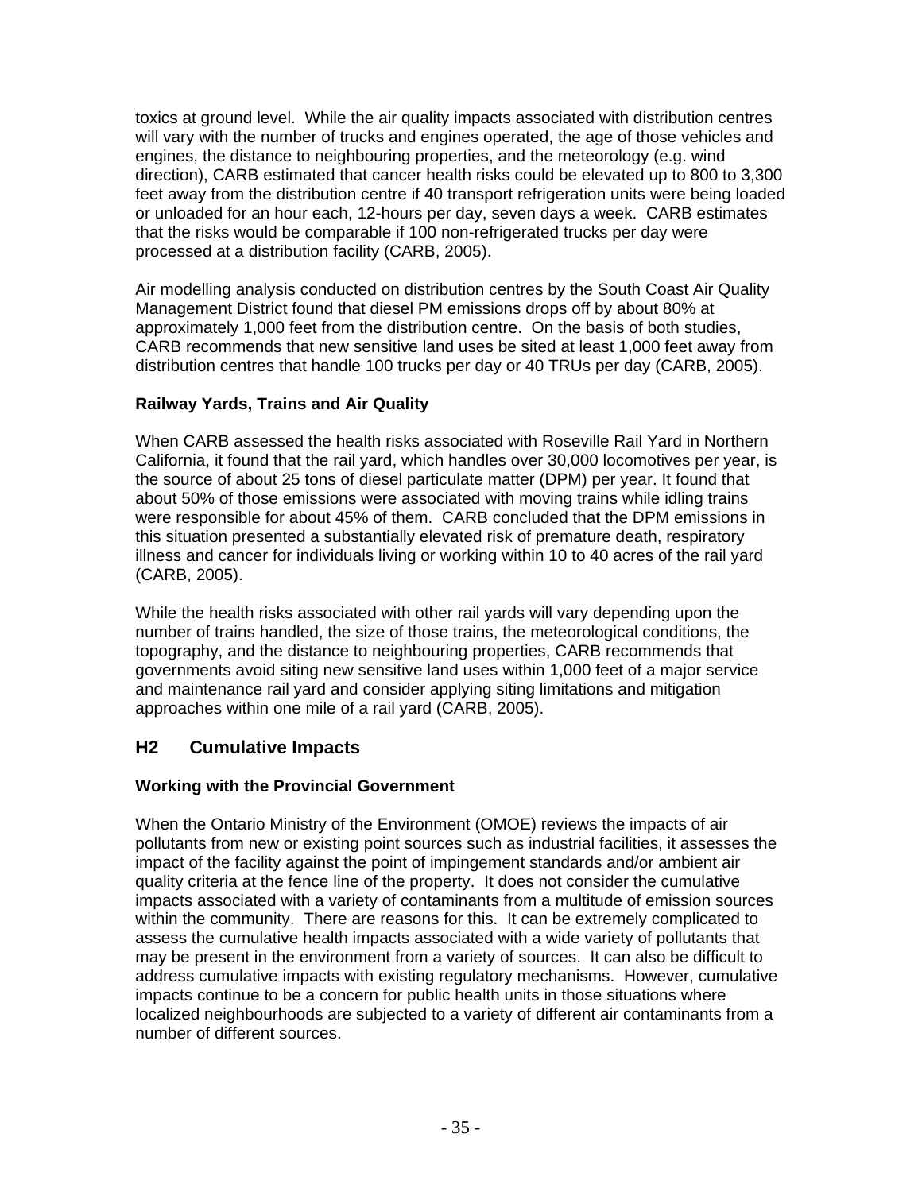toxics at ground level. While the air quality impacts associated with distribution centres will vary with the number of trucks and engines operated, the age of those vehicles and engines, the distance to neighbouring properties, and the meteorology (e.g. wind direction), CARB estimated that cancer health risks could be elevated up to 800 to 3,300 feet away from the distribution centre if 40 transport refrigeration units were being loaded or unloaded for an hour each, 12-hours per day, seven days a week. CARB estimates that the risks would be comparable if 100 non-refrigerated trucks per day were processed at a distribution facility (CARB, 2005).

Air modelling analysis conducted on distribution centres by the South Coast Air Quality Management District found that diesel PM emissions drops off by about 80% at approximately 1,000 feet from the distribution centre. On the basis of both studies, CARB recommends that new sensitive land uses be sited at least 1,000 feet away from distribution centres that handle 100 trucks per day or 40 TRUs per day (CARB, 2005).

**Railway Yards, Trains and Air Quality**

When CARB assessed the health risks associated with Roseville Rail Yard in Northern California, it found that the rail yard, which handles over 30,000 locomotives per year, is the source of about 25 tons of diesel particulate matter (DPM) per year. It found that about 50% of those emissions were associated with moving trains while idling trains were responsible for about 45% of them. CARB concluded that the DPM emissions in this situation presented a substantially elevated risk of premature death, respiratory illness and cancer for individuals living or working within 10 to 40 acres of the rail yard (CARB, 2005).

While the health risks associated with other rail yards will vary depending upon the number of trains handled, the size of those trains, the meteorological conditions, the topography, and the distance to neighbouring properties, CARB recommends that governments avoid siting new sensitive land uses within 1,000 feet of a major service and maintenance rail yard and consider applying siting limitations and mitigation approaches within one mile of a rail yard (CARB, 2005).

## H2 Cumulative Impacts

**Working with the Provincial Government**

When the Ontario Ministry of the Environment (OMOE) reviews the impacts of air pollutants from new or existing point sources such as industrial facilities, it assesses the impact of the facility against the point of impingement standards and/or ambient air quality criteria at the fence line of the property. It does not consider the cumulative impacts associated with a variety of contaminants from a multitude of emission sources within the community. There are reasons for this. It can be extremely complicated to assess the cumulative health impacts associated with a wide variety of pollutants that may be present in the environment from a variety of sources. It can also be difficult to address cumulative impacts with existing regulatory mechanisms. However, cumulative impacts continue to be a concern for public health units in those situations where localized neighbourhoods are subjected to a variety of different air contaminants from a number of different sources.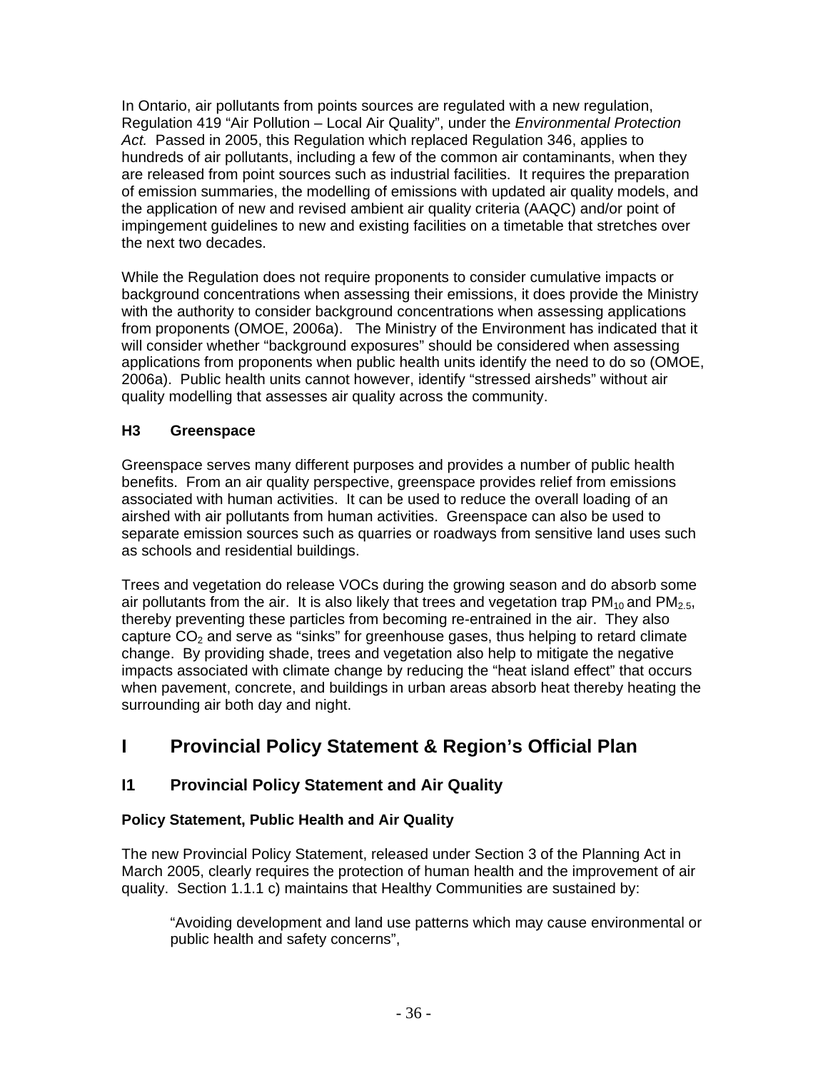In Ontario, air pollutants from points sources are regulated with a new regulation, Regulation 419 "Air Pollution – Local Air Quality", under the *Environmental Protection Act.* Passed in 2005, this Regulation which replaced Regulation 346, applies to hundreds of air pollutants, including a few of the common air contaminants, when they are released from point sources such as industrial facilities. It requires the preparation of emission summaries, the modelling of emissions with updated air quality models, and the application of new and revised ambient air quality criteria (AAQC) and/or point of impingement guidelines to new and existing facilities on a timetable that stretches over the next two decades.

While the Regulation does not require proponents to consider cumulative impacts or background concentrations when assessing their emissions, it does provide the Ministry with the authority to consider background concentrations when assessing applications from proponents (OMOE, 2006a). The Ministry of the Environment has indicated that it will consider whether "background exposures" should be considered when assessing applications from proponents when public health units identify the need to do so (OMOE, 2006a). Public health units cannot however, identify "stressed airsheds" without air quality modelling that assesses air quality across the community.

### H3 Greenspace

Greenspace serves many different purposes and provides a number of public health benefits. From an air quality perspective, greenspace provides relief from emissions associated with human activities. It can be used to reduce the overall loading of an airshed with air pollutants from human activities. Greenspace can also be used to separate emission sources such as quarries or roadways from sensitive land uses such as schools and residential buildings.

Trees and vegetation do release VOCs during the growing season and do absorb some air pollutants from the air. It is also likely that trees and vegetation trap $PM_{10}$ and $PM_{2.5}$, thereby preventing these particles from becoming re-entrained in the air. They also capture $CO_2$ and serve as "sinks" for greenhouse gases, thus helping to retard climate change. By providing shade, trees and vegetation also help to mitigate the negative impacts associated with climate change by reducing the "heat island effect" that occurs when pavement, concrete, and buildings in urban areas absorb heat thereby heating the surrounding air both day and night.

# I Provincial Policy Statement & Region's Official Plan

## I1 Provincial Policy Statement and Air Quality

### Policy Statement, Public Health and Air Quality

The new Provincial Policy Statement, released under Section 3 of the Planning Act in March 2005, clearly requires the protection of human health and the improvement of air quality. Section 1.1.1 c) maintains that Healthy Communities are sustained by:

> "Avoiding development and land use patterns which may cause environmental or public health and safety concerns",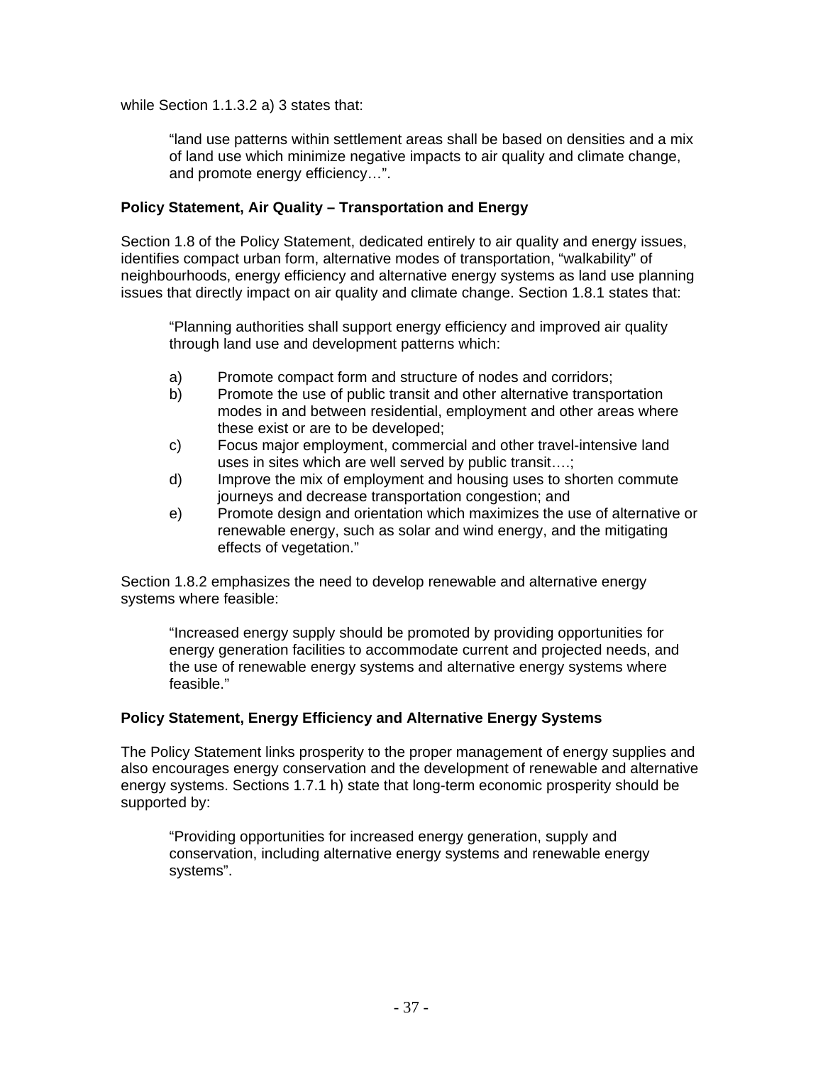while Section 1.1.3.2 a) 3 states that:

> "land use patterns within settlement areas shall be based on densities and a mix of land use which minimize negative impacts to air quality and climate change, and promote energy efficiency…".

**Policy Statement, Air Quality – Transportation and Energy**

Section 1.8 of the Policy Statement, dedicated entirely to air quality and energy issues, identifies compact urban form, alternative modes of transportation, "walkability" of neighbourhoods, energy efficiency and alternative energy systems as land use planning issues that directly impact on air quality and climate change. Section 1.8.1 states that:

> "Planning authorities shall support energy efficiency and improved air quality through land use and development patterns which:
>
> a) Promote compact form and structure of nodes and corridors;
> b) Promote the use of public transit and other alternative transportation modes in and between residential, employment and other areas where these exist or are to be developed;
> c) Focus major employment, commercial and other travel-intensive land uses in sites which are well served by public transit….;
> d) Improve the mix of employment and housing uses to shorten commute journeys and decrease transportation congestion; and
> e) Promote design and orientation which maximizes the use of alternative or renewable energy, such as solar and wind energy, and the mitigating effects of vegetation."

Section 1.8.2 emphasizes the need to develop renewable and alternative energy systems where feasible:

> "Increased energy supply should be promoted by providing opportunities for energy generation facilities to accommodate current and projected needs, and the use of renewable energy systems and alternative energy systems where feasible."

**Policy Statement, Energy Efficiency and Alternative Energy Systems**

The Policy Statement links prosperity to the proper management of energy supplies and also encourages energy conservation and the development of renewable and alternative energy systems. Sections 1.7.1 h) state that long-term economic prosperity should be supported by:

> "Providing opportunities for increased energy generation, supply and conservation, including alternative energy systems and renewable energy systems".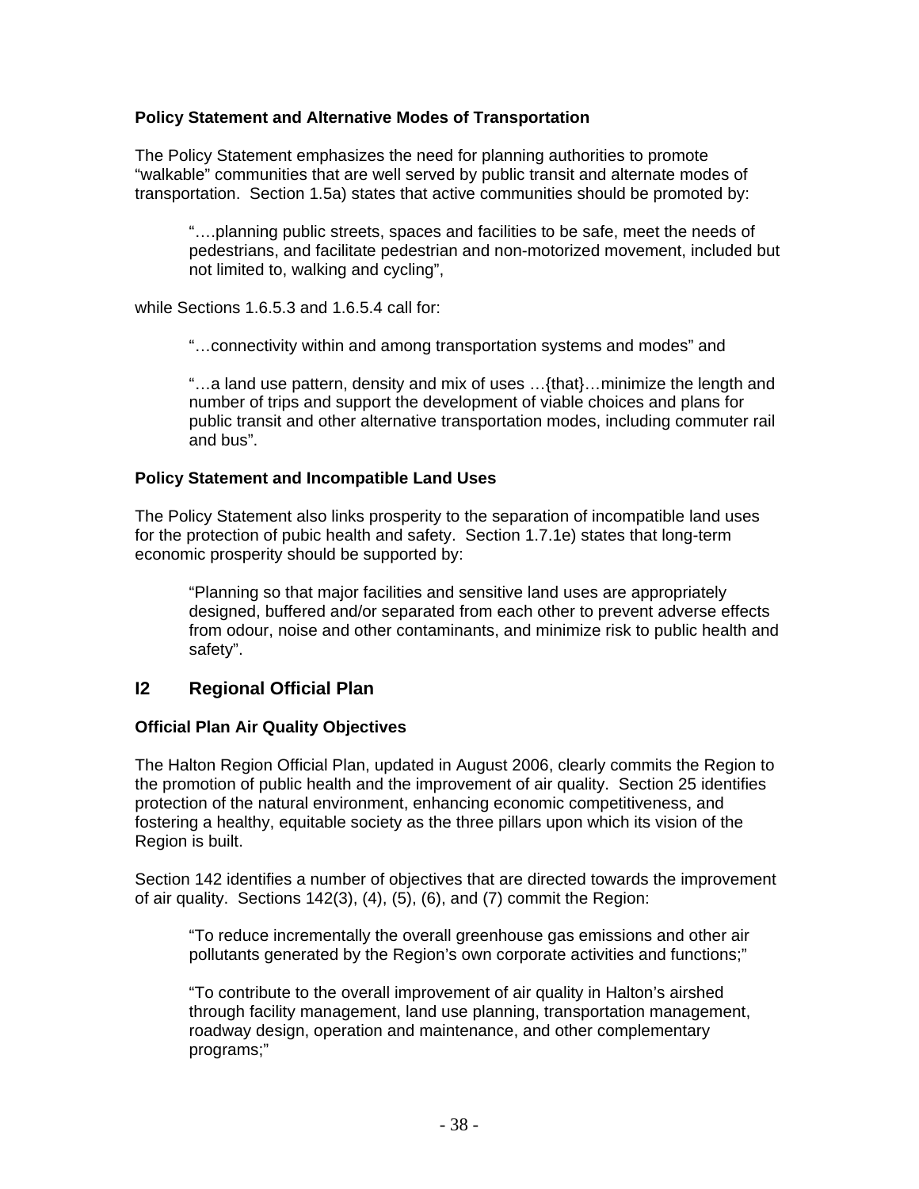### Policy Statement and Alternative Modes of Transportation

The Policy Statement emphasizes the need for planning authorities to promote "walkable" communities that are well served by public transit and alternate modes of transportation. Section 1.5a) states that active communities should be promoted by:

> "….planning public streets, spaces and facilities to be safe, meet the needs of pedestrians, and facilitate pedestrian and non-motorized movement, included but not limited to, walking and cycling",

while Sections 1.6.5.3 and 1.6.5.4 call for:

> "…connectivity within and among transportation systems and modes" and
>
> "…a land use pattern, density and mix of uses …{that}…minimize the length and number of trips and support the development of viable choices and plans for public transit and other alternative transportation modes, including commuter rail and bus".

### Policy Statement and Incompatible Land Uses

The Policy Statement also links prosperity to the separation of incompatible land uses for the protection of pubic health and safety. Section 1.7.1e) states that long-term economic prosperity should be supported by:

> "Planning so that major facilities and sensitive land uses are appropriately designed, buffered and/or separated from each other to prevent adverse effects from odour, noise and other contaminants, and minimize risk to public health and safety".

## I2 Regional Official Plan

### Official Plan Air Quality Objectives

The Halton Region Official Plan, updated in August 2006, clearly commits the Region to the promotion of public health and the improvement of air quality. Section 25 identifies protection of the natural environment, enhancing economic competitiveness, and fostering a healthy, equitable society as the three pillars upon which its vision of the Region is built.

Section 142 identifies a number of objectives that are directed towards the improvement of air quality. Sections 142(3), (4), (5), (6), and (7) commit the Region:

> "To reduce incrementally the overall greenhouse gas emissions and other air pollutants generated by the Region's own corporate activities and functions;"
>
> "To contribute to the overall improvement of air quality in Halton's airshed through facility management, land use planning, transportation management, roadway design, operation and maintenance, and other complementary programs;"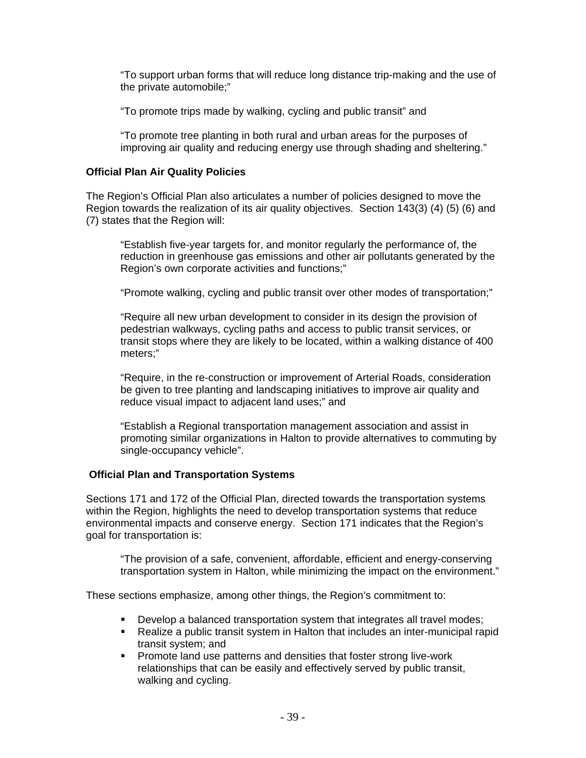> "To support urban forms that will reduce long distance trip-making and the use of the private automobile;"
>
> "To promote trips made by walking, cycling and public transit" and
>
> "To promote tree planting in both rural and urban areas for the purposes of improving air quality and reducing energy use through shading and sheltering."

**Official Plan Air Quality Policies**

The Region's Official Plan also articulates a number of policies designed to move the Region towards the realization of its air quality objectives. Section 143(3) (4) (5) (6) and (7) states that the Region will:

> "Establish five-year targets for, and monitor regularly the performance of, the reduction in greenhouse gas emissions and other air pollutants generated by the Region's own corporate activities and functions;"
>
> "Promote walking, cycling and public transit over other modes of transportation;"
>
> "Require all new urban development to consider in its design the provision of pedestrian walkways, cycling paths and access to public transit services, or transit stops where they are likely to be located, within a walking distance of 400 meters;"
>
> "Require, in the re-construction or improvement of Arterial Roads, consideration be given to tree planting and landscaping initiatives to improve air quality and reduce visual impact to adjacent land uses;" and
>
> "Establish a Regional transportation management association and assist in promoting similar organizations in Halton to provide alternatives to commuting by single-occupancy vehicle".

**Official Plan and Transportation Systems**

Sections 171 and 172 of the Official Plan, directed towards the transportation systems within the Region, highlights the need to develop transportation systems that reduce environmental impacts and conserve energy. Section 171 indicates that the Region's goal for transportation is:

> "The provision of a safe, convenient, affordable, efficient and energy-conserving transportation system in Halton, while minimizing the impact on the environment."

These sections emphasize, among other things, the Region's commitment to:

- Develop a balanced transportation system that integrates all travel modes;
- Realize a public transit system in Halton that includes an inter-municipal rapid transit system; and
- Promote land use patterns and densities that foster strong live-work relationships that can be easily and effectively served by public transit, walking and cycling.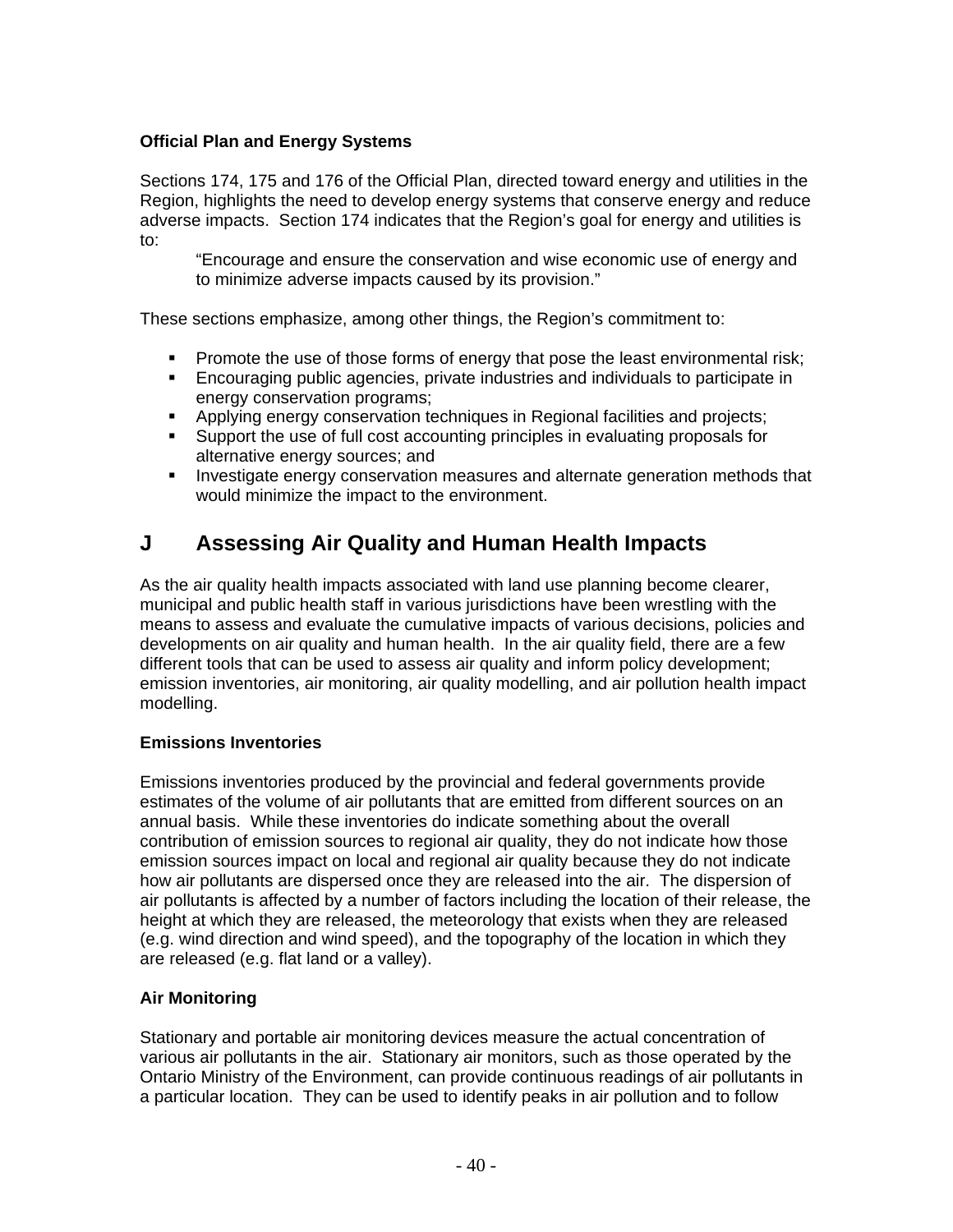**Official Plan and Energy Systems**

Sections 174, 175 and 176 of the Official Plan, directed toward energy and utilities in the Region, highlights the need to develop energy systems that conserve energy and reduce adverse impacts. Section 174 indicates that the Region's goal for energy and utilities is to:

> "Encourage and ensure the conservation and wise economic use of energy and to minimize adverse impacts caused by its provision."

These sections emphasize, among other things, the Region's commitment to:

- Promote the use of those forms of energy that pose the least environmental risk;
- Encouraging public agencies, private industries and individuals to participate in energy conservation programs;
- Applying energy conservation techniques in Regional facilities and projects;
- Support the use of full cost accounting principles in evaluating proposals for alternative energy sources; and
- Investigate energy conservation measures and alternate generation methods that would minimize the impact to the environment.

## J Assessing Air Quality and Human Health Impacts

As the air quality health impacts associated with land use planning become clearer, municipal and public health staff in various jurisdictions have been wrestling with the means to assess and evaluate the cumulative impacts of various decisions, policies and developments on air quality and human health. In the air quality field, there are a few different tools that can be used to assess air quality and inform policy development; emission inventories, air monitoring, air quality modelling, and air pollution health impact modelling.

**Emissions Inventories**

Emissions inventories produced by the provincial and federal governments provide estimates of the volume of air pollutants that are emitted from different sources on an annual basis. While these inventories do indicate something about the overall contribution of emission sources to regional air quality, they do not indicate how those emission sources impact on local and regional air quality because they do not indicate how air pollutants are dispersed once they are released into the air. The dispersion of air pollutants is affected by a number of factors including the location of their release, the height at which they are released, the meteorology that exists when they are released (e.g. wind direction and wind speed), and the topography of the location in which they are released (e.g. flat land or a valley).

**Air Monitoring**

Stationary and portable air monitoring devices measure the actual concentration of various air pollutants in the air. Stationary air monitors, such as those operated by the Ontario Ministry of the Environment, can provide continuous readings of air pollutants in a particular location. They can be used to identify peaks in air pollution and to follow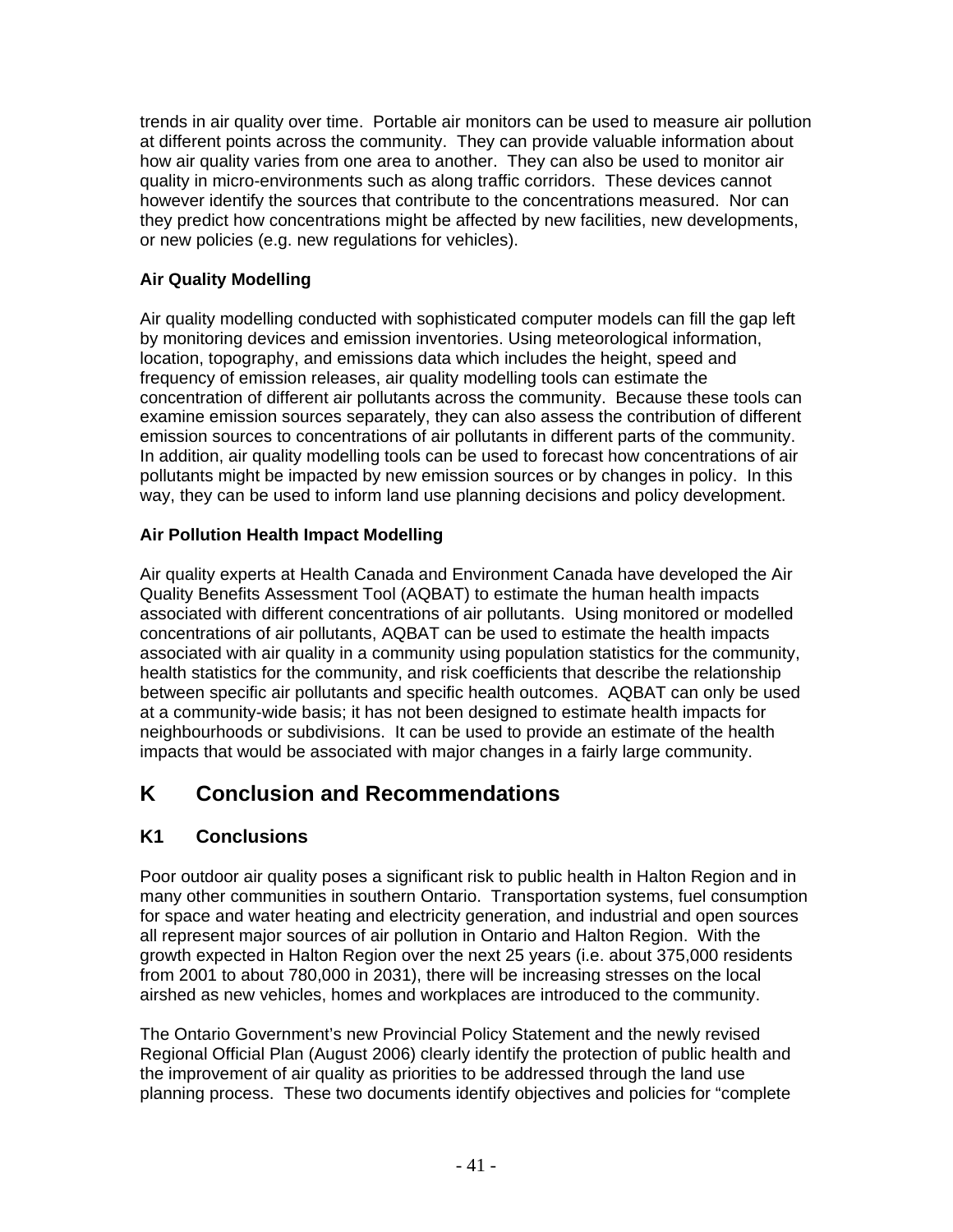trends in air quality over time. Portable air monitors can be used to measure air pollution at different points across the community. They can provide valuable information about how air quality varies from one area to another. They can also be used to monitor air quality in micro-environments such as along traffic corridors. These devices cannot however identify the sources that contribute to the concentrations measured. Nor can they predict how concentrations might be affected by new facilities, new developments, or new policies (e.g. new regulations for vehicles).

**Air Quality Modelling**

Air quality modelling conducted with sophisticated computer models can fill the gap left by monitoring devices and emission inventories. Using meteorological information, location, topography, and emissions data which includes the height, speed and frequency of emission releases, air quality modelling tools can estimate the concentration of different air pollutants across the community. Because these tools can examine emission sources separately, they can also assess the contribution of different emission sources to concentrations of air pollutants in different parts of the community. In addition, air quality modelling tools can be used to forecast how concentrations of air pollutants might be impacted by new emission sources or by changes in policy. In this way, they can be used to inform land use planning decisions and policy development.

**Air Pollution Health Impact Modelling**

Air quality experts at Health Canada and Environment Canada have developed the Air Quality Benefits Assessment Tool (AQBAT) to estimate the human health impacts associated with different concentrations of air pollutants. Using monitored or modelled concentrations of air pollutants, AQBAT can be used to estimate the health impacts associated with air quality in a community using population statistics for the community, health statistics for the community, and risk coefficients that describe the relationship between specific air pollutants and specific health outcomes. AQBAT can only be used at a community-wide basis; it has not been designed to estimate health impacts for neighbourhoods or subdivisions. It can be used to provide an estimate of the health impacts that would be associated with major changes in a fairly large community.

# K Conclusion and Recommendations

## K1 Conclusions

Poor outdoor air quality poses a significant risk to public health in Halton Region and in many other communities in southern Ontario. Transportation systems, fuel consumption for space and water heating and electricity generation, and industrial and open sources all represent major sources of air pollution in Ontario and Halton Region. With the growth expected in Halton Region over the next 25 years (i.e. about 375,000 residents from 2001 to about 780,000 in 2031), there will be increasing stresses on the local airshed as new vehicles, homes and workplaces are introduced to the community.

The Ontario Government's new Provincial Policy Statement and the newly revised Regional Official Plan (August 2006) clearly identify the protection of public health and the improvement of air quality as priorities to be addressed through the land use planning process. These two documents identify objectives and policies for "complete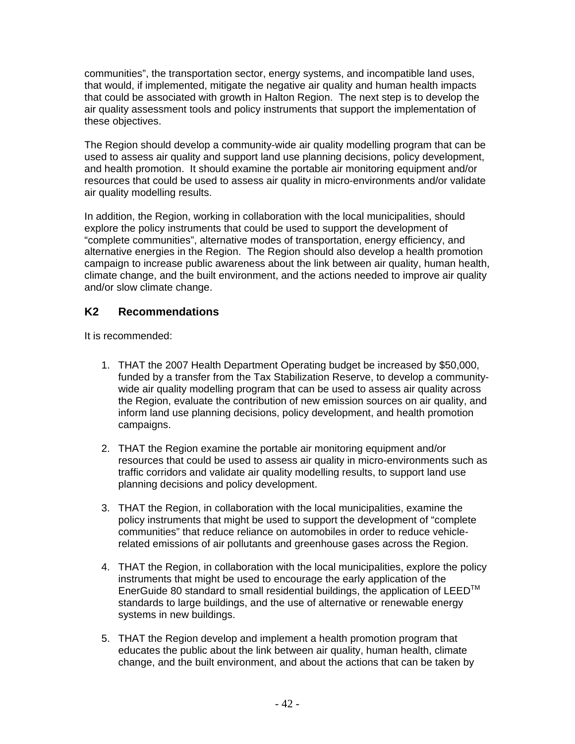communities", the transportation sector, energy systems, and incompatible land uses, that would, if implemented, mitigate the negative air quality and human health impacts that could be associated with growth in Halton Region. The next step is to develop the air quality assessment tools and policy instruments that support the implementation of these objectives.

The Region should develop a community-wide air quality modelling program that can be used to assess air quality and support land use planning decisions, policy development, and health promotion. It should examine the portable air monitoring equipment and/or resources that could be used to assess air quality in micro-environments and/or validate air quality modelling results.

In addition, the Region, working in collaboration with the local municipalities, should explore the policy instruments that could be used to support the development of "complete communities", alternative modes of transportation, energy efficiency, and alternative energies in the Region. The Region should also develop a health promotion campaign to increase public awareness about the link between air quality, human health, climate change, and the built environment, and the actions needed to improve air quality and/or slow climate change.

## K2 Recommendations

It is recommended:

1. THAT the 2007 Health Department Operating budget be increased by $50,000, funded by a transfer from the Tax Stabilization Reserve, to develop a community-wide air quality modelling program that can be used to assess air quality across the Region, evaluate the contribution of new emission sources on air quality, and inform land use planning decisions, policy development, and health promotion campaigns.

2. THAT the Region examine the portable air monitoring equipment and/or resources that could be used to assess air quality in micro-environments such as traffic corridors and validate air quality modelling results, to support land use planning decisions and policy development.

3. THAT the Region, in collaboration with the local municipalities, examine the policy instruments that might be used to support the development of "complete communities" that reduce reliance on automobiles in order to reduce vehicle-related emissions of air pollutants and greenhouse gases across the Region.

4. THAT the Region, in collaboration with the local municipalities, explore the policy instruments that might be used to encourage the early application of the EnerGuide 80 standard to small residential buildings, the application of LEED™ standards to large buildings, and the use of alternative or renewable energy systems in new buildings.

5. THAT the Region develop and implement a health promotion program that educates the public about the link between air quality, human health, climate change, and the built environment, and about the actions that can be taken by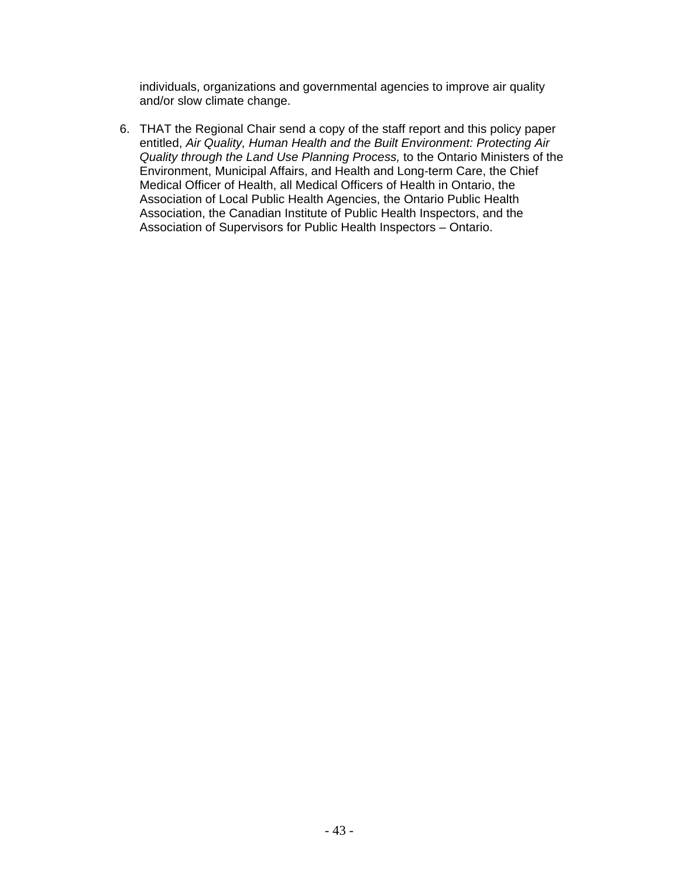individuals, organizations and governmental agencies to improve air quality and/or slow climate change.

6. THAT the Regional Chair send a copy of the staff report and this policy paper entitled, *Air Quality, Human Health and the Built Environment: Protecting Air Quality through the Land Use Planning Process,* to the Ontario Ministers of the Environment, Municipal Affairs, and Health and Long-term Care, the Chief Medical Officer of Health, all Medical Officers of Health in Ontario, the Association of Local Public Health Agencies, the Ontario Public Health Association, the Canadian Institute of Public Health Inspectors, and the Association of Supervisors for Public Health Inspectors – Ontario.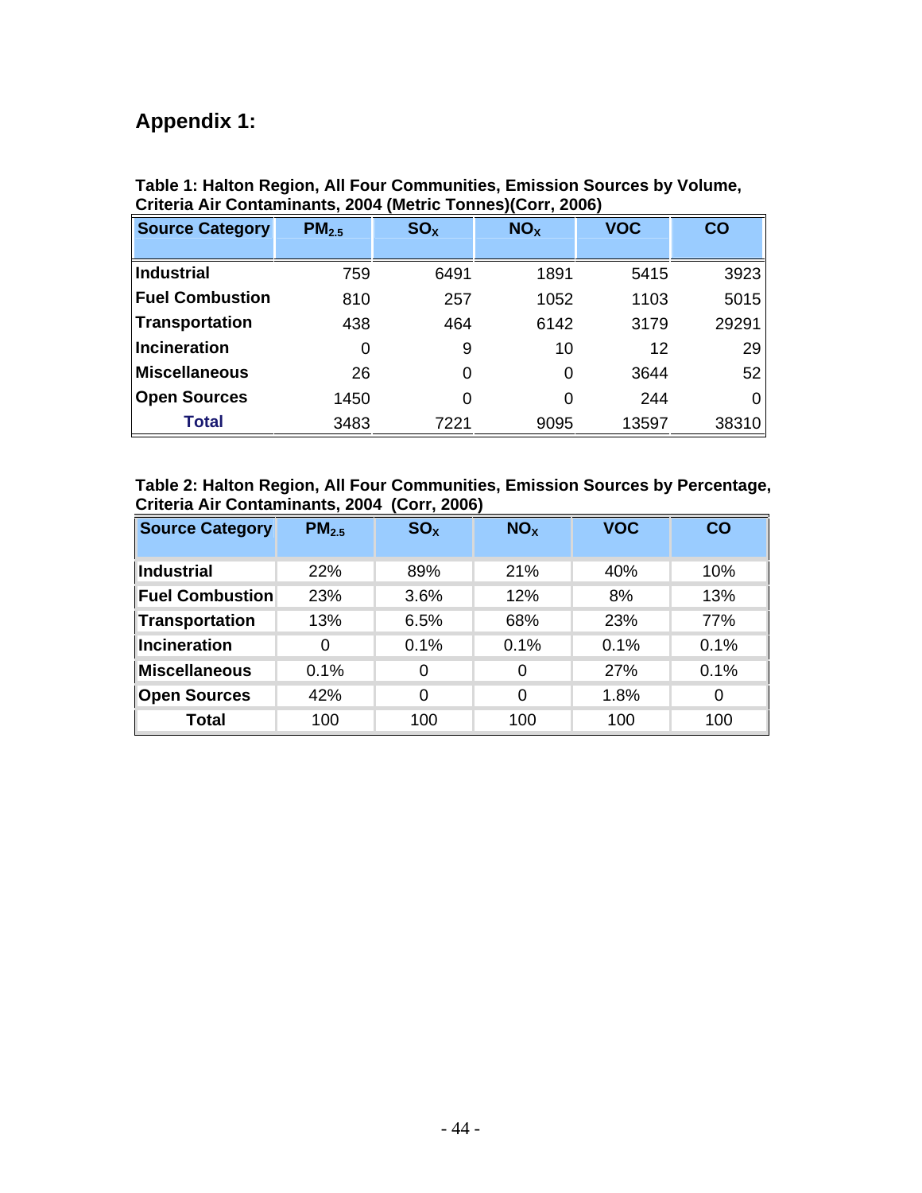## Appendix 1:

**Table 1: Halton Region, All Four Communities, Emission Sources by Volume, Criteria Air Contaminants, 2004 (Metric Tonnes)(Corr, 2006)**

| Source Category | $PM_{2.5}$ | $SO_X$ | $NO_X$ | VOC | CO |
|---|---|---|---|---|---|
| **Industrial** | 759 | 6491 | 1891 | 5415 | 3923 |
| **Fuel Combustion** | 810 | 257 | 1052 | 1103 | 5015 |
| **Transportation** | 438 | 464 | 6142 | 3179 | 29291 |
| **Incineration** | 0 | 9 | 10 | 12 | 29 |
| **Miscellaneous** | 26 | 0 | 0 | 3644 | 52 |
| **Open Sources** | 1450 | 0 | 0 | 244 | 0 |
| **Total** | 3483 | 7221 | 9095 | 13597 | 38310 |

**Table 2: Halton Region, All Four Communities, Emission Sources by Percentage, Criteria Air Contaminants, 2004 (Corr, 2006)**

| Source Category | $PM_{2.5}$ | $SO_X$ | $NO_X$ | VOC | CO |
|---|---|---|---|---|---|
| **Industrial** | 22% | 89% | 21% | 40% | 10% |
| **Fuel Combustion** | 23% | 3.6% | 12% | 8% | 13% |
| **Transportation** | 13% | 6.5% | 68% | 23% | 77% |
| **Incineration** | 0 | 0.1% | 0.1% | 0.1% | 0.1% |
| **Miscellaneous** | 0.1% | 0 | 0 | 27% | 0.1% |
| **Open Sources** | 42% | 0 | 0 | 1.8% | 0 |
| **Total** | 100 | 100 | 100 | 100 | 100 |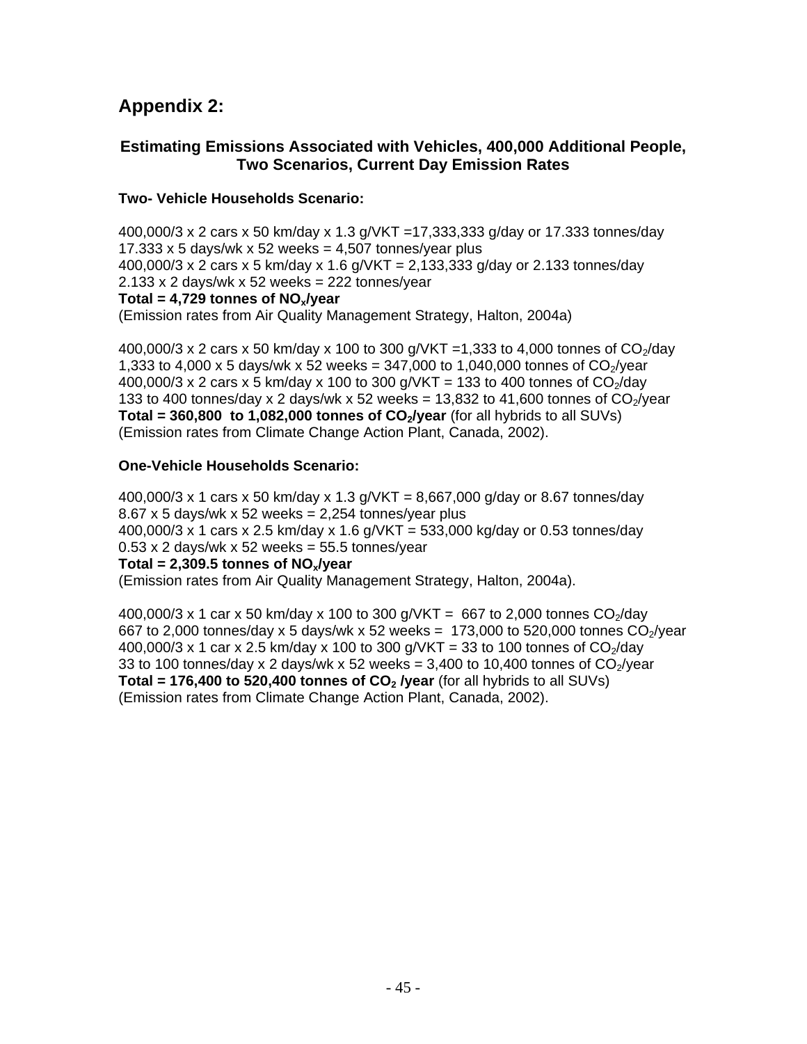## Appendix 2:

### Estimating Emissions Associated with Vehicles, 400,000 Additional People, Two Scenarios, Current Day Emission Rates

**Two- Vehicle Households Scenario:**

400,000/3 x 2 cars x 50 km/day x 1.3 g/VKT =17,333,333 g/day or 17.333 tonnes/day
17.333 x 5 days/wk x 52 weeks = 4,507 tonnes/year plus
400,000/3 x 2 cars x 5 km/day x 1.6 g/VKT = 2,133,333 g/day or 2.133 tonnes/day
2.133 x 2 days/wk x 52 weeks = 222 tonnes/year
**Total = 4,729 tonnes of $NO_x$/year**
(Emission rates from Air Quality Management Strategy, Halton, 2004a)

400,000/3 x 2 cars x 50 km/day x 100 to 300 g/VKT =1,333 to 4,000 tonnes of $CO_2$/day
1,333 to 4,000 x 5 days/wk x 52 weeks = 347,000 to 1,040,000 tonnes of $CO_2$/year
400,000/3 x 2 cars x 5 km/day x 100 to 300 g/VKT = 133 to 400 tonnes of $CO_2$/day
133 to 400 tonnes/day x 2 days/wk x 52 weeks = 13,832 to 41,600 tonnes of $CO_2$/year
**Total = 360,800 to 1,082,000 tonnes of $CO_2$/year** (for all hybrids to all SUVs)
(Emission rates from Climate Change Action Plant, Canada, 2002).

**One-Vehicle Households Scenario:**

400,000/3 x 1 cars x 50 km/day x 1.3 g/VKT = 8,667,000 g/day or 8.67 tonnes/day
8.67 x 5 days/wk x 52 weeks = 2,254 tonnes/year plus
400,000/3 x 1 cars x 2.5 km/day x 1.6 g/VKT = 533,000 kg/day or 0.53 tonnes/day
0.53 x 2 days/wk x 52 weeks = 55.5 tonnes/year
**Total = 2,309.5 tonnes of $NO_x$/year**
(Emission rates from Air Quality Management Strategy, Halton, 2004a).

400,000/3 x 1 car x 50 km/day x 100 to 300 g/VKT = 667 to 2,000 tonnes $CO_2$/day
667 to 2,000 tonnes/day x 5 days/wk x 52 weeks = 173,000 to 520,000 tonnes $CO_2$/year
400,000/3 x 1 car x 2.5 km/day x 100 to 300 g/VKT = 33 to 100 tonnes of $CO_2$/day
33 to 100 tonnes/day x 2 days/wk x 52 weeks = 3,400 to 10,400 tonnes of $CO_2$/year
**Total = 176,400 to 520,400 tonnes of $CO_2$ /year** (for all hybrids to all SUVs)
(Emission rates from Climate Change Action Plant, Canada, 2002).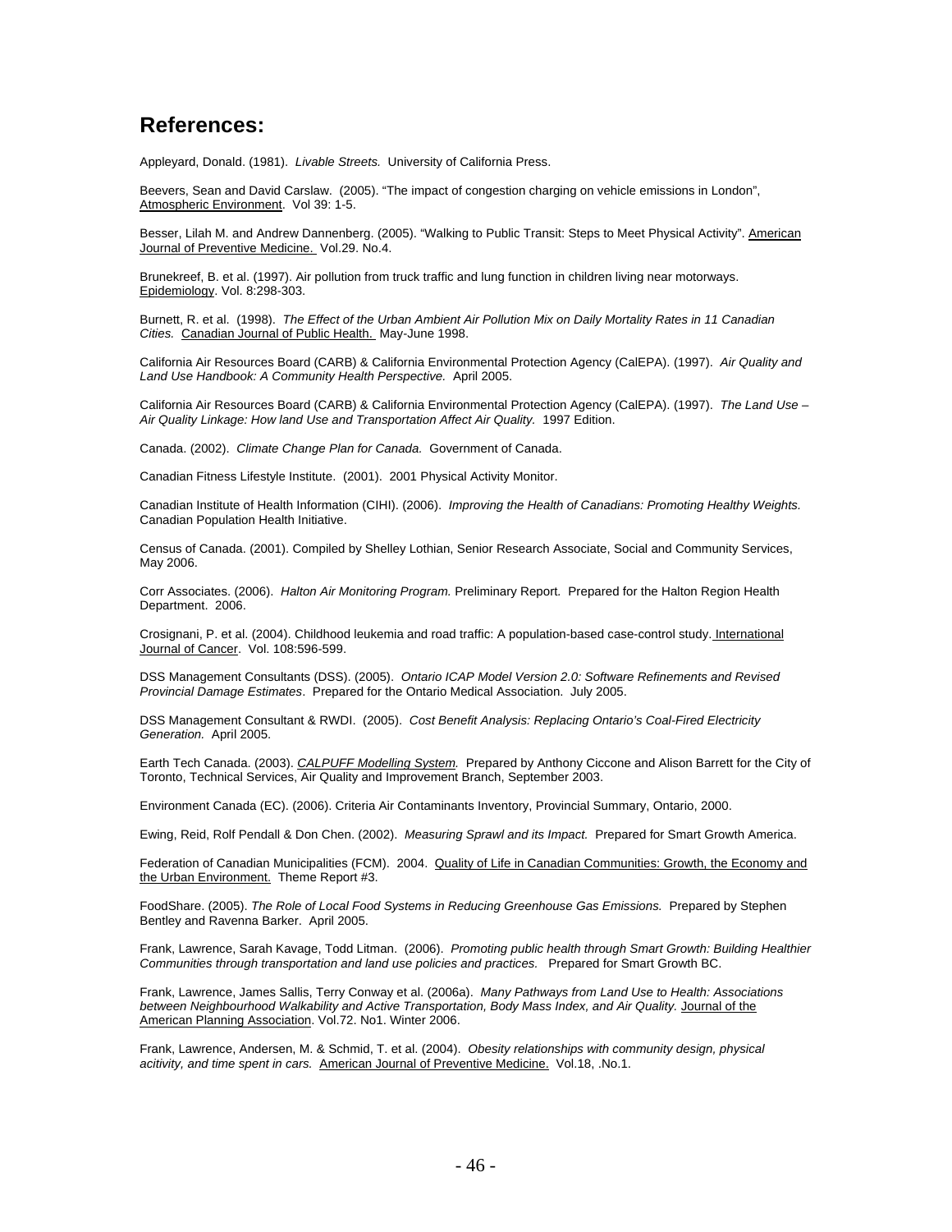## References:

Appleyard, Donald. (1981). *Livable Streets.* University of California Press.

Beevers, Sean and David Carslaw. (2005). "The impact of congestion charging on vehicle emissions in London", Atmospheric Environment. Vol 39: 1-5.

Besser, Lilah M. and Andrew Dannenberg. (2005). "Walking to Public Transit: Steps to Meet Physical Activity". American Journal of Preventive Medicine. Vol.29. No.4.

Brunekreef, B. et al. (1997). Air pollution from truck traffic and lung function in children living near motorways. Epidemiology. Vol. 8:298-303.

Burnett, R. et al. (1998). *The Effect of the Urban Ambient Air Pollution Mix on Daily Mortality Rates in 11 Canadian Cities.* Canadian Journal of Public Health. May-June 1998.

California Air Resources Board (CARB) & California Environmental Protection Agency (CalEPA). (1997). *Air Quality and Land Use Handbook: A Community Health Perspective.* April 2005.

California Air Resources Board (CARB) & California Environmental Protection Agency (CalEPA). (1997). *The Land Use – Air Quality Linkage: How land Use and Transportation Affect Air Quality.* 1997 Edition.

Canada. (2002). *Climate Change Plan for Canada.* Government of Canada.

Canadian Fitness Lifestyle Institute. (2001). 2001 Physical Activity Monitor.

Canadian Institute of Health Information (CIHI). (2006). *Improving the Health of Canadians: Promoting Healthy Weights.* Canadian Population Health Initiative.

Census of Canada. (2001). Compiled by Shelley Lothian, Senior Research Associate, Social and Community Services, May 2006.

Corr Associates. (2006). *Halton Air Monitoring Program.* Preliminary Report. Prepared for the Halton Region Health Department. 2006.

Crosignani, P. et al. (2004). Childhood leukemia and road traffic: A population-based case-control study. International Journal of Cancer. Vol. 108:596-599.

DSS Management Consultants (DSS). (2005). *Ontario ICAP Model Version 2.0: Software Refinements and Revised Provincial Damage Estimates*. Prepared for the Ontario Medical Association. July 2005.

DSS Management Consultant & RWDI. (2005). *Cost Benefit Analysis: Replacing Ontario's Coal-Fired Electricity Generation.* April 2005.

Earth Tech Canada. (2003). *CALPUFF Modelling System.* Prepared by Anthony Ciccone and Alison Barrett for the City of Toronto, Technical Services, Air Quality and Improvement Branch, September 2003.

Environment Canada (EC). (2006). Criteria Air Contaminants Inventory, Provincial Summary, Ontario, 2000.

Ewing, Reid, Rolf Pendall & Don Chen. (2002). *Measuring Sprawl and its Impact.* Prepared for Smart Growth America.

Federation of Canadian Municipalities (FCM). 2004. Quality of Life in Canadian Communities: Growth, the Economy and the Urban Environment. Theme Report #3.

FoodShare. (2005). *The Role of Local Food Systems in Reducing Greenhouse Gas Emissions.* Prepared by Stephen Bentley and Ravenna Barker. April 2005.

Frank, Lawrence, Sarah Kavage, Todd Litman. (2006). *Promoting public health through Smart Growth: Building Healthier Communities through transportation and land use policies and practices.* Prepared for Smart Growth BC.

Frank, Lawrence, James Sallis, Terry Conway et al. (2006a). *Many Pathways from Land Use to Health: Associations between Neighbourhood Walkability and Active Transportation, Body Mass Index, and Air Quality.* Journal of the American Planning Association. Vol.72. No1. Winter 2006.

Frank, Lawrence, Andersen, M. & Schmid, T. et al. (2004). *Obesity relationships with community design, physical acitivity, and time spent in cars.* American Journal of Preventive Medicine. Vol.18, .No.1.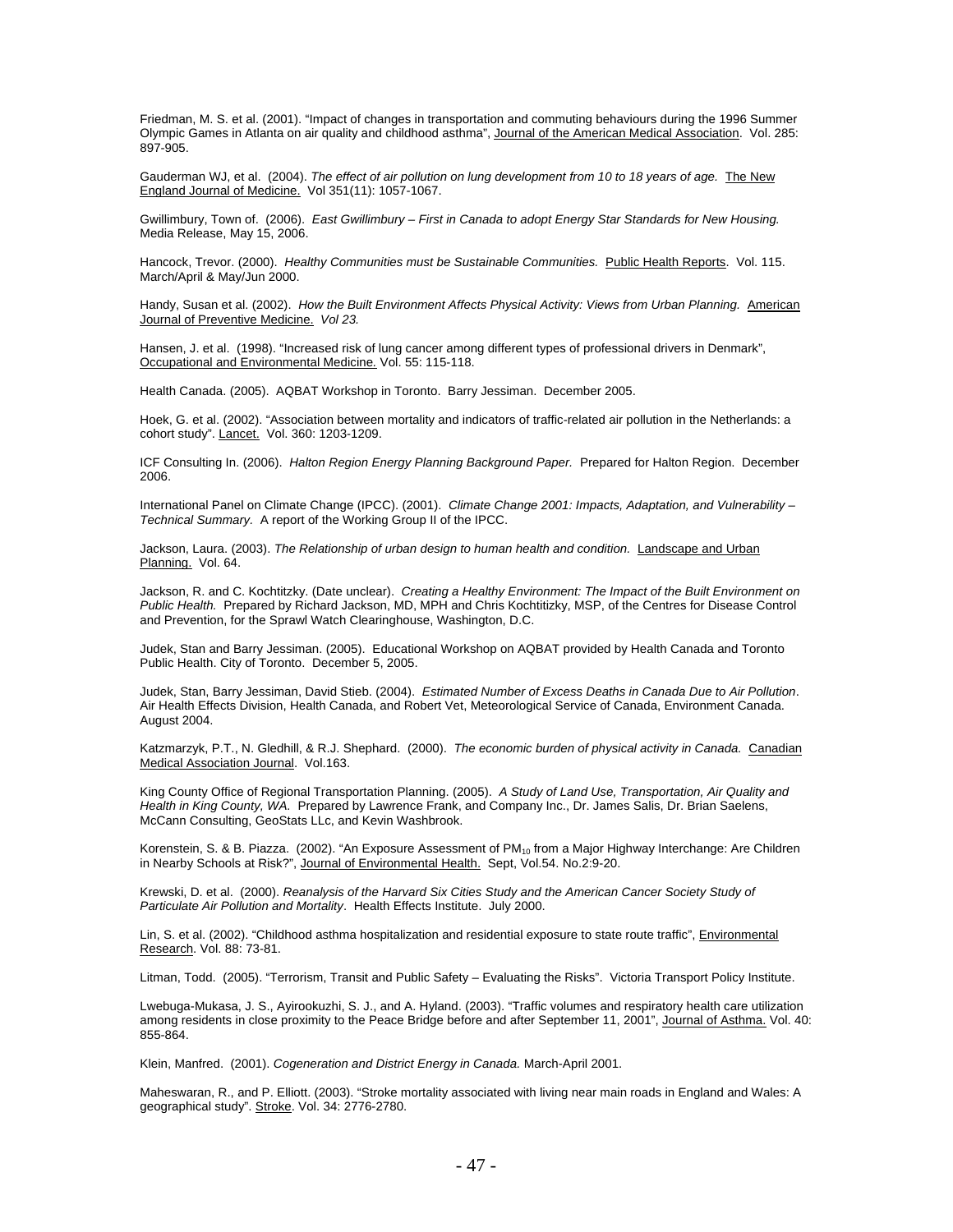Friedman, M. S. et al. (2001). "Impact of changes in transportation and commuting behaviours during the 1996 Summer Olympic Games in Atlanta on air quality and childhood asthma", Journal of the American Medical Association. Vol. 285: 897-905.

Gauderman WJ, et al. (2004). *The effect of air pollution on lung development from 10 to 18 years of age.* The New England Journal of Medicine. Vol 351(11): 1057-1067.

Gwillimbury, Town of. (2006). *East Gwillimbury – First in Canada to adopt Energy Star Standards for New Housing.* Media Release, May 15, 2006.

Hancock, Trevor. (2000). *Healthy Communities must be Sustainable Communities.* Public Health Reports. Vol. 115. March/April & May/Jun 2000.

Handy, Susan et al. (2002). *How the Built Environment Affects Physical Activity: Views from Urban Planning.* American Journal of Preventive Medicine. *Vol 23.*

Hansen, J. et al. (1998). "Increased risk of lung cancer among different types of professional drivers in Denmark", Occupational and Environmental Medicine. Vol. 55: 115-118.

Health Canada. (2005). AQBAT Workshop in Toronto. Barry Jessiman. December 2005.

Hoek, G. et al. (2002). "Association between mortality and indicators of traffic-related air pollution in the Netherlands: a cohort study". Lancet. Vol. 360: 1203-1209.

ICF Consulting In. (2006). *Halton Region Energy Planning Background Paper.* Prepared for Halton Region. December 2006.

International Panel on Climate Change (IPCC). (2001). *Climate Change 2001: Impacts, Adaptation, and Vulnerability – Technical Summary.* A report of the Working Group II of the IPCC.

Jackson, Laura. (2003). *The Relationship of urban design to human health and condition.* Landscape and Urban Planning. Vol. 64.

Jackson, R. and C. Kochtitzky. (Date unclear). *Creating a Healthy Environment: The Impact of the Built Environment on Public Health.* Prepared by Richard Jackson, MD, MPH and Chris Kochtitizky, MSP, of the Centres for Disease Control and Prevention, for the Sprawl Watch Clearinghouse, Washington, D.C.

Judek, Stan and Barry Jessiman. (2005). Educational Workshop on AQBAT provided by Health Canada and Toronto Public Health. City of Toronto. December 5, 2005.

Judek, Stan, Barry Jessiman, David Stieb. (2004). *Estimated Number of Excess Deaths in Canada Due to Air Pollution*. Air Health Effects Division, Health Canada, and Robert Vet, Meteorological Service of Canada, Environment Canada. August 2004.

Katzmarzyk, P.T., N. Gledhill, & R.J. Shephard. (2000). *The economic burden of physical activity in Canada.* Canadian Medical Association Journal. Vol.163.

King County Office of Regional Transportation Planning. (2005). *A Study of Land Use, Transportation, Air Quality and Health in King County, WA.* Prepared by Lawrence Frank, and Company Inc., Dr. James Salis, Dr. Brian Saelens, McCann Consulting, GeoStats LLc, and Kevin Washbrook.

Korenstein, S. & B. Piazza. (2002). "An Exposure Assessment of $PM_{10}$ from a Major Highway Interchange: Are Children in Nearby Schools at Risk?", Journal of Environmental Health. Sept, Vol.54. No.2:9-20.

Krewski, D. et al. (2000). *Reanalysis of the Harvard Six Cities Study and the American Cancer Society Study of Particulate Air Pollution and Mortality*. Health Effects Institute. July 2000.

Lin, S. et al. (2002). "Childhood asthma hospitalization and residential exposure to state route traffic", Environmental Research. Vol. 88: 73-81.

Litman, Todd. (2005). "Terrorism, Transit and Public Safety – Evaluating the Risks". Victoria Transport Policy Institute.

Lwebuga-Mukasa, J. S., Ayirookuzhi, S. J., and A. Hyland. (2003). "Traffic volumes and respiratory health care utilization among residents in close proximity to the Peace Bridge before and after September 11, 2001", Journal of Asthma. Vol. 40: 855-864.

Klein, Manfred. (2001). *Cogeneration and District Energy in Canada.* March-April 2001.

Maheswaran, R., and P. Elliott. (2003). "Stroke mortality associated with living near main roads in England and Wales: A geographical study". Stroke. Vol. 34: 2776-2780.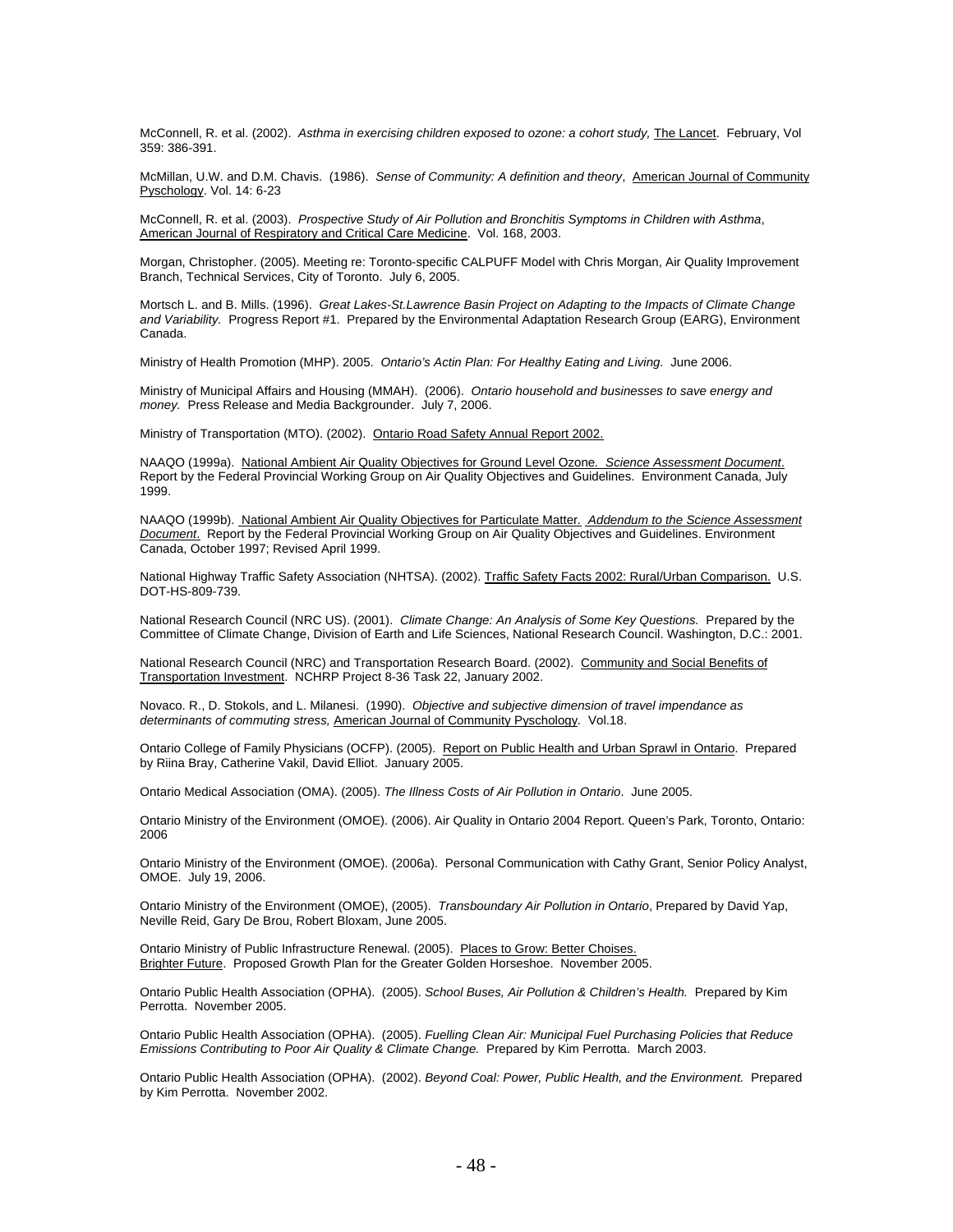McConnell, R. et al. (2002). *Asthma in exercising children exposed to ozone: a cohort study,* The Lancet. February, Vol 359: 386-391.

McMillan, U.W. and D.M. Chavis. (1986). *Sense of Community: A definition and theory*, American Journal of Community Pyschology. Vol. 14: 6-23

McConnell, R. et al. (2003). *Prospective Study of Air Pollution and Bronchitis Symptoms in Children with Asthma*, American Journal of Respiratory and Critical Care Medicine. Vol. 168, 2003.

Morgan, Christopher. (2005). Meeting re: Toronto-specific CALPUFF Model with Chris Morgan, Air Quality Improvement Branch, Technical Services, City of Toronto. July 6, 2005.

Mortsch L. and B. Mills. (1996). *Great Lakes-St.Lawrence Basin Project on Adapting to the Impacts of Climate Change and Variability.* Progress Report #1. Prepared by the Environmental Adaptation Research Group (EARG), Environment Canada.

Ministry of Health Promotion (MHP). 2005. *Ontario's Actin Plan: For Healthy Eating and Living.* June 2006.

Ministry of Municipal Affairs and Housing (MMAH). (2006). *Ontario household and businesses to save energy and money.* Press Release and Media Backgrounder. July 7, 2006.

Ministry of Transportation (MTO). (2002). Ontario Road Safety Annual Report 2002.

NAAQO (1999a). National Ambient Air Quality Objectives for Ground Level Ozone. *Science Assessment Document*. Report by the Federal Provincial Working Group on Air Quality Objectives and Guidelines. Environment Canada, July 1999.

NAAQO (1999b). National Ambient Air Quality Objectives for Particulate Matter. *Addendum to the Science Assessment Document*. Report by the Federal Provincial Working Group on Air Quality Objectives and Guidelines. Environment Canada, October 1997; Revised April 1999.

National Highway Traffic Safety Association (NHTSA). (2002). Traffic Safety Facts 2002: Rural/Urban Comparison. U.S. DOT-HS-809-739.

National Research Council (NRC US). (2001). *Climate Change: An Analysis of Some Key Questions.* Prepared by the Committee of Climate Change, Division of Earth and Life Sciences, National Research Council. Washington, D.C.: 2001.

National Research Council (NRC) and Transportation Research Board. (2002). Community and Social Benefits of Transportation Investment. NCHRP Project 8-36 Task 22, January 2002.

Novaco. R., D. Stokols, and L. Milanesi. (1990). *Objective and subjective dimension of travel impendance as determinants of commuting stress,* American Journal of Community Pyschology. Vol.18.

Ontario College of Family Physicians (OCFP). (2005). Report on Public Health and Urban Sprawl in Ontario. Prepared by Riina Bray, Catherine Vakil, David Elliot. January 2005.

Ontario Medical Association (OMA). (2005). *The Illness Costs of Air Pollution in Ontario*. June 2005.

Ontario Ministry of the Environment (OMOE). (2006). Air Quality in Ontario 2004 Report. Queen's Park, Toronto, Ontario: 2006

Ontario Ministry of the Environment (OMOE). (2006a). Personal Communication with Cathy Grant, Senior Policy Analyst, OMOE. July 19, 2006.

Ontario Ministry of the Environment (OMOE), (2005). *Transboundary Air Pollution in Ontario*, Prepared by David Yap, Neville Reid, Gary De Brou, Robert Bloxam, June 2005.

Ontario Ministry of Public Infrastructure Renewal. (2005). Places to Grow: Better Choises. Brighter Future. Proposed Growth Plan for the Greater Golden Horseshoe. November 2005.

Ontario Public Health Association (OPHA). (2005). *School Buses, Air Pollution & Children's Health.* Prepared by Kim Perrotta. November 2005.

Ontario Public Health Association (OPHA). (2005). *Fuelling Clean Air: Municipal Fuel Purchasing Policies that Reduce Emissions Contributing to Poor Air Quality & Climate Change.* Prepared by Kim Perrotta. March 2003.

Ontario Public Health Association (OPHA). (2002). *Beyond Coal: Power, Public Health, and the Environment.* Prepared by Kim Perrotta. November 2002.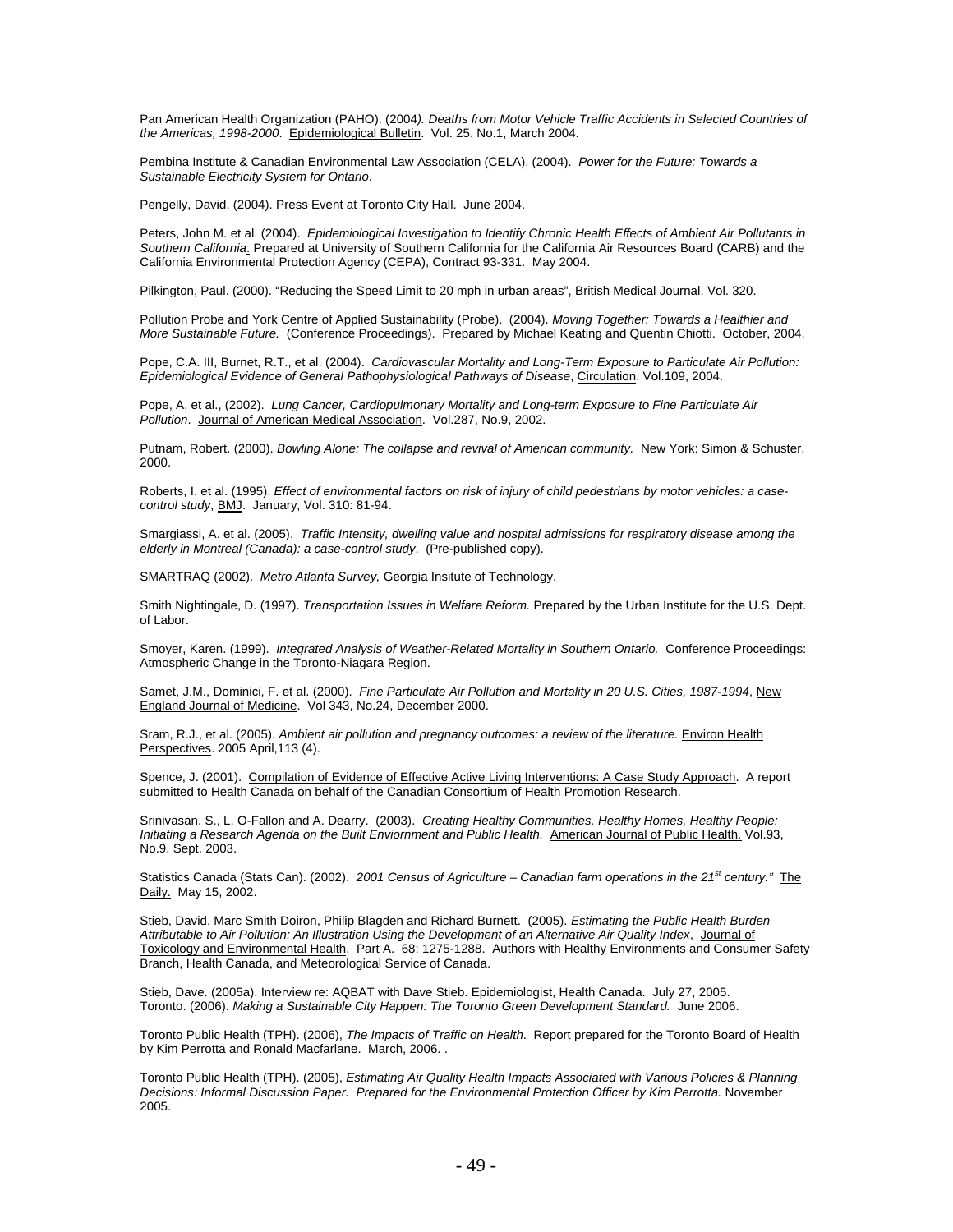Pan American Health Organization (PAHO). (2004*). Deaths from Motor Vehicle Traffic Accidents in Selected Countries of the Americas, 1998-2000*. Epidemiological Bulletin. Vol. 25. No.1, March 2004.

Pembina Institute & Canadian Environmental Law Association (CELA). (2004). *Power for the Future: Towards a Sustainable Electricity System for Ontario*.

Pengelly, David. (2004). Press Event at Toronto City Hall. June 2004.

Peters, John M. et al. (2004). *Epidemiological Investigation to Identify Chronic Health Effects of Ambient Air Pollutants in Southern California*. Prepared at University of Southern California for the California Air Resources Board (CARB) and the California Environmental Protection Agency (CEPA), Contract 93-331. May 2004.

Pilkington, Paul. (2000). "Reducing the Speed Limit to 20 mph in urban areas", British Medical Journal. Vol. 320.

Pollution Probe and York Centre of Applied Sustainability (Probe). (2004). *Moving Together: Towards a Healthier and More Sustainable Future.* (Conference Proceedings). Prepared by Michael Keating and Quentin Chiotti. October, 2004.

Pope, C.A. III, Burnet, R.T., et al. (2004). *Cardiovascular Mortality and Long-Term Exposure to Particulate Air Pollution: Epidemiological Evidence of General Pathophysiological Pathways of Disease*, Circulation. Vol.109, 2004.

Pope, A. et al., (2002). *Lung Cancer, Cardiopulmonary Mortality and Long-term Exposure to Fine Particulate Air Pollution*. Journal of American Medical Association. Vol.287, No.9, 2002.

Putnam, Robert. (2000). *Bowling Alone: The collapse and revival of American community.* New York: Simon & Schuster, 2000.

Roberts, I. et al. (1995). *Effect of environmental factors on risk of injury of child pedestrians by motor vehicles: a case-control study*, BMJ. January, Vol. 310: 81-94.

Smargiassi, A. et al. (2005). *Traffic Intensity, dwelling value and hospital admissions for respiratory disease among the elderly in Montreal (Canada): a case-control study*. (Pre-published copy).

SMARTRAQ (2002). *Metro Atlanta Survey,* Georgia Insitute of Technology.

Smith Nightingale, D. (1997). *Transportation Issues in Welfare Reform.* Prepared by the Urban Institute for the U.S. Dept. of Labor.

Smoyer, Karen. (1999). *Integrated Analysis of Weather-Related Mortality in Southern Ontario.* Conference Proceedings: Atmospheric Change in the Toronto-Niagara Region.

Samet, J.M., Dominici, F. et al. (2000). *Fine Particulate Air Pollution and Mortality in 20 U.S. Cities, 1987-1994*, New England Journal of Medicine. Vol 343, No.24, December 2000.

Sram, R.J., et al. (2005). *Ambient air pollution and pregnancy outcomes: a review of the literature.* Environ Health Perspectives. 2005 April,113 (4).

Spence, J. (2001). Compilation of Evidence of Effective Active Living Interventions: A Case Study Approach. A report submitted to Health Canada on behalf of the Canadian Consortium of Health Promotion Research.

Srinivasan. S., L. O-Fallon and A. Dearry. (2003). *Creating Healthy Communities, Healthy Homes, Healthy People: Initiating a Research Agenda on the Built Enviornment and Public Health.* American Journal of Public Health. Vol.93, No.9. Sept. 2003.

Statistics Canada (Stats Can). (2002). *2001 Census of Agriculture – Canadian farm operations in the 21st century."* The Daily. May 15, 2002.

Stieb, David, Marc Smith Doiron, Philip Blagden and Richard Burnett. (2005). *Estimating the Public Health Burden Attributable to Air Pollution: An Illustration Using the Development of an Alternative Air Quality Index*, Journal of Toxicology and Environmental Health. Part A. 68: 1275-1288. Authors with Healthy Environments and Consumer Safety Branch, Health Canada, and Meteorological Service of Canada.

Stieb, Dave. (2005a). Interview re: AQBAT with Dave Stieb. Epidemiologist, Health Canada. July 27, 2005.
Toronto. (2006). *Making a Sustainable City Happen: The Toronto Green Development Standard.* June 2006.

Toronto Public Health (TPH). (2006), *The Impacts of Traffic on Health*. Report prepared for the Toronto Board of Health by Kim Perrotta and Ronald Macfarlane. March, 2006. .

Toronto Public Health (TPH). (2005), *Estimating Air Quality Health Impacts Associated with Various Policies & Planning Decisions: Informal Discussion Paper. Prepared for the Environmental Protection Officer by Kim Perrotta.* November 2005.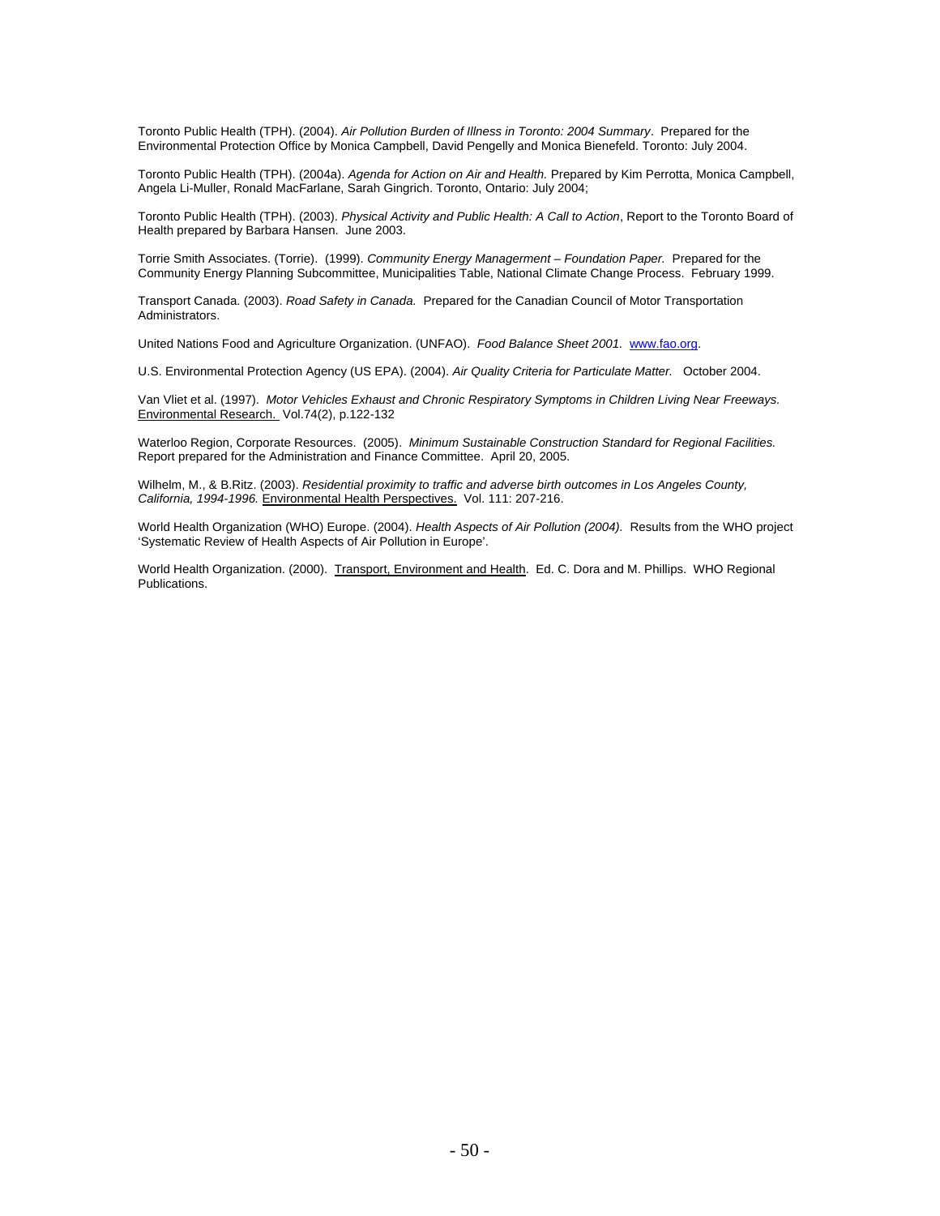Toronto Public Health (TPH). (2004). *Air Pollution Burden of Illness in Toronto: 2004 Summary*. Prepared for the Environmental Protection Office by Monica Campbell, David Pengelly and Monica Bienefeld. Toronto: July 2004.

Toronto Public Health (TPH). (2004a). *Agenda for Action on Air and Health.* Prepared by Kim Perrotta, Monica Campbell, Angela Li-Muller, Ronald MacFarlane, Sarah Gingrich. Toronto, Ontario: July 2004;

Toronto Public Health (TPH). (2003). *Physical Activity and Public Health: A Call to Action*, Report to the Toronto Board of Health prepared by Barbara Hansen. June 2003.

Torrie Smith Associates. (Torrie). (1999). *Community Energy Managerment – Foundation Paper.* Prepared for the Community Energy Planning Subcommittee, Municipalities Table, National Climate Change Process. February 1999.

Transport Canada. (2003). *Road Safety in Canada.* Prepared for the Canadian Council of Motor Transportation Administrators.

United Nations Food and Agriculture Organization. (UNFAO). *Food Balance Sheet 2001.* www.fao.org.

U.S. Environmental Protection Agency (US EPA). (2004). *Air Quality Criteria for Particulate Matter.* October 2004.

Van Vliet et al. (1997). *Motor Vehicles Exhaust and Chronic Respiratory Symptoms in Children Living Near Freeways.* Environmental Research. Vol.74(2), p.122-132

Waterloo Region, Corporate Resources. (2005). *Minimum Sustainable Construction Standard for Regional Facilities.* Report prepared for the Administration and Finance Committee. April 20, 2005.

Wilhelm, M., & B.Ritz. (2003). *Residential proximity to traffic and adverse birth outcomes in Los Angeles County, California, 1994-1996.* Environmental Health Perspectives. Vol. 111: 207-216.

World Health Organization (WHO) Europe. (2004). *Health Aspects of Air Pollution (2004).* Results from the WHO project 'Systematic Review of Health Aspects of Air Pollution in Europe'.

World Health Organization. (2000). Transport, Environment and Health. Ed. C. Dora and M. Phillips. WHO Regional Publications.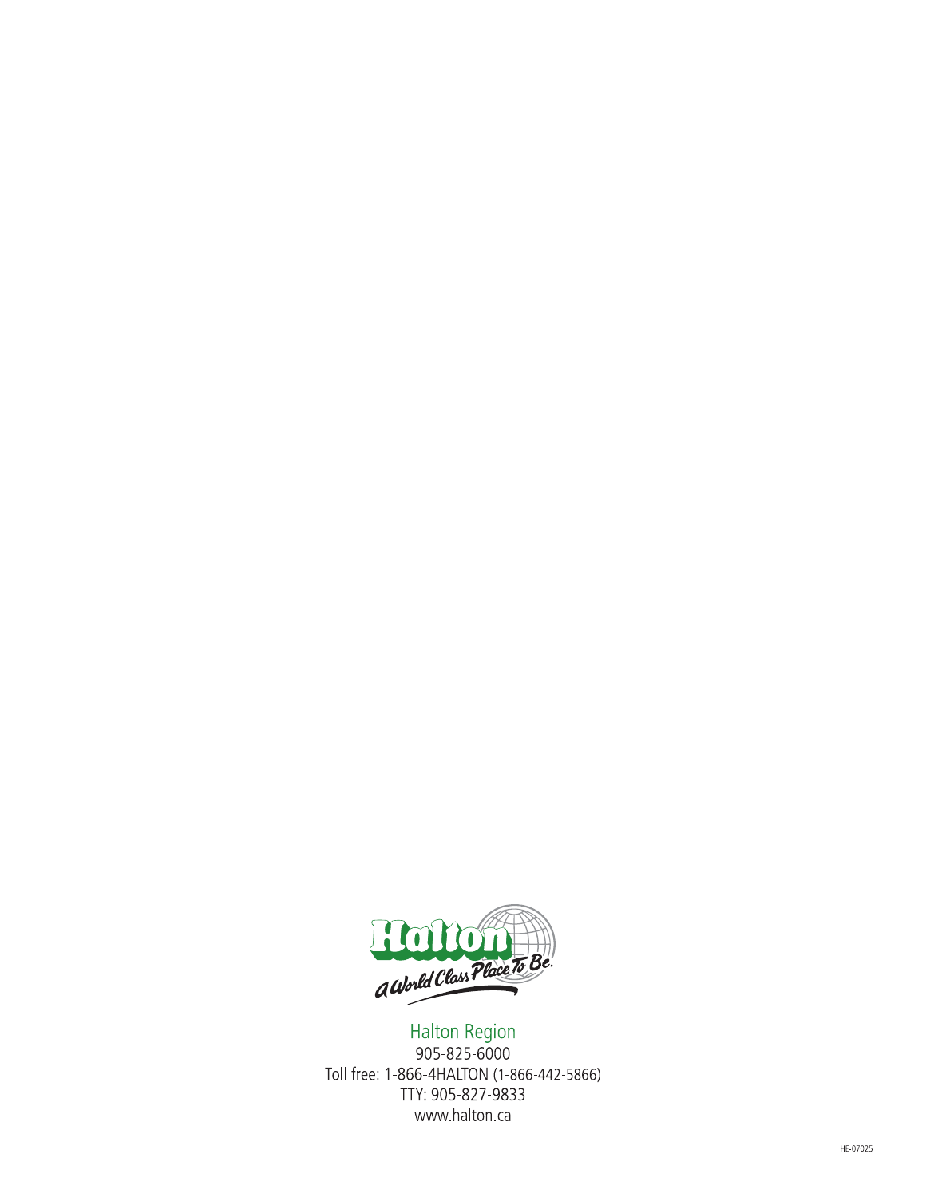Halton
A World Class Place To Be.

Halton Region
905-825-6000
Toll free: 1-866-4HALTON (1-866-442-5866)
TTY: 905-827-9833
www.halton.ca

HE-07025